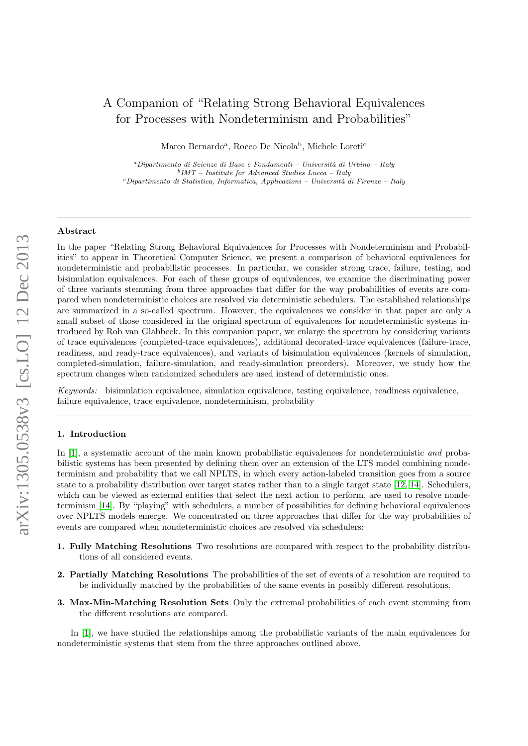# A Companion of "Relating Strong Behavioral Equivalences for Processes with Nondeterminism and Probabilities"

Marco Bernardo[a], Rocco De Nicola[b], Michele Loreti[c]

[a] *Dipartimento di Scienze di Base e Fondamenti – Università di Urbino – Italy*
[b] *IMT – Institute for Advanced Studies Lucca – Italy*
[c] *Dipartimento di Statistica, Informatica, Applicazioni – Università di Firenze – Italy*

---

### Abstract

In the paper "Relating Strong Behavioral Equivalences for Processes with Nondeterminism and Probabilities" to appear in Theoretical Computer Science, we present a comparison of behavioral equivalences for nondeterministic and probabilistic processes. In particular, we consider strong trace, failure, testing, and bisimulation equivalences. For each of these groups of equivalences, we examine the discriminating power of three variants stemming from three approaches that differ for the way probabilities of events are compared when nondeterministic choices are resolved via deterministic schedulers. The established relationships are summarized in a so-called spectrum. However, the equivalences we consider in that paper are only a small subset of those considered in the original spectrum of equivalences for nondeterministic systems introduced by Rob van Glabbeek. In this companion paper, we enlarge the spectrum by considering variants of trace equivalences (completed-trace equivalences), additional decorated-trace equivalences (failure-trace, readiness, and ready-trace equivalences), and variants of bisimulation equivalences (kernels of simulation, completed-simulation, failure-simulation, and ready-simulation preorders). Moreover, we study how the spectrum changes when randomized schedulers are used instead of deterministic ones.

*Keywords:* bisimulation equivalence, simulation equivalence, testing equivalence, readiness equivalence, failure equivalence, trace equivalence, nondeterminism, probability

---

## 1. Introduction

In [1], a systematic account of the main known probabilistic equivalences for nondeterministic *and* probabilistic systems has been presented by defining them over an extension of the LTS model combining nondeterminism and probability that we call NPLTS, in which every action-labeled transition goes from a source state to a probability distribution over target states rather than to a single target state [12, 14]. Schedulers, which can be viewed as external entities that select the next action to perform, are used to resolve nondeterminism [14]. By "playing" with schedulers, a number of possibilities for defining behavioral equivalences over NPLTS models emerge. We concentrated on three approaches that differ for the way probabilities of events are compared when nondeterministic choices are resolved via schedulers:

1. **Fully Matching Resolutions** Two resolutions are compared with respect to the probability distributions of all considered events.
2. **Partially Matching Resolutions** The probabilities of the set of events of a resolution are required to be individually matched by the probabilities of the same events in possibly different resolutions.
3. **Max-Min-Matching Resolution Sets** Only the extremal probabilities of each event stemming from the different resolutions are compared.

In [1], we have studied the relationships among the probabilistic variants of the main equivalences for nondeterministic systems that stem from the three approaches outlined above.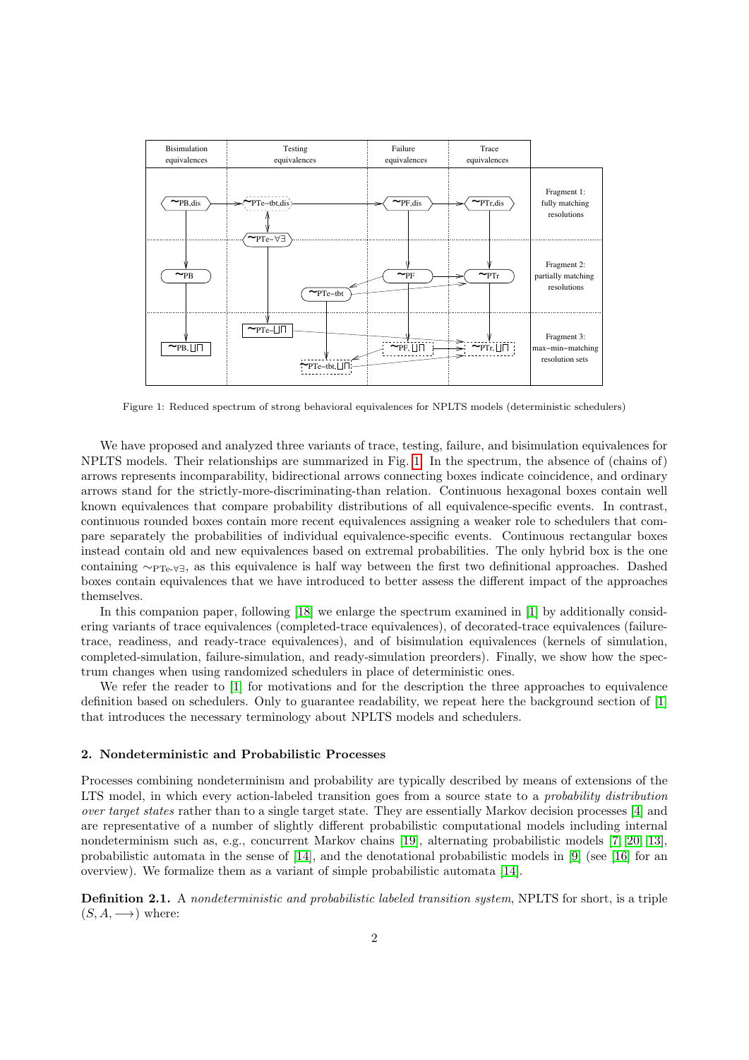Figure 1: Reduced spectrum of strong behavioral equivalences for NPLTS models (deterministic schedulers)

We have proposed and analyzed three variants of trace, testing, failure, and bisimulation equivalences for NPLTS models. Their relationships are summarized in Fig. 1. In the spectrum, the absence of (chains of) arrows represents incomparability, bidirectional arrows connecting boxes indicate coincidence, and ordinary arrows stand for the strictly-more-discriminating-than relation. Continuous hexagonal boxes contain well known equivalences that compare probability distributions of all equivalence-specific events. In contrast, continuous rounded boxes contain more recent equivalences assigning a weaker role to schedulers that compare separately the probabilities of individual equivalence-specific events. Continuous rectangular boxes instead contain old and new equivalences based on extremal probabilities. The only hybrid box is the one containing $\sim_{\rm PTe\text{-}\forall\exists}$, as this equivalence is half way between the first two definitional approaches. Dashed boxes contain equivalences that we have introduced to better assess the different impact of the approaches themselves.

In this companion paper, following [18] we enlarge the spectrum examined in [1] by additionally considering variants of trace equivalences (completed-trace equivalences), of decorated-trace equivalences (failure-trace, readiness, and ready-trace equivalences), and of bisimulation equivalences (kernels of simulation, completed-simulation, failure-simulation, and ready-simulation preorders). Finally, we show how the spectrum changes when using randomized schedulers in place of deterministic ones.

We refer the reader to [1] for motivations and for the description the three approaches to equivalence definition based on schedulers. Only to guarantee readability, we repeat here the background section of [1] that introduces the necessary terminology about NPLTS models and schedulers.

## 2. Nondeterministic and Probabilistic Processes

Processes combining nondeterminism and probability are typically described by means of extensions of the LTS model, in which every action-labeled transition goes from a source state to a *probability distribution over target states* rather than to a single target state. They are essentially Markov decision processes [4] and are representative of a number of slightly different probabilistic computational models including internal nondeterminism such as, e.g., concurrent Markov chains [19], alternating probabilistic models [7, 20, 13], probabilistic automata in the sense of [14], and the denotational probabilistic models in [9] (see [16] for an overview). We formalize them as a variant of simple probabilistic automata [14].

**Definition 2.1.** A *nondeterministic and probabilistic labeled transition system*, NPLTS for short, is a triple $(S, A, \longrightarrow)$ where: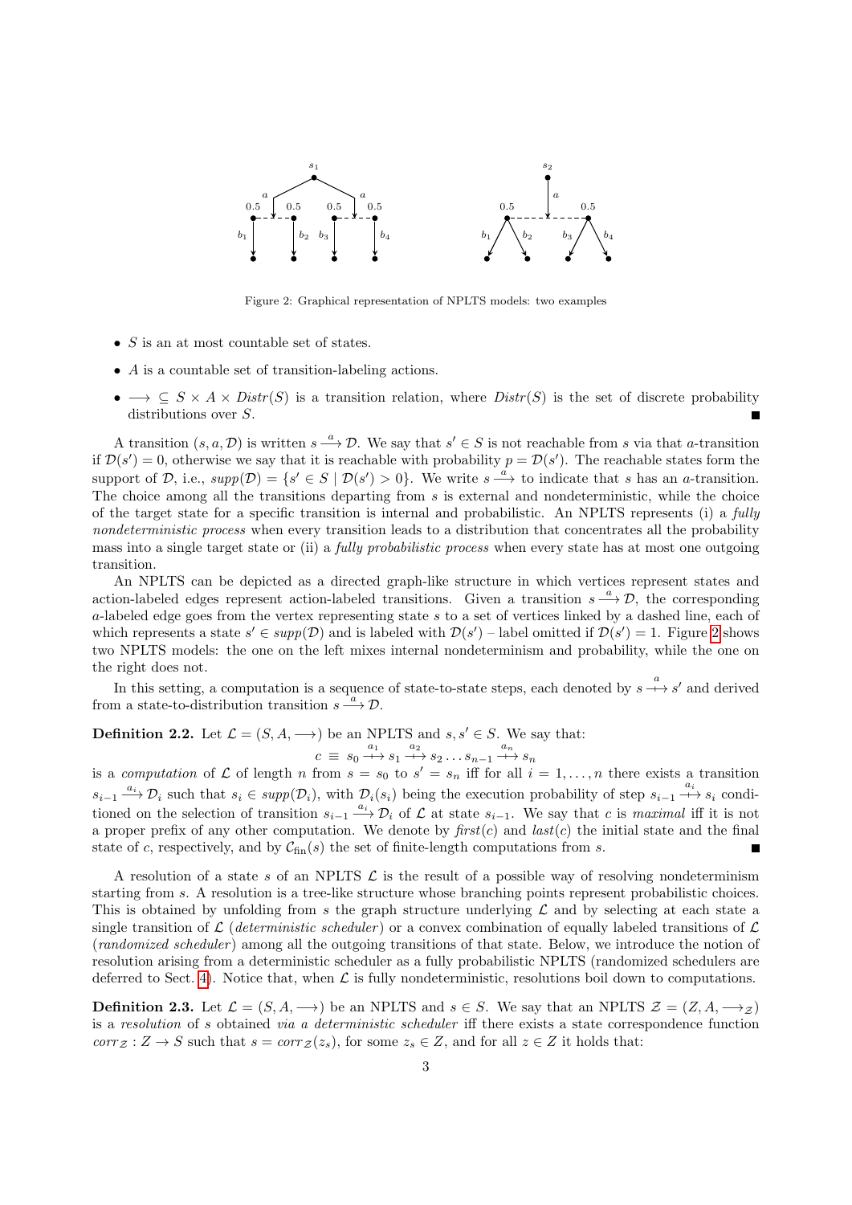Figure 2: Graphical representation of NPLTS models: two examples

- $S$ is an at most countable set of states.
- $A$ is a countable set of transition-labeling actions.
- $\longrightarrow \subseteq S \times A \times \mathit{Distr}(S)$ is a transition relation, where $\mathit{Distr}(S)$ is the set of discrete probability distributions over $S$. ∎

A transition $(s, a, \mathcal{D})$ is written $s \xrightarrow{a} \mathcal{D}$. We say that $s' \in S$ is not reachable from $s$ via that $a$-transition if $\mathcal{D}(s') = 0$, otherwise we say that it is reachable with probability $p = \mathcal{D}(s')$. The reachable states form the support of $\mathcal{D}$, i.e., $\mathit{supp}(\mathcal{D}) = \{s' \in S \mid \mathcal{D}(s') > 0\}$. We write $s \xrightarrow{a}$ to indicate that $s$ has an $a$-transition. The choice among all the transitions departing from $s$ is external and nondeterministic, while the choice of the target state for a specific transition is internal and probabilistic. An NPLTS represents (i) a *fully nondeterministic process* when every transition leads to a distribution that concentrates all the probability mass into a single target state or (ii) a *fully probabilistic process* when every state has at most one outgoing transition.

An NPLTS can be depicted as a directed graph-like structure in which vertices represent states and action-labeled edges represent action-labeled transitions. Given a transition $s \xrightarrow{a} \mathcal{D}$, the corresponding $a$-labeled edge goes from the vertex representing state $s$ to a set of vertices linked by a dashed line, each of which represents a state $s' \in \mathit{supp}(\mathcal{D})$ and is labeled with $\mathcal{D}(s')$ – label omitted if $\mathcal{D}(s') = 1$. Figure 2 shows two NPLTS models: the one on the left mixes internal nondeterminism and probability, while the one on the right does not.

In this setting, a computation is a sequence of state-to-state steps, each denoted by $s \overset{a}{\longmapsto} s'$ and derived from a state-to-distribution transition $s \xrightarrow{a} \mathcal{D}$.

**Definition 2.2.** Let $\mathcal{L} = (S, A, \longrightarrow)$ be an NPLTS and $s, s' \in S$. We say that:

$$c \equiv s_0 \overset{a_1}{\longmapsto} s_1 \overset{a_2}{\longmapsto} s_2 \dots s_{n-1} \overset{a_n}{\longmapsto} s_n$$

is a *computation* of $\mathcal{L}$ of length $n$ from $s = s_0$ to $s' = s_n$ iff for all $i = 1, \dots, n$ there exists a transition $s_{i-1} \xrightarrow{a_i} \mathcal{D}_i$ such that $s_i \in \mathit{supp}(\mathcal{D}_i)$, with $\mathcal{D}_i(s_i)$ being the execution probability of step $s_{i-1} \overset{a_i}{\longmapsto} s_i$ conditioned on the selection of transition $s_{i-1} \xrightarrow{a_i} \mathcal{D}_i$ of $\mathcal{L}$ at state $s_{i-1}$. We say that $c$ is *maximal* iff it is not a proper prefix of any other computation. We denote by $\mathit{first}(c)$ and $\mathit{last}(c)$ the initial state and the final state of $c$, respectively, and by $\mathcal{C}_{\mathrm{fin}}(s)$ the set of finite-length computations from $s$. ∎

A resolution of a state $s$ of an NPLTS $\mathcal{L}$ is the result of a possible way of resolving nondeterminism starting from $s$. A resolution is a tree-like structure whose branching points represent probabilistic choices. This is obtained by unfolding from $s$ the graph structure underlying $\mathcal{L}$ and by selecting at each state a single transition of $\mathcal{L}$ (*deterministic scheduler*) or a convex combination of equally labeled transitions of $\mathcal{L}$ (*randomized scheduler*) among all the outgoing transitions of that state. Below, we introduce the notion of resolution arising from a deterministic scheduler as a fully probabilistic NPLTS (randomized schedulers are deferred to Sect. 4). Notice that, when $\mathcal{L}$ is fully nondeterministic, resolutions boil down to computations.

**Definition 2.3.** Let $\mathcal{L} = (S, A, \longrightarrow)$ be an NPLTS and $s \in S$. We say that an NPLTS $\mathcal{Z} = (Z, A, \longrightarrow_{\mathcal{Z}})$ is a *resolution* of $s$ obtained *via a deterministic scheduler* iff there exists a state correspondence function $\mathit{corr}_{\mathcal{Z}} : Z \to S$ such that $s = \mathit{corr}_{\mathcal{Z}}(z_s)$, for some $z_s \in Z$, and for all $z \in Z$ it holds that: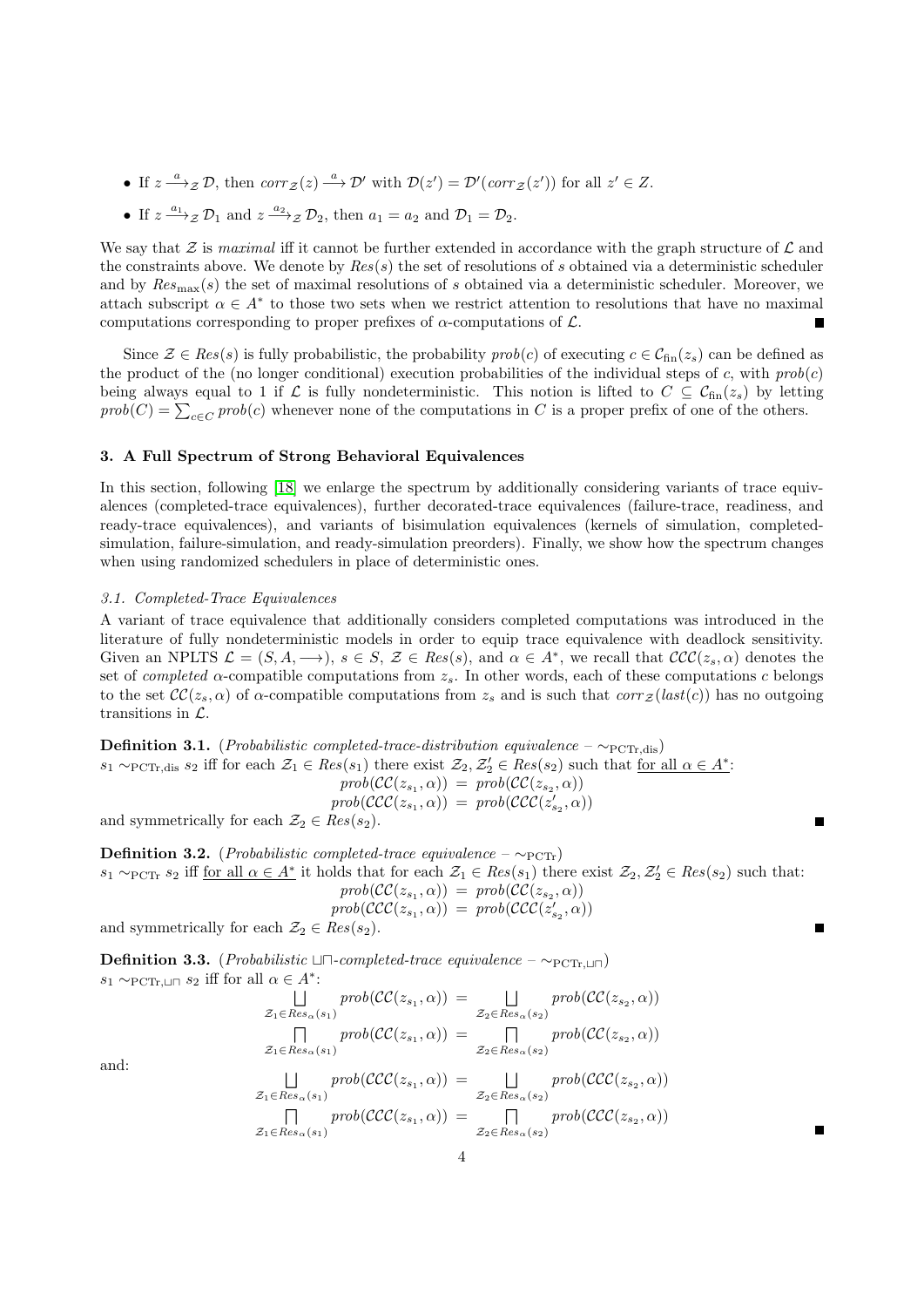- If $z \xrightarrow{a}_{\mathcal{Z}} \mathcal{D}$, then $corr_{\mathcal{Z}}(z) \xrightarrow{a} \mathcal{D}'$ with $\mathcal{D}(z') = \mathcal{D}'(corr_{\mathcal{Z}}(z'))$ for all $z' \in Z$.
- If $z \xrightarrow{a_1}_{\mathcal{Z}} \mathcal{D}_1$ and $z \xrightarrow{a_2}_{\mathcal{Z}} \mathcal{D}_2$, then $a_1 = a_2$ and $\mathcal{D}_1 = \mathcal{D}_2$.

We say that $\mathcal{Z}$ is *maximal* iff it cannot be further extended in accordance with the graph structure of $\mathcal{L}$ and the constraints above. We denote by $Res(s)$ the set of resolutions of $s$ obtained via a deterministic scheduler and by $Res_{\max}(s)$ the set of maximal resolutions of $s$ obtained via a deterministic scheduler. Moreover, we attach subscript $\alpha \in A^*$ to those two sets when we restrict attention to resolutions that have no maximal computations corresponding to proper prefixes of $\alpha$-computations of $\mathcal{L}$. ∎

Since $\mathcal{Z} \in Res(s)$ is fully probabilistic, the probability $prob(c)$ of executing $c \in \mathcal{C}_{\text{fin}}(z_s)$ can be defined as the product of the (no longer conditional) execution probabilities of the individual steps of $c$, with $prob(c)$ being always equal to 1 if $\mathcal{L}$ is fully nondeterministic. This notion is lifted to $C \subseteq \mathcal{C}_{\text{fin}}(z_s)$ by letting $prob(C) = \sum_{c \in C} prob(c)$ whenever none of the computations in $C$ is a proper prefix of one of the others.

### 3. A Full Spectrum of Strong Behavioral Equivalences

In this section, following [18] we enlarge the spectrum by additionally considering variants of trace equivalences (completed-trace equivalences), further decorated-trace equivalences (failure-trace, readiness, and ready-trace equivalences), and variants of bisimulation equivalences (kernels of simulation, completed-simulation, failure-simulation, and ready-simulation preorders). Finally, we show how the spectrum changes when using randomized schedulers in place of deterministic ones.

#### 3.1. Completed-Trace Equivalences

A variant of trace equivalence that additionally considers completed computations was introduced in the literature of fully nondeterministic models in order to equip trace equivalence with deadlock sensitivity. Given an NPLTS $\mathcal{L} = (S, A, \longrightarrow)$, $s \in S$, $\mathcal{Z} \in Res(s)$, and $\alpha \in A^*$, we recall that $\mathcal{CCC}(z_s, \alpha)$ denotes the set of *completed* $\alpha$-compatible computations from $z_s$. In other words, each of these computations $c$ belongs to the set $\mathcal{CC}(z_s, \alpha)$ of $\alpha$-compatible computations from $z_s$ and is such that $corr_{\mathcal{Z}}(last(c))$ has no outgoing transitions in $\mathcal{L}$.

**Definition 3.1.** (*Probabilistic completed-trace-distribution equivalence* – $\sim_{\text{PCTr,dis}}$)
$s_1 \sim_{\text{PCTr,dis}} s_2$ iff for each $\mathcal{Z}_1 \in Res(s_1)$ there exist $\mathcal{Z}_2, \mathcal{Z}'_2 \in Res(s_2)$ such that <u>for all $\alpha \in A^*$</u>:

$$prob(\mathcal{CC}(z_{s_1}, \alpha)) = prob(\mathcal{CC}(z_{s_2}, \alpha))$$
$$prob(\mathcal{CCC}(z_{s_1}, \alpha)) = prob(\mathcal{CCC}(z'_{s_2}, \alpha))$$

and symmetrically for each $\mathcal{Z}_2 \in Res(s_2)$. ∎

**Definition 3.2.** (*Probabilistic completed-trace equivalence* – $\sim_{\text{PCTr}}$)
$s_1 \sim_{\text{PCTr}} s_2$ iff <u>for all $\alpha \in A^*$</u> it holds that for each $\mathcal{Z}_1 \in Res(s_1)$ there exist $\mathcal{Z}_2, \mathcal{Z}'_2 \in Res(s_2)$ such that:

$$prob(\mathcal{CC}(z_{s_1}, \alpha)) = prob(\mathcal{CC}(z_{s_2}, \alpha))$$
$$prob(\mathcal{CCC}(z_{s_1}, \alpha)) = prob(\mathcal{CCC}(z'_{s_2}, \alpha))$$

and symmetrically for each $\mathcal{Z}_2 \in Res(s_2)$. ∎

**Definition 3.3.** (*Probabilistic $\sqcup\sqcap$-completed-trace equivalence* – $\sim_{\text{PCTr},\sqcup\sqcap}$)
$s_1 \sim_{\text{PCTr},\sqcup\sqcap} s_2$ iff for all $\alpha \in A^*$:

$$\bigsqcup_{\mathcal{Z}_1 \in Res_\alpha(s_1)} prob(\mathcal{CC}(z_{s_1}, \alpha)) = \bigsqcup_{\mathcal{Z}_2 \in Res_\alpha(s_2)} prob(\mathcal{CC}(z_{s_2}, \alpha))$$
$$\bigsqcap_{\mathcal{Z}_1 \in Res_\alpha(s_1)} prob(\mathcal{CC}(z_{s_1}, \alpha)) = \bigsqcap_{\mathcal{Z}_2 \in Res_\alpha(s_2)} prob(\mathcal{CC}(z_{s_2}, \alpha))$$

and:

$$\bigsqcup_{\mathcal{Z}_1 \in Res_\alpha(s_1)} prob(\mathcal{CCC}(z_{s_1}, \alpha)) = \bigsqcup_{\mathcal{Z}_2 \in Res_\alpha(s_2)} prob(\mathcal{CCC}(z_{s_2}, \alpha))$$
$$\bigsqcap_{\mathcal{Z}_1 \in Res_\alpha(s_1)} prob(\mathcal{CCC}(z_{s_1}, \alpha)) = \bigsqcap_{\mathcal{Z}_2 \in Res_\alpha(s_2)} prob(\mathcal{CCC}(z_{s_2}, \alpha))$$

∎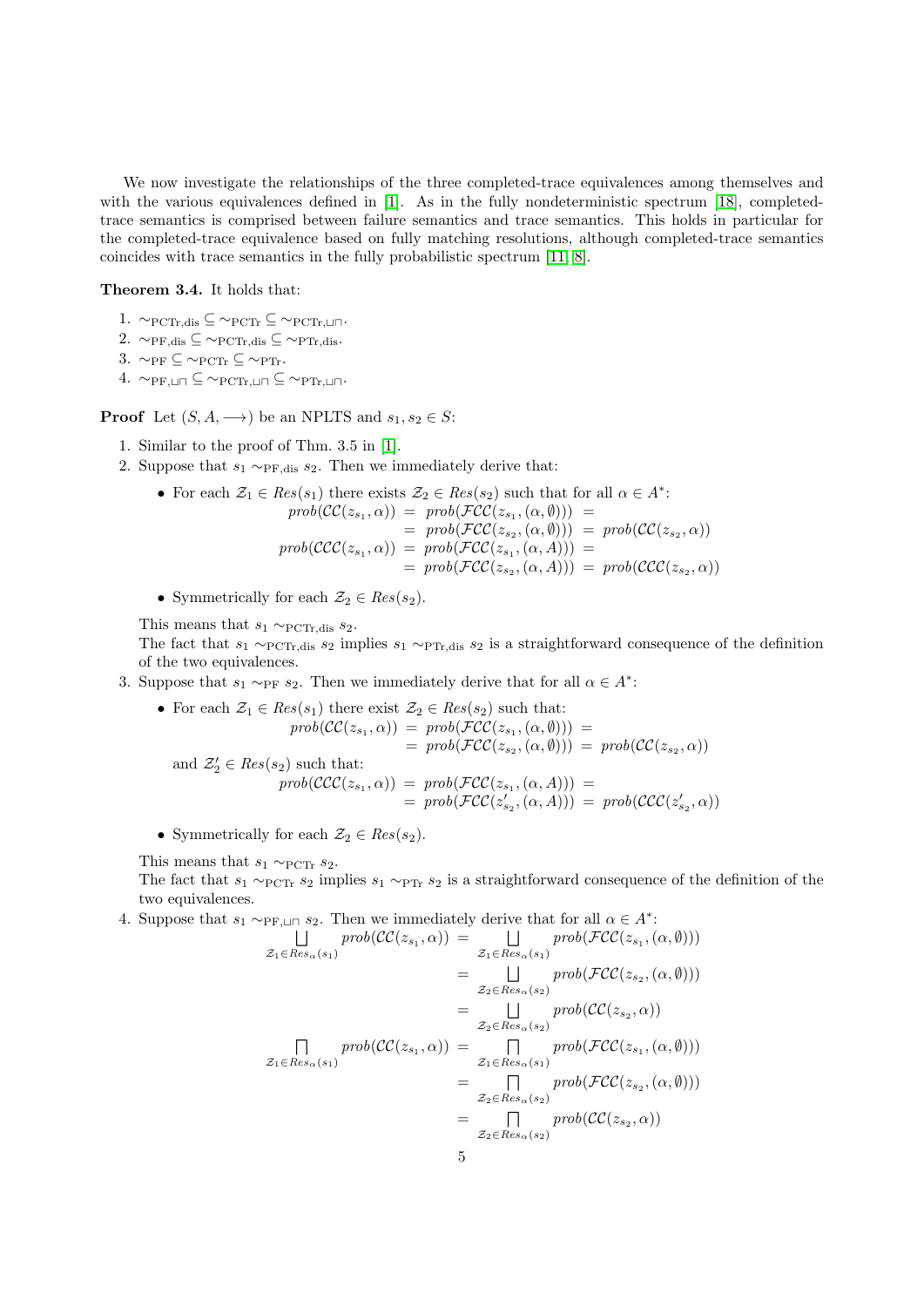We now investigate the relationships of the three completed-trace equivalences among themselves and with the various equivalences defined in [1]. As in the fully nondeterministic spectrum [18], completed-trace semantics is comprised between failure semantics and trace semantics. This holds in particular for the completed-trace equivalence based on fully matching resolutions, although completed-trace semantics coincides with trace semantics in the fully probabilistic spectrum [11, 8].

**Theorem 3.4.** It holds that:

1. $\sim_{\rm PCTr,dis} \subseteq \sim_{\rm PCTr} \subseteq \sim_{\rm PCTr,\sqcup\sqcap}$.
2. $\sim_{\rm PF,dis} \subseteq \sim_{\rm PCTr,dis} \subseteq \sim_{\rm PTr,dis}$.
3. $\sim_{\rm PF} \subseteq \sim_{\rm PCTr} \subseteq \sim_{\rm PTr}$.
4. $\sim_{\rm PF,\sqcup\sqcap} \subseteq \sim_{\rm PCTr,\sqcup\sqcap} \subseteq \sim_{\rm PTr,\sqcup\sqcap}$.

**Proof** Let $(S, A, \longrightarrow)$ be an NPLTS and $s_1, s_2 \in S$:

1. Similar to the proof of Thm. 3.5 in [1].
2. Suppose that $s_1 \sim_{\rm PF,dis} s_2$. Then we immediately derive that:

   - For each $\mathcal{Z}_1 \in Res(s_1)$ there exists $\mathcal{Z}_2 \in Res(s_2)$ such that for all $\alpha \in A^*$:
   $$\begin{aligned} prob(\mathcal{CC}(z_{s_1}, \alpha)) &= prob(\mathcal{FCC}(z_{s_1}, (\alpha, \emptyset))) = \\ &= prob(\mathcal{FCC}(z_{s_2}, (\alpha, \emptyset))) = prob(\mathcal{CC}(z_{s_2}, \alpha)) \\ prob(\mathcal{CCC}(z_{s_1}, \alpha)) &= prob(\mathcal{FCC}(z_{s_1}, (\alpha, A))) = \\ &= prob(\mathcal{FCC}(z_{s_2}, (\alpha, A))) = prob(\mathcal{CCC}(z_{s_2}, \alpha)) \end{aligned}$$
   - Symmetrically for each $\mathcal{Z}_2 \in Res(s_2)$.

   This means that $s_1 \sim_{\rm PCTr,dis} s_2$.
   The fact that $s_1 \sim_{\rm PCTr,dis} s_2$ implies $s_1 \sim_{\rm PTr,dis} s_2$ is a straightforward consequence of the definition of the two equivalences.
3. Suppose that $s_1 \sim_{\rm PF} s_2$. Then we immediately derive that for all $\alpha \in A^*$:

   - For each $\mathcal{Z}_1 \in Res(s_1)$ there exist $\mathcal{Z}_2 \in Res(s_2)$ such that:
   $$\begin{aligned} prob(\mathcal{CC}(z_{s_1}, \alpha)) &= prob(\mathcal{FCC}(z_{s_1}, (\alpha, \emptyset))) = \\ &= prob(\mathcal{FCC}(z_{s_2}, (\alpha, \emptyset))) = prob(\mathcal{CC}(z_{s_2}, \alpha)) \end{aligned}$$
   and $\mathcal{Z}'_2 \in Res(s_2)$ such that:
   $$\begin{aligned} prob(\mathcal{CCC}(z_{s_1}, \alpha)) &= prob(\mathcal{FCC}(z_{s_1}, (\alpha, A))) = \\ &= prob(\mathcal{FCC}(z'_{s_2}, (\alpha, A))) = prob(\mathcal{CCC}(z'_{s_2}, \alpha)) \end{aligned}$$
   - Symmetrically for each $\mathcal{Z}_2 \in Res(s_2)$.

   This means that $s_1 \sim_{\rm PCTr} s_2$.
   The fact that $s_1 \sim_{\rm PCTr} s_2$ implies $s_1 \sim_{\rm PTr} s_2$ is a straightforward consequence of the definition of the two equivalences.
4. Suppose that $s_1 \sim_{\rm PF,\sqcup\sqcap} s_2$. Then we immediately derive that for all $\alpha \in A^*$:
$$\begin{aligned} \bigsqcup_{\mathcal{Z}_1 \in Res_\alpha(s_1)} prob(\mathcal{CC}(z_{s_1}, \alpha)) &= \bigsqcup_{\mathcal{Z}_1 \in Res_\alpha(s_1)} prob(\mathcal{FCC}(z_{s_1}, (\alpha, \emptyset))) \\ &= \bigsqcup_{\mathcal{Z}_2 \in Res_\alpha(s_2)} prob(\mathcal{FCC}(z_{s_2}, (\alpha, \emptyset))) \\ &= \bigsqcup_{\mathcal{Z}_2 \in Res_\alpha(s_2)} prob(\mathcal{CC}(z_{s_2}, \alpha)) \\ \bigsqcap_{\mathcal{Z}_1 \in Res_\alpha(s_1)} prob(\mathcal{CC}(z_{s_1}, \alpha)) &= \bigsqcap_{\mathcal{Z}_1 \in Res_\alpha(s_1)} prob(\mathcal{FCC}(z_{s_1}, (\alpha, \emptyset))) \\ &= \bigsqcap_{\mathcal{Z}_2 \in Res_\alpha(s_2)} prob(\mathcal{FCC}(z_{s_2}, (\alpha, \emptyset))) \\ &= \bigsqcap_{\mathcal{Z}_2 \in Res_\alpha(s_2)} prob(\mathcal{CC}(z_{s_2}, \alpha)) \end{aligned}$$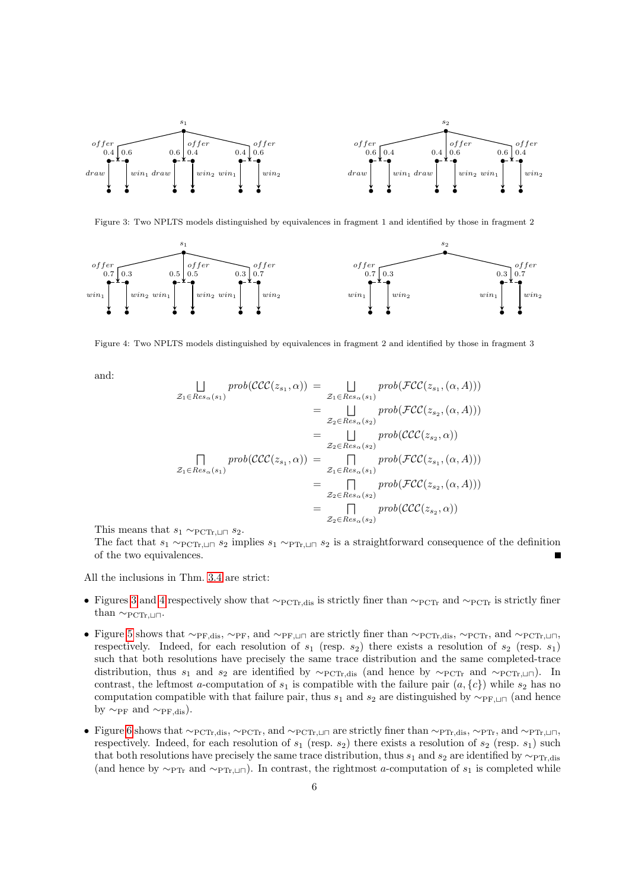Figure 3: Two NPLTS models distinguished by equivalences in fragment 1 and identified by those in fragment 2

Figure 4: Two NPLTS models distinguished by equivalences in fragment 2 and identified by those in fragment 3

and:

$$
\begin{aligned}
\bigsqcup_{\mathcal{Z}_1 \in Res_\alpha(s_1)} prob(\mathcal{CCC}(z_{s_1}, \alpha)) &= \bigsqcup_{\mathcal{Z}_1 \in Res_\alpha(s_1)} prob(\mathcal{FCC}(z_{s_1}, (\alpha, A))) \\
&= \bigsqcup_{\mathcal{Z}_2 \in Res_\alpha(s_2)} prob(\mathcal{FCC}(z_{s_2}, (\alpha, A))) \\
&= \bigsqcup_{\mathcal{Z}_2 \in Res_\alpha(s_2)} prob(\mathcal{CCC}(z_{s_2}, \alpha)) \\
\bigsqcap_{\mathcal{Z}_1 \in Res_\alpha(s_1)} prob(\mathcal{CCC}(z_{s_1}, \alpha)) &= \bigsqcap_{\mathcal{Z}_1 \in Res_\alpha(s_1)} prob(\mathcal{FCC}(z_{s_1}, (\alpha, A))) \\
&= \bigsqcap_{\mathcal{Z}_2 \in Res_\alpha(s_2)} prob(\mathcal{FCC}(z_{s_2}, (\alpha, A))) \\
&= \bigsqcap_{\mathcal{Z}_2 \in Res_\alpha(s_2)} prob(\mathcal{CCC}(z_{s_2}, \alpha))
\end{aligned}
$$

This means that $s_1 \sim_{\mathrm{PCTr},\sqcup\sqcap} s_2$.
The fact that $s_1 \sim_{\mathrm{PCTr},\sqcup\sqcap} s_2$ implies $s_1 \sim_{\mathrm{PTr},\sqcup\sqcap} s_2$ is a straightforward consequence of the definition of the two equivalences. ■

All the inclusions in Thm. 3.4 are strict:

- Figures 3 and 4 respectively show that $\sim_{\mathrm{PCTr,dis}}$ is strictly finer than $\sim_{\mathrm{PCTr}}$ and $\sim_{\mathrm{PCTr}}$ is strictly finer than $\sim_{\mathrm{PCTr},\sqcup\sqcap}$.
- Figure 5 shows that $\sim_{\mathrm{PF,dis}}$, $\sim_{\mathrm{PF}}$, and $\sim_{\mathrm{PF},\sqcup\sqcap}$ are strictly finer than $\sim_{\mathrm{PCTr,dis}}$, $\sim_{\mathrm{PCTr}}$, and $\sim_{\mathrm{PCTr},\sqcup\sqcap}$, respectively. Indeed, for each resolution of $s_1$ (resp. $s_2$) there exists a resolution of $s_2$ (resp. $s_1$) such that both resolutions have precisely the same trace distribution and the same completed-trace distribution, thus $s_1$ and $s_2$ are identified by $\sim_{\mathrm{PCTr,dis}}$ (and hence by $\sim_{\mathrm{PCTr}}$ and $\sim_{\mathrm{PCTr},\sqcup\sqcap}$). In contrast, the leftmost $a$-computation of $s_1$ is compatible with the failure pair $(a, \{c\})$ while $s_2$ has no computation compatible with that failure pair, thus $s_1$ and $s_2$ are distinguished by $\sim_{\mathrm{PF},\sqcup\sqcap}$ (and hence by $\sim_{\mathrm{PF}}$ and $\sim_{\mathrm{PF,dis}}$).
- Figure 6 shows that $\sim_{\mathrm{PCTr,dis}}$, $\sim_{\mathrm{PCTr}}$, and $\sim_{\mathrm{PCTr},\sqcup\sqcap}$ are strictly finer than $\sim_{\mathrm{PTr,dis}}$, $\sim_{\mathrm{PTr}}$, and $\sim_{\mathrm{PTr},\sqcup\sqcap}$, respectively. Indeed, for each resolution of $s_1$ (resp. $s_2$) there exists a resolution of $s_2$ (resp. $s_1$) such that both resolutions have precisely the same trace distribution, thus $s_1$ and $s_2$ are identified by $\sim_{\mathrm{PTr,dis}}$ (and hence by $\sim_{\mathrm{PTr}}$ and $\sim_{\mathrm{PTr},\sqcup\sqcap}$). In contrast, the rightmost $a$-computation of $s_1$ is completed while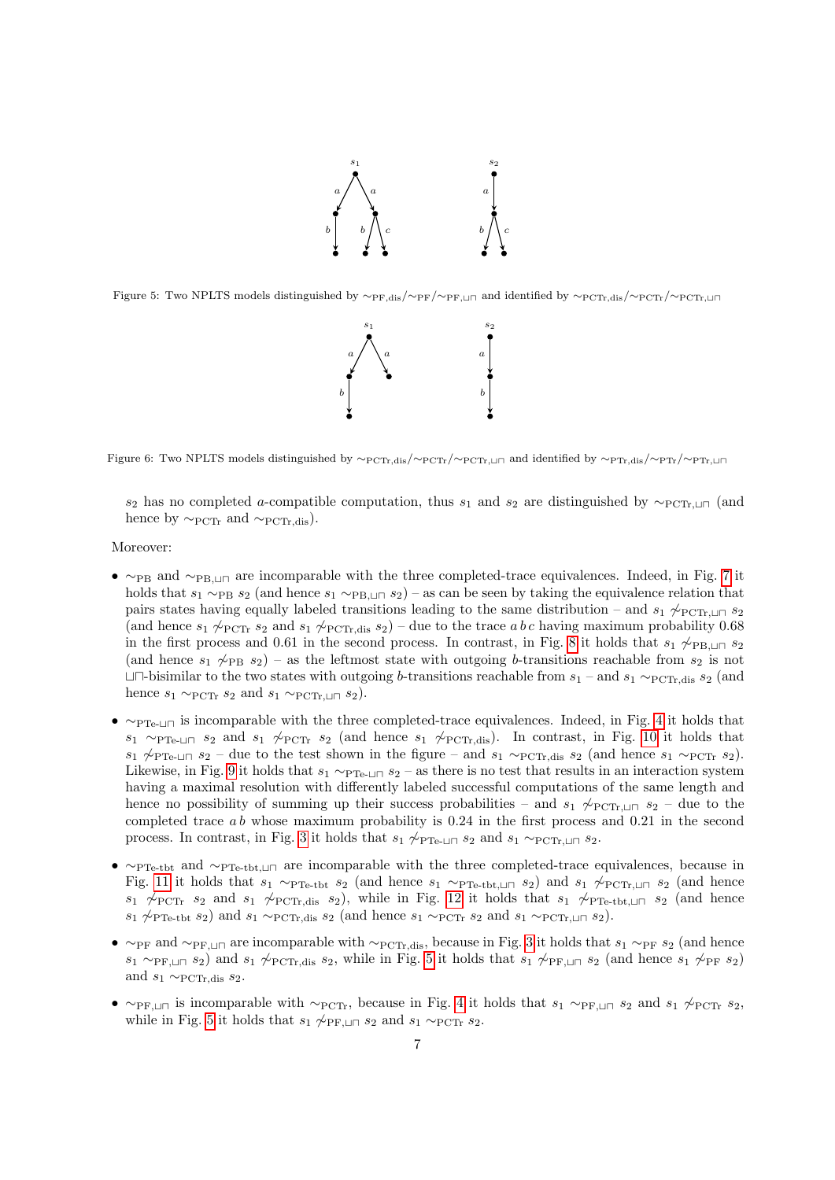Figure 5: Two NPLTS models distinguished by $\sim_{\rm PF,dis}/\sim_{\rm PF}/\sim_{\rm PF,\sqcup\sqcap}$ and identified by $\sim_{\rm PCTr,dis}/\sim_{\rm PCTr}/\sim_{\rm PCTr,\sqcup\sqcap}$

Figure 6: Two NPLTS models distinguished by $\sim_{\rm PCTr,dis}/\sim_{\rm PCTr}/\sim_{\rm PCTr,\sqcup\sqcap}$ and identified by $\sim_{\rm PTr,dis}/\sim_{\rm PTr}/\sim_{\rm PTr,\sqcup\sqcap}$

$s_2$ has no completed $a$-compatible computation, thus $s_1$ and $s_2$ are distinguished by $\sim_{\rm PCTr,\sqcup\sqcap}$ (and hence by $\sim_{\rm PCTr}$ and $\sim_{\rm PCTr,dis}$).

Moreover:

- $\sim_{\rm PB}$ and $\sim_{\rm PB,\sqcup\sqcap}$ are incomparable with the three completed-trace equivalences. Indeed, in Fig. 7 it holds that $s_1 \sim_{\rm PB} s_2$ (and hence $s_1 \sim_{\rm PB,\sqcup\sqcap} s_2$) – as can be seen by taking the equivalence relation that pairs states having equally labeled transitions leading to the same distribution – and $s_1 \not\sim_{\rm PCTr,\sqcup\sqcap} s_2$ (and hence $s_1 \not\sim_{\rm PCTr} s_2$ and $s_1 \not\sim_{\rm PCTr,dis} s_2$) – due to the trace $a\,b\,c$ having maximum probability 0.68 in the first process and 0.61 in the second process. In contrast, in Fig. 8 it holds that $s_1 \not\sim_{\rm PB,\sqcup\sqcap} s_2$ (and hence $s_1 \not\sim_{\rm PB} s_2$) – as the leftmost state with outgoing $b$-transitions reachable from $s_2$ is not $\sqcup\sqcap$-bisimilar to the two states with outgoing $b$-transitions reachable from $s_1$ – and $s_1 \sim_{\rm PCTr,dis} s_2$ (and hence $s_1 \sim_{\rm PCTr} s_2$ and $s_1 \sim_{\rm PCTr,\sqcup\sqcap} s_2$).
- $\sim_{\rm PTe\text{-}\sqcup\sqcap}$ is incomparable with the three completed-trace equivalences. Indeed, in Fig. 4 it holds that $s_1 \sim_{\rm PTe\text{-}\sqcup\sqcap} s_2$ and $s_1 \not\sim_{\rm PCTr} s_2$ (and hence $s_1 \not\sim_{\rm PCTr,dis}$). In contrast, in Fig. 10 it holds that $s_1 \not\sim_{\rm PTe\text{-}\sqcup\sqcap} s_2$ – due to the test shown in the figure – and $s_1 \sim_{\rm PCTr,dis} s_2$ (and hence $s_1 \sim_{\rm PCTr} s_2$). Likewise, in Fig. 9 it holds that $s_1 \sim_{\rm PTe\text{-}\sqcup\sqcap} s_2$ – as there is no test that results in an interaction system having a maximal resolution with differently labeled successful computations of the same length and hence no possibility of summing up their success probabilities – and $s_1 \not\sim_{\rm PCTr,\sqcup\sqcap} s_2$ – due to the completed trace $a\,b$ whose maximum probability is 0.24 in the first process and 0.21 in the second process. In contrast, in Fig. 3 it holds that $s_1 \not\sim_{\rm PTe\text{-}\sqcup\sqcap} s_2$ and $s_1 \sim_{\rm PCTr,\sqcup\sqcap} s_2$.
- $\sim_{\rm PTe\text{-}tbt}$ and $\sim_{\rm PTe\text{-}tbt,\sqcup\sqcap}$ are incomparable with the three completed-trace equivalences, because in Fig. 11 it holds that $s_1 \sim_{\rm PTe\text{-}tbt} s_2$ (and hence $s_1 \sim_{\rm PTe\text{-}tbt,\sqcup\sqcap} s_2$) and $s_1 \not\sim_{\rm PCTr,\sqcup\sqcap} s_2$ (and hence $s_1 \not\sim_{\rm PCTr} s_2$ and $s_1 \not\sim_{\rm PCTr,dis} s_2$), while in Fig. 12 it holds that $s_1 \not\sim_{\rm PTe\text{-}tbt,\sqcup\sqcap} s_2$ (and hence $s_1 \not\sim_{\rm PTe\text{-}tbt} s_2$) and $s_1 \sim_{\rm PCTr,dis} s_2$ (and hence $s_1 \sim_{\rm PCTr} s_2$ and $s_1 \sim_{\rm PCTr,\sqcup\sqcap} s_2$).
- $\sim_{\rm PF}$ and $\sim_{\rm PF,\sqcup\sqcap}$ are incomparable with $\sim_{\rm PCTr,dis}$, because in Fig. 3 it holds that $s_1 \sim_{\rm PF} s_2$ (and hence $s_1 \sim_{\rm PF,\sqcup\sqcap} s_2$) and $s_1 \not\sim_{\rm PCTr,dis} s_2$, while in Fig. 5 it holds that $s_1 \not\sim_{\rm PF,\sqcup\sqcap} s_2$ (and hence $s_1 \not\sim_{\rm PF} s_2$) and $s_1 \sim_{\rm PCTr,dis} s_2$.
- $\sim_{\rm PF,\sqcup\sqcap}$ is incomparable with $\sim_{\rm PCTr}$, because in Fig. 4 it holds that $s_1 \sim_{\rm PF,\sqcup\sqcap} s_2$ and $s_1 \not\sim_{\rm PCTr} s_2$, while in Fig. 5 it holds that $s_1 \not\sim_{\rm PF,\sqcup\sqcap} s_2$ and $s_1 \sim_{\rm PCTr} s_2$.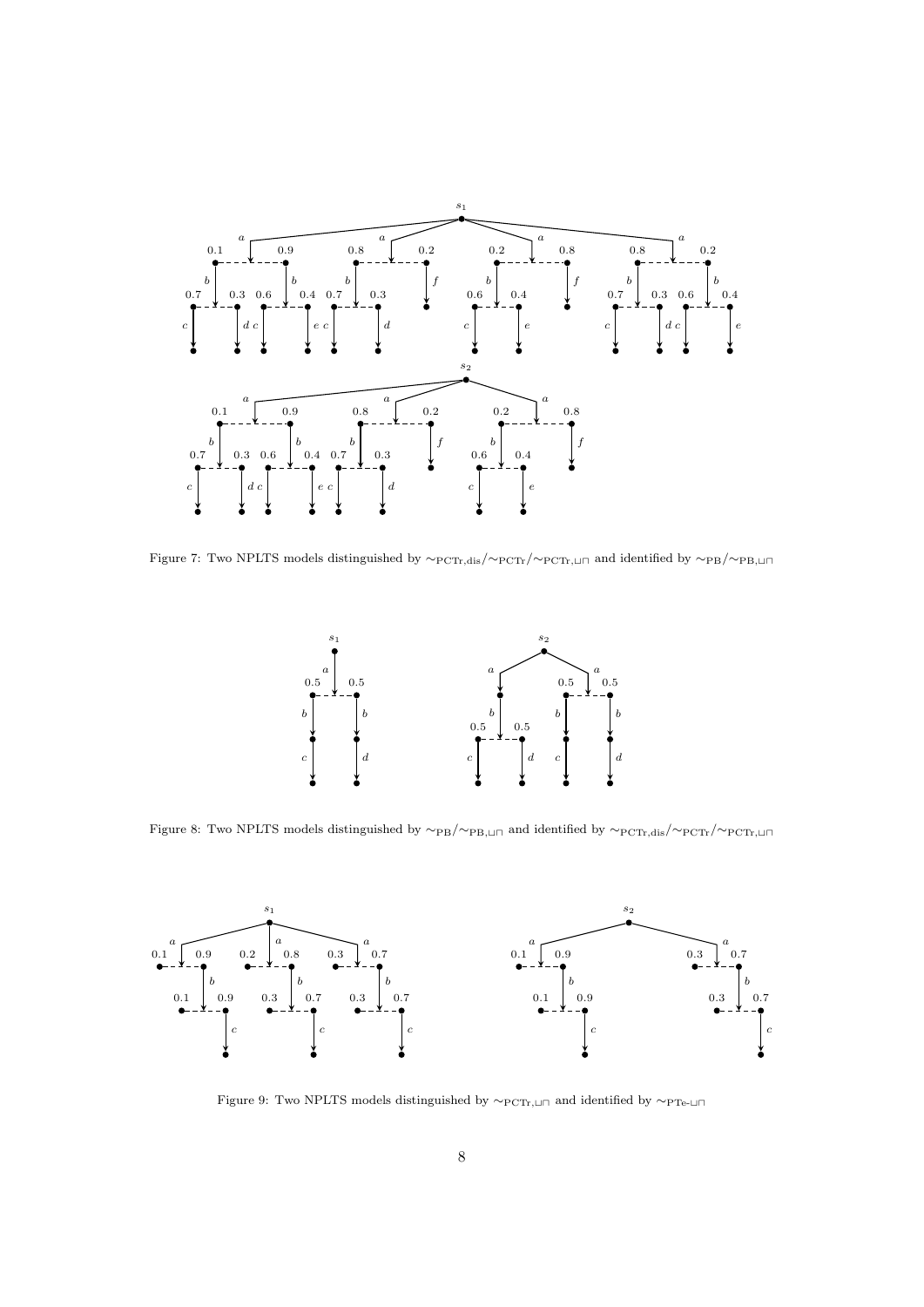Figure 7: Two NPLTS models distinguished by $\sim_{\rm PCTr,dis}/\sim_{\rm PCTr}/\sim_{\rm PCTr,\sqcup\sqcap}$ and identified by $\sim_{\rm PB}/\sim_{\rm PB,\sqcup\sqcap}$

Figure 8: Two NPLTS models distinguished by $\sim_{\rm PB}/\sim_{\rm PB,\sqcup\sqcap}$ and identified by $\sim_{\rm PCTr,dis}/\sim_{\rm PCTr}/\sim_{\rm PCTr,\sqcup\sqcap}$

Figure 9: Two NPLTS models distinguished by $\sim_{\rm PCTr,\sqcup\sqcap}$ and identified by $\sim_{\rm PTe\text{-}\sqcup\sqcap}$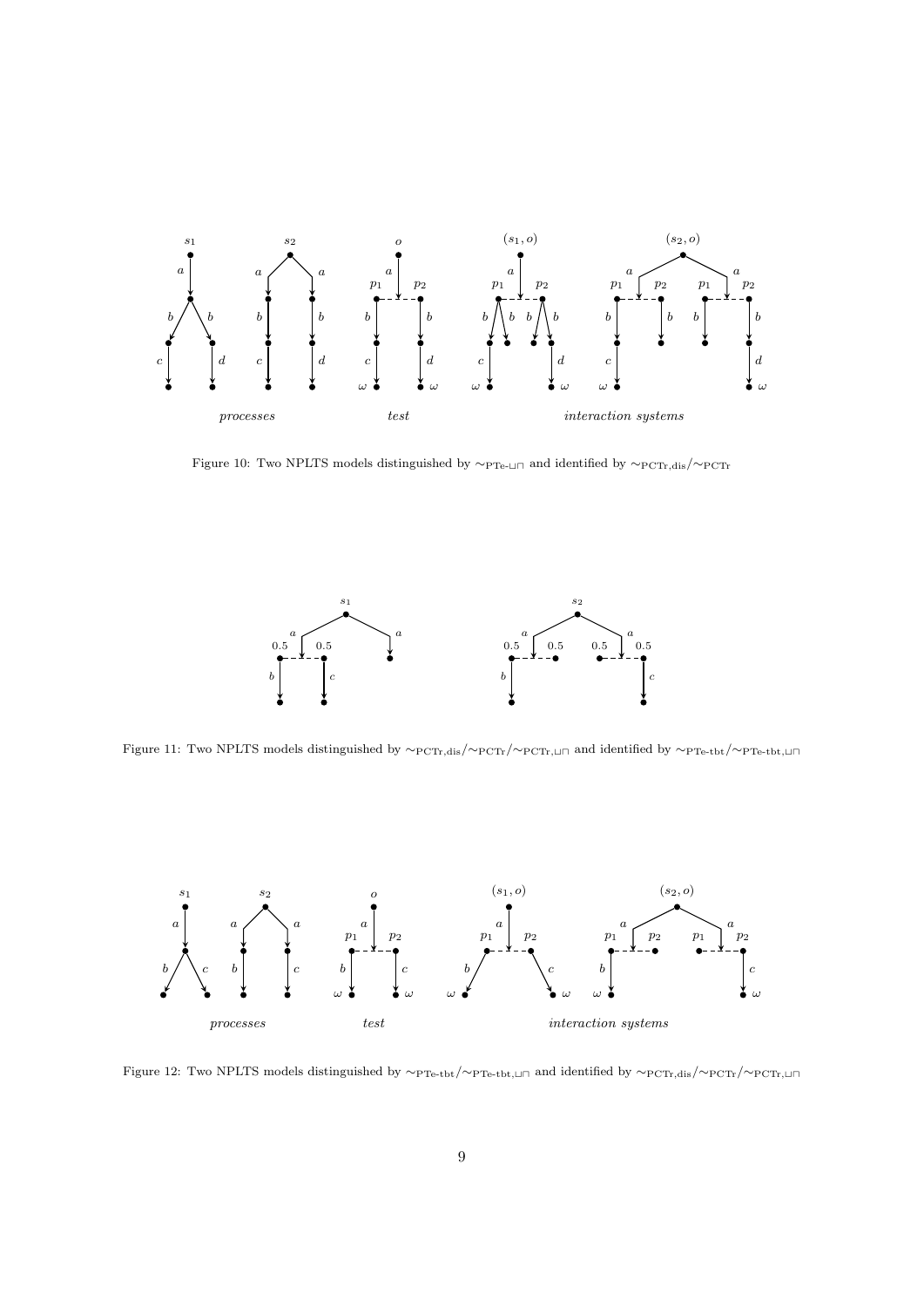Figure 10: Two NPLTS models distinguished by $\sim_{\rm PTe\text{-}\sqcup\sqcap}$ and identified by $\sim_{\rm PCTr,dis}/\sim_{\rm PCTr}$

Figure 11: Two NPLTS models distinguished by $\sim_{\rm PCTr,dis}/\sim_{\rm PCTr}/\sim_{\rm PCTr,\sqcup\sqcap}$ and identified by $\sim_{\rm PTe\text{-}tbt}/\sim_{\rm PTe\text{-}tbt,\sqcup\sqcap}$

Figure 12: Two NPLTS models distinguished by $\sim_{\rm PTe\text{-}tbt}/\sim_{\rm PTe\text{-}tbt,\sqcup\sqcap}$ and identified by $\sim_{\rm PCTr,dis}/\sim_{\rm PCTr}/\sim_{\rm PCTr,\sqcup\sqcap}$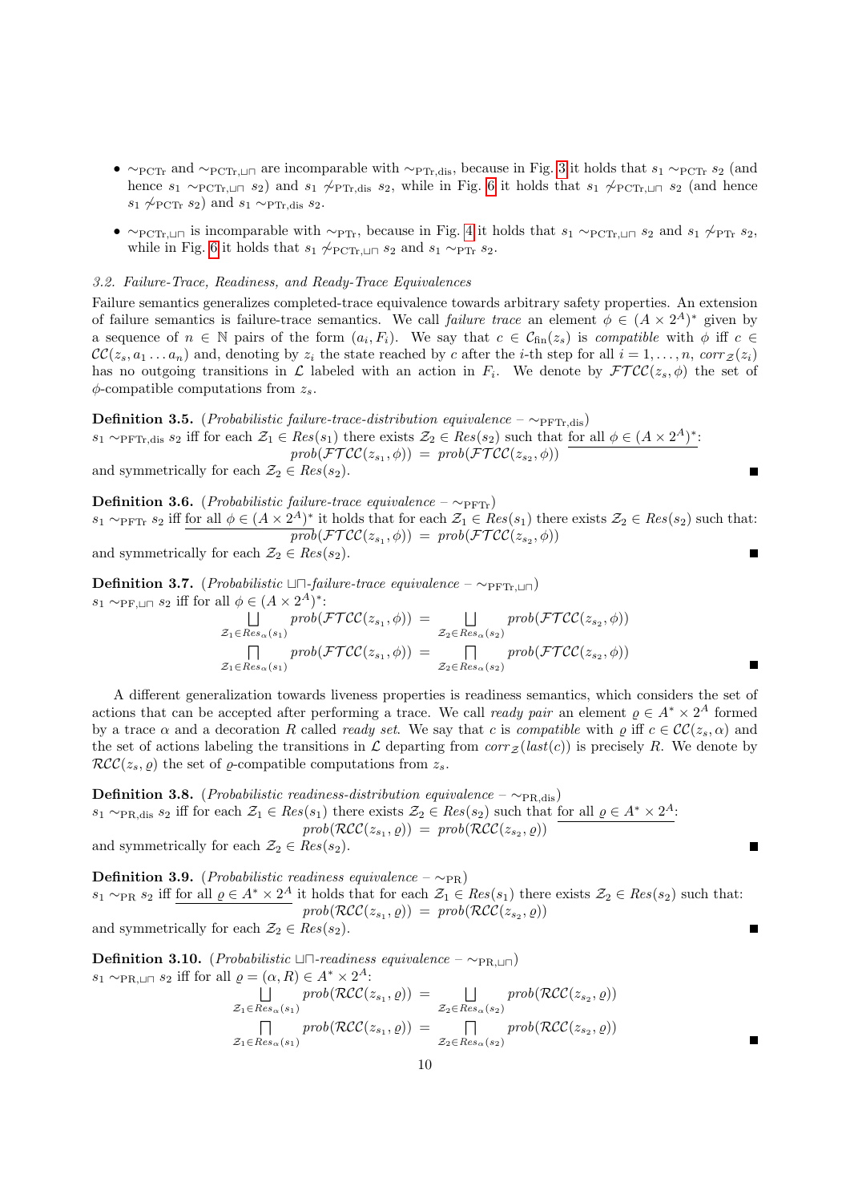- $\sim_{\rm PCTr}$ and $\sim_{\rm PCTr,\sqcup\sqcap}$ are incomparable with $\sim_{\rm PTr,dis}$, because in Fig. 3 it holds that $s_1 \sim_{\rm PCTr} s_2$ (and hence $s_1 \sim_{\rm PCTr,\sqcup\sqcap} s_2$) and $s_1 \not\sim_{\rm PTr,dis} s_2$, while in Fig. 6 it holds that $s_1 \not\sim_{\rm PCTr,\sqcup\sqcap} s_2$ (and hence $s_1 \not\sim_{\rm PCTr} s_2$) and $s_1 \sim_{\rm PTr,dis} s_2$.
- $\sim_{\rm PCTr,\sqcup\sqcap}$ is incomparable with $\sim_{\rm PTr}$, because in Fig. 4 it holds that $s_1 \sim_{\rm PCTr,\sqcup\sqcap} s_2$ and $s_1 \not\sim_{\rm PTr} s_2$, while in Fig. 6 it holds that $s_1 \not\sim_{\rm PCTr,\sqcup\sqcap} s_2$ and $s_1 \sim_{\rm PTr} s_2$.

### *3.2. Failure-Trace, Readiness, and Ready-Trace Equivalences*

Failure semantics generalizes completed-trace equivalence towards arbitrary safety properties. An extension of failure semantics is failure-trace semantics. We call *failure trace* an element $\phi \in (A \times 2^A)^*$ given by a sequence of $n \in \mathbb{N}$ pairs of the form $(a_i, F_i)$. We say that $c \in \mathcal{C}_{\rm fin}(z_s)$ is *compatible* with $\phi$ iff $c \in \mathcal{CC}(z_s, a_1 \dots a_n)$ and, denoting by $z_i$ the state reached by $c$ after the $i$-th step for all $i = 1, \dots, n$, $corr_{\mathcal{Z}}(z_i)$ has no outgoing transitions in $\mathcal{L}$ labeled with an action in $F_i$. We denote by $\mathcal{FTCC}(z_s, \phi)$ the set of $\phi$-compatible computations from $z_s$.

**Definition 3.5.** (*Probabilistic failure-trace-distribution equivalence* – $\sim_{\rm PFTr,dis}$)
$s_1 \sim_{\rm PFTr,dis} s_2$ iff for each $\mathcal{Z}_1 \in Res(s_1)$ there exists $\mathcal{Z}_2 \in Res(s_2)$ such that <u>for all $\phi \in (A \times 2^A)^*$</u>:

$$prob(\mathcal{FTCC}(z_{s_1}, \phi)) \;=\; prob(\mathcal{FTCC}(z_{s_2}, \phi))$$

and symmetrically for each $\mathcal{Z}_2 \in Res(s_2)$. ■

**Definition 3.6.** (*Probabilistic failure-trace equivalence* – $\sim_{\rm PFTr}$)
$s_1 \sim_{\rm PFTr} s_2$ iff <u>for all $\phi \in (A \times 2^A)^*$</u> it holds that for each $\mathcal{Z}_1 \in Res(s_1)$ there exists $\mathcal{Z}_2 \in Res(s_2)$ such that:

$$prob(\mathcal{FTCC}(z_{s_1}, \phi)) \;=\; prob(\mathcal{FTCC}(z_{s_2}, \phi))$$

and symmetrically for each $\mathcal{Z}_2 \in Res(s_2)$. ■

**Definition 3.7.** (*Probabilistic $\sqcup\sqcap$-failure-trace equivalence* – $\sim_{\rm PFTr,\sqcup\sqcap}$)
$s_1 \sim_{\rm PF,\sqcup\sqcap} s_2$ iff for all $\phi \in (A \times 2^A)^*$:

$$\bigsqcup_{\mathcal{Z}_1 \in Res_\alpha(s_1)} prob(\mathcal{FTCC}(z_{s_1}, \phi)) \;=\; \bigsqcup_{\mathcal{Z}_2 \in Res_\alpha(s_2)} prob(\mathcal{FTCC}(z_{s_2}, \phi))$$

$$\bigsqcap_{\mathcal{Z}_1 \in Res_\alpha(s_1)} prob(\mathcal{FTCC}(z_{s_1}, \phi)) \;=\; \bigsqcap_{\mathcal{Z}_2 \in Res_\alpha(s_2)} prob(\mathcal{FTCC}(z_{s_2}, \phi))$$

■

A different generalization towards liveness properties is readiness semantics, which considers the set of actions that can be accepted after performing a trace. We call *ready pair* an element $\varrho \in A^* \times 2^A$ formed by a trace $\alpha$ and a decoration $R$ called *ready set*. We say that $c$ is *compatible* with $\varrho$ iff $c \in \mathcal{CC}(z_s, \alpha)$ and the set of actions labeling the transitions in $\mathcal{L}$ departing from $corr_{\mathcal{Z}}(last(c))$ is precisely $R$. We denote by $\mathcal{RCC}(z_s, \varrho)$ the set of $\varrho$-compatible computations from $z_s$.

**Definition 3.8.** (*Probabilistic readiness-distribution equivalence* – $\sim_{\rm PR,dis}$)
$s_1 \sim_{\rm PR,dis} s_2$ iff for each $\mathcal{Z}_1 \in Res(s_1)$ there exists $\mathcal{Z}_2 \in Res(s_2)$ such that <u>for all $\varrho \in A^* \times 2^A$</u>:

$$prob(\mathcal{RCC}(z_{s_1}, \varrho)) \;=\; prob(\mathcal{RCC}(z_{s_2}, \varrho))$$

and symmetrically for each $\mathcal{Z}_2 \in Res(s_2)$. ■

**Definition 3.9.** (*Probabilistic readiness equivalence* – $\sim_{\rm PR}$)
$s_1 \sim_{\rm PR} s_2$ iff <u>for all $\varrho \in A^* \times 2^A$</u> it holds that for each $\mathcal{Z}_1 \in Res(s_1)$ there exists $\mathcal{Z}_2 \in Res(s_2)$ such that:

$$prob(\mathcal{RCC}(z_{s_1}, \varrho)) \;=\; prob(\mathcal{RCC}(z_{s_2}, \varrho))$$

and symmetrically for each $\mathcal{Z}_2 \in Res(s_2)$. ■

**Definition 3.10.** (*Probabilistic $\sqcup\sqcap$-readiness equivalence* – $\sim_{\rm PR,\sqcup\sqcap}$)
$s_1 \sim_{\rm PR,\sqcup\sqcap} s_2$ iff for all $\varrho = (\alpha, R) \in A^* \times 2^A$:

$$\bigsqcup_{\mathcal{Z}_1 \in Res_\alpha(s_1)} prob(\mathcal{RCC}(z_{s_1}, \varrho)) \;=\; \bigsqcup_{\mathcal{Z}_2 \in Res_\alpha(s_2)} prob(\mathcal{RCC}(z_{s_2}, \varrho))$$

$$\bigsqcap_{\mathcal{Z}_1 \in Res_\alpha(s_1)} prob(\mathcal{RCC}(z_{s_1}, \varrho)) \;=\; \bigsqcap_{\mathcal{Z}_2 \in Res_\alpha(s_2)} prob(\mathcal{RCC}(z_{s_2}, \varrho))$$

■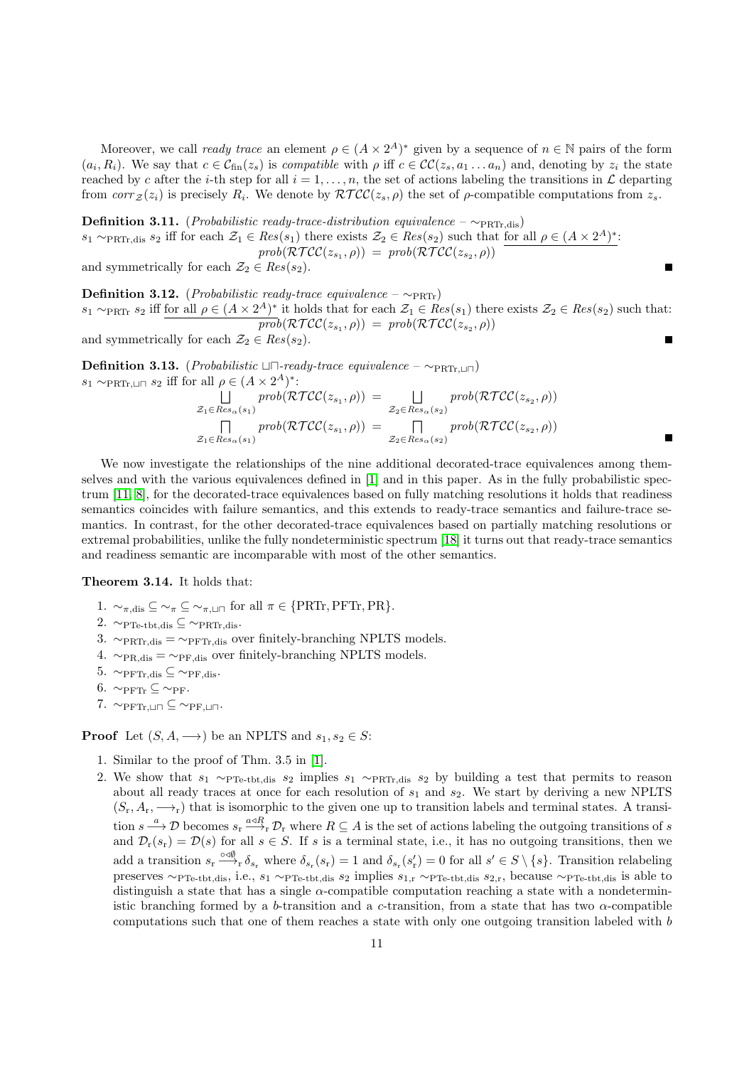Moreover, we call *ready trace* an element $\rho \in (A \times 2^A)^*$ given by a sequence of $n \in \mathbb{N}$ pairs of the form $(a_i, R_i)$. We say that $c \in \mathcal{C}_{\text{fin}}(z_s)$ is *compatible* with $\rho$ iff $c \in \mathcal{CC}(z_s, a_1 \dots a_n)$ and, denoting by $z_i$ the state reached by $c$ after the $i$-th step for all $i = 1, \dots, n$, the set of actions labeling the transitions in $\mathcal{L}$ departing from $corr_{\mathcal{Z}}(z_i)$ is precisely $R_i$. We denote by $\mathcal{RTCC}(z_s, \rho)$ the set of $\rho$-compatible computations from $z_s$.

**Definition 3.11.** (*Probabilistic ready-trace-distribution equivalence* – $\sim_{\text{PRTr,dis}}$)
$s_1 \sim_{\text{PRTr,dis}} s_2$ iff for each $\mathcal{Z}_1 \in Res(s_1)$ there exists $\mathcal{Z}_2 \in Res(s_2)$ such that <u>for all $\rho \in (A \times 2^A)^*$</u>:

$$prob(\mathcal{RTCC}(z_{s_1}, \rho)) \ = \ prob(\mathcal{RTCC}(z_{s_2}, \rho))$$

and symmetrically for each $\mathcal{Z}_2 \in Res(s_2)$. ■

**Definition 3.12.** (*Probabilistic ready-trace equivalence* – $\sim_{\text{PRTr}}$)
$s_1 \sim_{\text{PRTr}} s_2$ iff <u>for all $\rho \in (A \times 2^A)^*$</u> it holds that for each $\mathcal{Z}_1 \in Res(s_1)$ there exists $\mathcal{Z}_2 \in Res(s_2)$ such that:

$$prob(\mathcal{RTCC}(z_{s_1}, \rho)) \ = \ prob(\mathcal{RTCC}(z_{s_2}, \rho))$$

and symmetrically for each $\mathcal{Z}_2 \in Res(s_2)$. ■

**Definition 3.13.** (*Probabilistic $\sqcup\sqcap$-ready-trace equivalence* – $\sim_{\text{PRTr},\sqcup\sqcap}$)
$s_1 \sim_{\text{PRTr},\sqcup\sqcap} s_2$ iff for all $\rho \in (A \times 2^A)^*$:

$$\bigsqcup_{\mathcal{Z}_1 \in Res_\alpha(s_1)} prob(\mathcal{RTCC}(z_{s_1}, \rho)) \ = \ \bigsqcup_{\mathcal{Z}_2 \in Res_\alpha(s_2)} prob(\mathcal{RTCC}(z_{s_2}, \rho))$$

$$\bigsqcap_{\mathcal{Z}_1 \in Res_\alpha(s_1)} prob(\mathcal{RTCC}(z_{s_1}, \rho)) \ = \ \bigsqcap_{\mathcal{Z}_2 \in Res_\alpha(s_2)} prob(\mathcal{RTCC}(z_{s_2}, \rho))$$

■

We now investigate the relationships of the nine additional decorated-trace equivalences among themselves and with the various equivalences defined in [1] and in this paper. As in the fully probabilistic spectrum [11, 8], for the decorated-trace equivalences based on fully matching resolutions it holds that readiness semantics coincides with failure semantics, and this extends to ready-trace semantics and failure-trace semantics. In contrast, for the other decorated-trace equivalences based on partially matching resolutions or extremal probabilities, unlike the fully nondeterministic spectrum [18] it turns out that ready-trace semantics and readiness semantic are incomparable with most of the other semantics.

**Theorem 3.14.** It holds that:

1. $\sim_{\pi,\text{dis}} \subseteq \sim_\pi \subseteq \sim_{\pi,\sqcup\sqcap}$ for all $\pi \in \{\text{PRTr}, \text{PFTr}, \text{PR}\}$.
2. $\sim_{\text{PTe-tbt,dis}} \subseteq \sim_{\text{PRTr,dis}}$.
3. $\sim_{\text{PRTr,dis}} = \sim_{\text{PFTr,dis}}$ over finitely-branching NPLTS models.
4. $\sim_{\text{PR,dis}} = \sim_{\text{PF,dis}}$ over finitely-branching NPLTS models.
5. $\sim_{\text{PFTr,dis}} \subseteq \sim_{\text{PF,dis}}$.
6. $\sim_{\text{PFTr}} \subseteq \sim_{\text{PF}}$.
7. $\sim_{\text{PFTr},\sqcup\sqcap} \subseteq \sim_{\text{PF},\sqcup\sqcap}$.

**Proof** Let $(S, A, \longrightarrow)$ be an NPLTS and $s_1, s_2 \in S$:

1. Similar to the proof of Thm. 3.5 in [1].
2. We show that $s_1 \sim_{\text{PTe-tbt,dis}} s_2$ implies $s_1 \sim_{\text{PRTr,dis}} s_2$ by building a test that permits to reason about all ready traces at once for each resolution of $s_1$ and $s_2$. We start by deriving a new NPLTS $(S_{\text{r}}, A_{\text{r}}, \longrightarrow_{\text{r}})$ that is isomorphic to the given one up to transition labels and terminal states. A transition $s \xrightarrow{a} \mathcal{D}$ becomes $s_{\text{r}} \xrightarrow{a \triangleleft R}_{\text{r}} \mathcal{D}_{\text{r}}$ where $R \subseteq A$ is the set of actions labeling the outgoing transitions of $s$ and $\mathcal{D}_{\text{r}}(s_{\text{r}}) = \mathcal{D}(s)$ for all $s \in S$. If $s$ is a terminal state, i.e., it has no outgoing transitions, then we add a transition $s_{\text{r}} \xrightarrow{\circ \triangleleft \emptyset}_{\text{r}} \delta_{s_{\text{r}}}$ where $\delta_{s_{\text{r}}}(s_{\text{r}}) = 1$ and $\delta_{s_{\text{r}}}(s'_{\text{r}}) = 0$ for all $s' \in S \setminus \{s\}$. Transition relabeling preserves $\sim_{\text{PTe-tbt,dis}}$, i.e., $s_1 \sim_{\text{PTe-tbt,dis}} s_2$ implies $s_{1,\text{r}} \sim_{\text{PTe-tbt,dis}} s_{2,\text{r}}$, because $\sim_{\text{PTe-tbt,dis}}$ is able to distinguish a state that has a single $\alpha$-compatible computation reaching a state with a nondeterministic branching formed by a $b$-transition and a $c$-transition, from a state that has two $\alpha$-compatible computations such that one of them reaches a state with only one outgoing transition labeled with $b$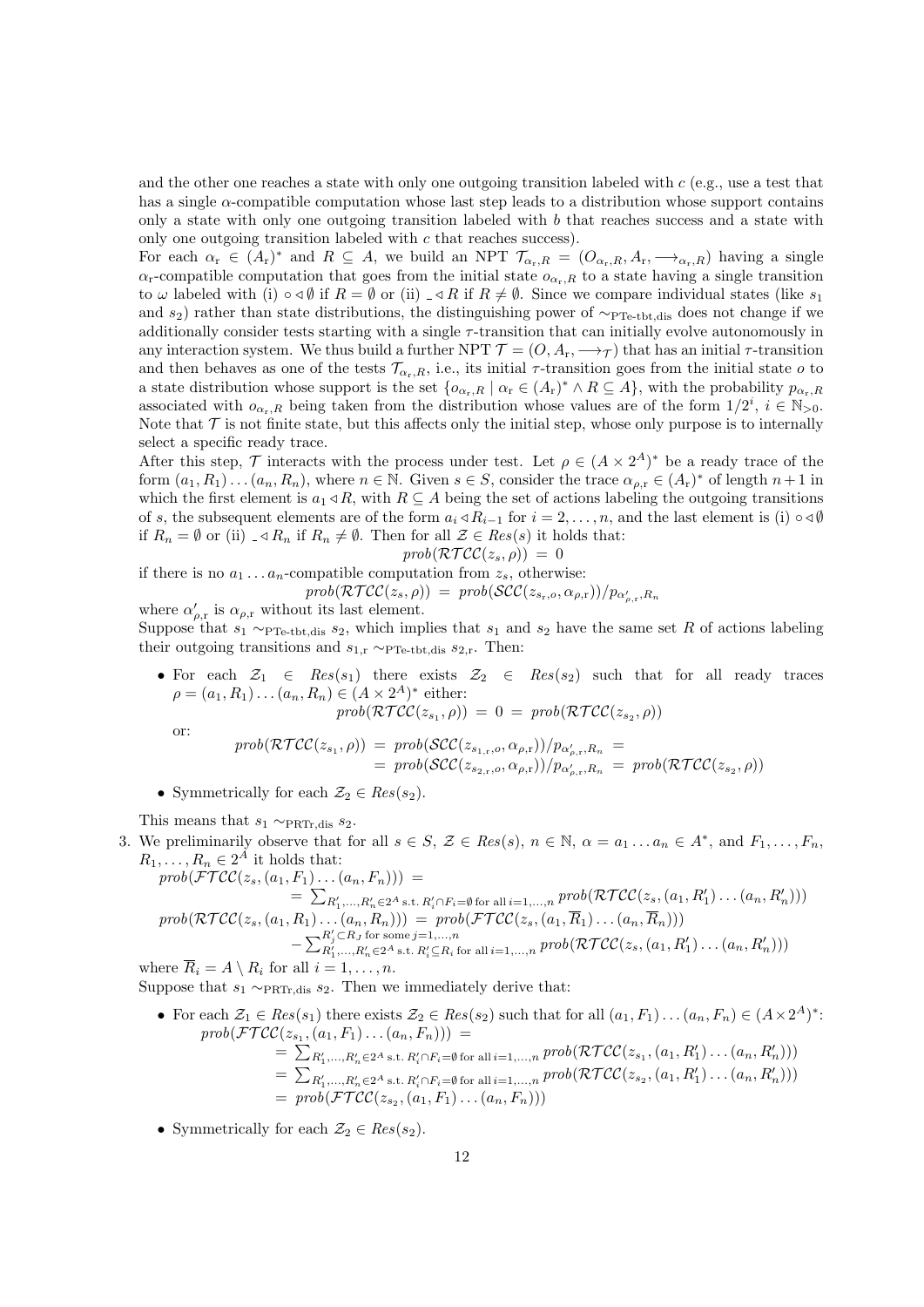and the other one reaches a state with only one outgoing transition labeled with $c$ (e.g., use a test that has a single $\alpha$-compatible computation whose last step leads to a distribution whose support contains only a state with only one outgoing transition labeled with $b$ that reaches success and a state with only one outgoing transition labeled with $c$ that reaches success).

For each $\alpha_{\rm r} \in (A_{\rm r})^*$ and $R \subseteq A$, we build an NPT $\mathcal{T}_{\alpha_{\rm r},R} = (O_{\alpha_{\rm r},R}, A_{\rm r}, \longrightarrow_{\alpha_{\rm r},R})$ having a single $\alpha_{\rm r}$-compatible computation that goes from the initial state $o_{\alpha_{\rm r},R}$ to a state having a single transition to $\omega$ labeled with (i) $\circ \triangleleft \emptyset$ if $R = \emptyset$ or (ii) $\_ \triangleleft R$ if $R \neq \emptyset$. Since we compare individual states (like $s_1$ and $s_2$) rather than state distributions, the distinguishing power of $\sim_{\rm PTe\text{-}tbt,dis}$ does not change if we additionally consider tests starting with a single $\tau$-transition that can initially evolve autonomously in any interaction system. We thus build a further NPT $\mathcal{T} = (O, A_{\rm r}, \longrightarrow_{\mathcal{T}})$ that has an initial $\tau$-transition and then behaves as one of the tests $\mathcal{T}_{\alpha_{\rm r},R}$, i.e., its initial $\tau$-transition goes from the initial state $o$ to a state distribution whose support is the set $\{o_{\alpha_{\rm r},R} \mid \alpha_{\rm r} \in (A_{\rm r})^* \wedge R \subseteq A\}$, with the probability $p_{\alpha_{\rm r},R}$ associated with $o_{\alpha_{\rm r},R}$ being taken from the distribution whose values are of the form $1/2^i$, $i \in \mathbb{N}_{>0}$. Note that $\mathcal{T}$ is not finite state, but this affects only the initial step, whose only purpose is to internally select a specific ready trace.

After this step, $\mathcal{T}$ interacts with the process under test. Let $\rho \in (A \times 2^A)^*$ be a ready trace of the form $(a_1, R_1) \dots (a_n, R_n)$, where $n \in \mathbb{N}$. Given $s \in S$, consider the trace $\alpha_{\rho,\rm r} \in (A_{\rm r})^*$ of length $n+1$ in which the first element is $a_1 \triangleleft R$, with $R \subseteq A$ being the set of actions labeling the outgoing transitions of $s$, the subsequent elements are of the form $a_i \triangleleft R_{i-1}$ for $i = 2, \dots, n$, and the last element is (i) $\circ \triangleleft \emptyset$ if $R_n = \emptyset$ or (ii) $\_ \triangleleft R_n$ if $R_n \neq \emptyset$. Then for all $\mathcal{Z} \in Res(s)$ it holds that:

$$prob(\mathcal{RTCC}(z_s, \rho)) \; = \; 0$$

if there is no $a_1 \dots a_n$-compatible computation from $z_s$, otherwise:

$$prob(\mathcal{RTCC}(z_s, \rho)) \; = \; prob(\mathcal{SCC}(z_{s_{\rm r},o}, \alpha_{\rho,\rm r}))/p_{\alpha'_{\rho,\rm r},R_n}$$

where $\alpha'_{\rho,\rm r}$ is $\alpha_{\rho,\rm r}$ without its last element.

Suppose that $s_1 \sim_{\rm PTe\text{-}tbt,dis} s_2$, which implies that $s_1$ and $s_2$ have the same set $R$ of actions labeling their outgoing transitions and $s_{1,\rm r} \sim_{\rm PTe\text{-}tbt,dis} s_{2,\rm r}$. Then:

- For each $\mathcal{Z}_1 \in Res(s_1)$ there exists $\mathcal{Z}_2 \in Res(s_2)$ such that for all ready traces $\rho = (a_1, R_1) \dots (a_n, R_n) \in (A \times 2^A)^*$ either:
$$prob(\mathcal{RTCC}(z_{s_1}, \rho)) \; = \; 0 \; = \; prob(\mathcal{RTCC}(z_{s_2}, \rho))$$
or:
$$\begin{aligned} prob(\mathcal{RTCC}(z_{s_1}, \rho)) \; &= \; prob(\mathcal{SCC}(z_{s_{1,\rm r},o}, \alpha_{\rho,\rm r}))/p_{\alpha'_{\rho,\rm r},R_n} \; = \\ &= \; prob(\mathcal{SCC}(z_{s_{2,\rm r},o}, \alpha_{\rho,\rm r}))/p_{\alpha'_{\rho,\rm r},R_n} \; = \; prob(\mathcal{RTCC}(z_{s_2}, \rho)) \end{aligned}$$
- Symmetrically for each $\mathcal{Z}_2 \in Res(s_2)$.

This means that $s_1 \sim_{\rm PRTr,dis} s_2$.

3. We preliminarily observe that for all $s \in S$, $\mathcal{Z} \in Res(s)$, $n \in \mathbb{N}$, $\alpha = a_1 \dots a_n \in A^*$, and $F_1, \dots, F_n$, $R_1, \dots, R_n \in 2^A$ it holds that:
$$\begin{aligned} & prob(\mathcal{FTCC}(z_s, (a_1, F_1) \dots (a_n, F_n))) \; = \\ & \quad = \; \textstyle\sum_{R'_1, \dots, R'_n \in 2^A \text{ s.t. } R'_i \cap F_i = \emptyset \text{ for all } i = 1, \dots, n} prob(\mathcal{RTCC}(z_s, (a_1, R'_1) \dots (a_n, R'_n))) \\ & prob(\mathcal{RTCC}(z_s, (a_1, R_1) \dots (a_n, R_n))) \; = \; prob(\mathcal{FTCC}(z_s, (a_1, \overline{R}_1) \dots (a_n, \overline{R}_n))) \\ & \quad - \textstyle\sum^{R'_j \subset R_J \text{ for some } j = 1, \dots, n}_{R'_1, \dots, R'_n \in 2^A \text{ s.t. } R'_i \subseteq R_i \text{ for all } i = 1, \dots, n} prob(\mathcal{RTCC}(z_s, (a_1, R'_1) \dots (a_n, R'_n))) \end{aligned}$$
where $\overline{R}_i = A \setminus R_i$ for all $i = 1, \dots, n$.

Suppose that $s_1 \sim_{\rm PRTr,dis} s_2$. Then we immediately derive that:

- For each $\mathcal{Z}_1 \in Res(s_1)$ there exists $\mathcal{Z}_2 \in Res(s_2)$ such that for all $(a_1, F_1) \dots (a_n, F_n) \in (A \times 2^A)^*$:
$$\begin{aligned} & prob(\mathcal{FTCC}(z_{s_1}, (a_1, F_1) \dots (a_n, F_n))) \; = \\ & \quad = \; \textstyle\sum_{R'_1, \dots, R'_n \in 2^A \text{ s.t. } R'_i \cap F_i = \emptyset \text{ for all } i = 1, \dots, n} prob(\mathcal{RTCC}(z_{s_1}, (a_1, R'_1) \dots (a_n, R'_n))) \\ & \quad = \; \textstyle\sum_{R'_1, \dots, R'_n \in 2^A \text{ s.t. } R'_i \cap F_i = \emptyset \text{ for all } i = 1, \dots, n} prob(\mathcal{RTCC}(z_{s_2}, (a_1, R'_1) \dots (a_n, R'_n))) \\ & \quad = \; prob(\mathcal{FTCC}(z_{s_2}, (a_1, F_1) \dots (a_n, F_n))) \end{aligned}$$
- Symmetrically for each $\mathcal{Z}_2 \in Res(s_2)$.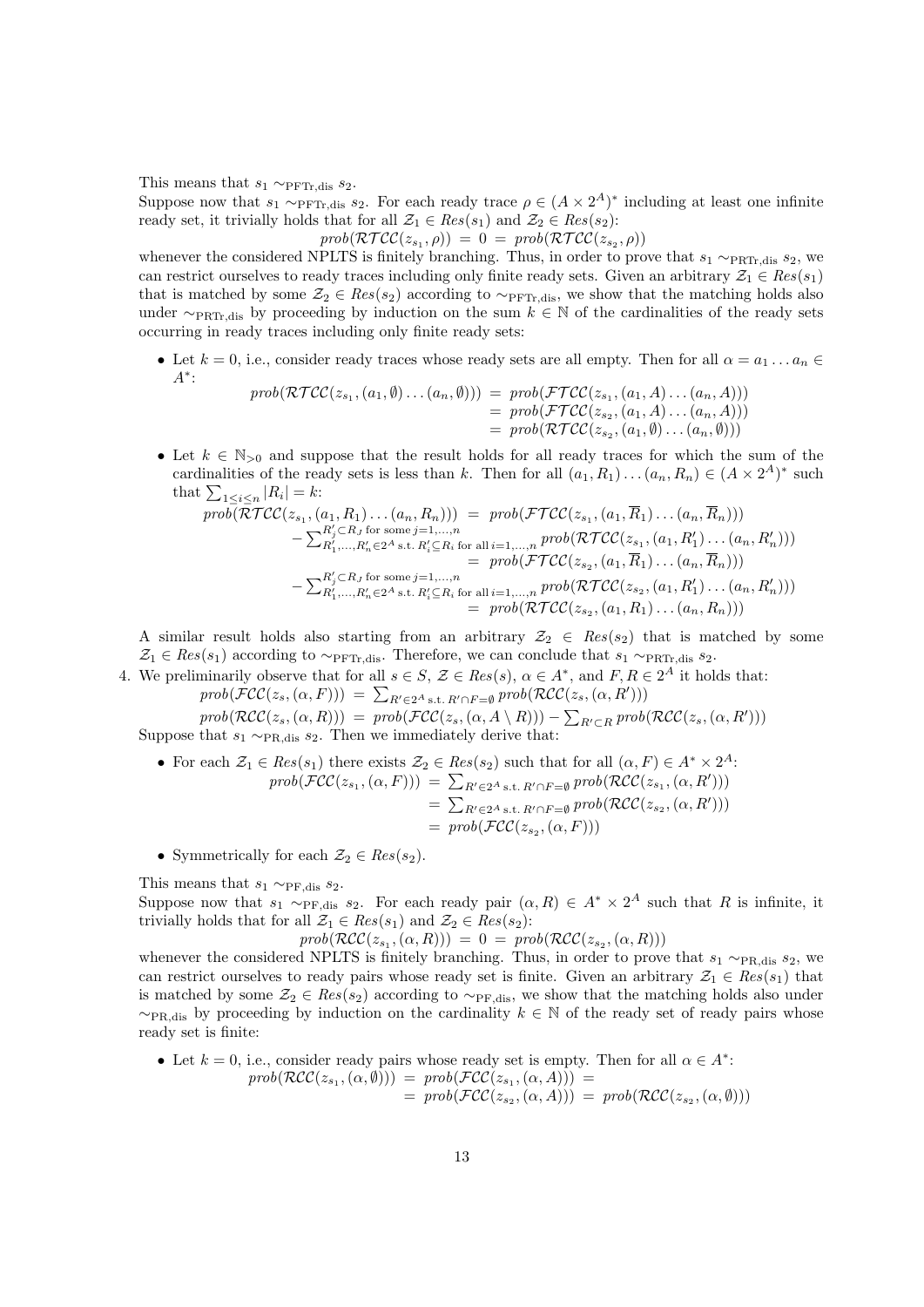This means that $s_1 \sim_{\rm PFTr,dis} s_2$.

Suppose now that $s_1 \sim_{\rm PFTr,dis} s_2$. For each ready trace $\rho \in (A \times 2^A)^*$ including at least one infinite ready set, it trivially holds that for all $\mathcal{Z}_1 \in Res(s_1)$ and $\mathcal{Z}_2 \in Res(s_2)$:

$$prob(\mathcal{RTCC}(z_{s_1}, \rho)) \ = \ 0 \ = \ prob(\mathcal{RTCC}(z_{s_2}, \rho))$$

whenever the considered NPLTS is finitely branching. Thus, in order to prove that $s_1 \sim_{\rm PRTr,dis} s_2$, we can restrict ourselves to ready traces including only finite ready sets. Given an arbitrary $\mathcal{Z}_1 \in Res(s_1)$ that is matched by some $\mathcal{Z}_2 \in Res(s_2)$ according to $\sim_{\rm PFTr,dis}$, we show that the matching holds also under $\sim_{\rm PRTr,dis}$ by proceeding by induction on the sum $k \in \mathbb{N}$ of the cardinalities of the ready sets occurring in ready traces including only finite ready sets:

- Let $k = 0$, i.e., consider ready traces whose ready sets are all empty. Then for all $\alpha = a_1 \dots a_n \in A^*$:

$$\begin{aligned} prob(\mathcal{RTCC}(z_{s_1}, (a_1, \emptyset) \dots (a_n, \emptyset))) \ &= \ prob(\mathcal{FTCC}(z_{s_1}, (a_1, A) \dots (a_n, A))) \\ &= \ prob(\mathcal{FTCC}(z_{s_2}, (a_1, A) \dots (a_n, A))) \\ &= \ prob(\mathcal{RTCC}(z_{s_2}, (a_1, \emptyset) \dots (a_n, \emptyset))) \end{aligned}$$

- Let $k \in \mathbb{N}_{>0}$ and suppose that the result holds for all ready traces for which the sum of the cardinalities of the ready sets is less than $k$. Then for all $(a_1, R_1) \dots (a_n, R_n) \in (A \times 2^A)^*$ such that $\sum_{1 \leq i \leq n} |R_i| = k$:

$$\begin{aligned} prob(\mathcal{RTCC}(z_{s_1}, (a_1, R_1) \dots (a_n, R_n))) \ &= \ prob(\mathcal{FTCC}(z_{s_1}, (a_1, \overline{R}_1) \dots (a_n, \overline{R}_n))) \\ &- \textstyle\sum_{R'_1, \dots, R'_n \in 2^A \text{ s.t. } R'_i \subseteq R_i \text{ for all } i = 1, \dots, n}^{R'_j \subset R_J \text{ for some } j = 1, \dots, n} prob(\mathcal{RTCC}(z_{s_1}, (a_1, R'_1) \dots (a_n, R'_n))) \\ &= \ prob(\mathcal{FTCC}(z_{s_2}, (a_1, \overline{R}_1) \dots (a_n, \overline{R}_n))) \\ &- \textstyle\sum_{R'_1, \dots, R'_n \in 2^A \text{ s.t. } R'_i \subseteq R_i \text{ for all } i = 1, \dots, n}^{R'_j \subset R_J \text{ for some } j = 1, \dots, n} prob(\mathcal{RTCC}(z_{s_2}, (a_1, R'_1) \dots (a_n, R'_n))) \\ &= \ prob(\mathcal{RTCC}(z_{s_2}, (a_1, R_1) \dots (a_n, R_n))) \end{aligned}$$

A similar result holds also starting from an arbitrary $\mathcal{Z}_2 \in Res(s_2)$ that is matched by some $\mathcal{Z}_1 \in Res(s_1)$ according to $\sim_{\rm PFTr,dis}$. Therefore, we can conclude that $s_1 \sim_{\rm PRTr,dis} s_2$.

4. We preliminarily observe that for all $s \in S$, $\mathcal{Z} \in Res(s)$, $\alpha \in A^*$, and $F, R \in 2^A$ it holds that:

$$prob(\mathcal{FCC}(z_s, (\alpha, F))) \ = \ \textstyle\sum_{R' \in 2^A \text{ s.t. } R' \cap F = \emptyset} prob(\mathcal{RCC}(z_s, (\alpha, R')))$$

$$prob(\mathcal{RCC}(z_s, (\alpha, R))) \ = \ prob(\mathcal{FCC}(z_s, (\alpha, A \setminus R))) - \textstyle\sum_{R' \subset R} prob(\mathcal{RCC}(z_s, (\alpha, R')))$$

Suppose that $s_1 \sim_{\rm PR,dis} s_2$. Then we immediately derive that:

- For each $\mathcal{Z}_1 \in Res(s_1)$ there exists $\mathcal{Z}_2 \in Res(s_2)$ such that for all $(\alpha, F) \in A^* \times 2^A$:

$$\begin{aligned} prob(\mathcal{FCC}(z_{s_1}, (\alpha, F))) \ &= \ \textstyle\sum_{R' \in 2^A \text{ s.t. } R' \cap F = \emptyset} prob(\mathcal{RCC}(z_{s_1}, (\alpha, R'))) \\ &= \ \textstyle\sum_{R' \in 2^A \text{ s.t. } R' \cap F = \emptyset} prob(\mathcal{RCC}(z_{s_2}, (\alpha, R'))) \\ &= \ prob(\mathcal{FCC}(z_{s_2}, (\alpha, F))) \end{aligned}$$

- Symmetrically for each $\mathcal{Z}_2 \in Res(s_2)$.

This means that $s_1 \sim_{\rm PF,dis} s_2$.

Suppose now that $s_1 \sim_{\rm PF,dis} s_2$. For each ready pair $(\alpha, R) \in A^* \times 2^A$ such that $R$ is infinite, it trivially holds that for all $\mathcal{Z}_1 \in Res(s_1)$ and $\mathcal{Z}_2 \in Res(s_2)$:

$$prob(\mathcal{RCC}(z_{s_1}, (\alpha, R))) \ = \ 0 \ = \ prob(\mathcal{RCC}(z_{s_2}, (\alpha, R)))$$

whenever the considered NPLTS is finitely branching. Thus, in order to prove that $s_1 \sim_{\rm PR,dis} s_2$, we can restrict ourselves to ready pairs whose ready set is finite. Given an arbitrary $\mathcal{Z}_1 \in Res(s_1)$ that is matched by some $\mathcal{Z}_2 \in Res(s_2)$ according to $\sim_{\rm PF,dis}$, we show that the matching holds also under $\sim_{\rm PR,dis}$ by proceeding by induction on the cardinality $k \in \mathbb{N}$ of the ready set of ready pairs whose ready set is finite:

- Let $k = 0$, i.e., consider ready pairs whose ready set is empty. Then for all $\alpha \in A^*$:

$$\begin{aligned} prob(\mathcal{RCC}(z_{s_1}, (\alpha, \emptyset))) \ &= \ prob(\mathcal{FCC}(z_{s_1}, (\alpha, A))) \ = \\ &= \ prob(\mathcal{FCC}(z_{s_2}, (\alpha, A))) \ = \ prob(\mathcal{RCC}(z_{s_2}, (\alpha, \emptyset))) \end{aligned}$$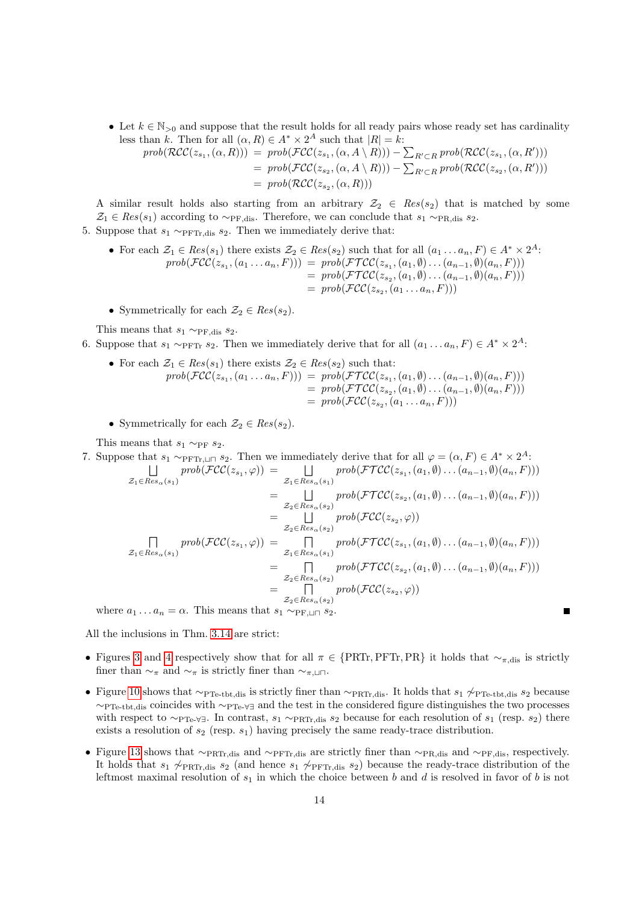- Let $k \in \mathbb{N}_{>0}$ and suppose that the result holds for all ready pairs whose ready set has cardinality less than $k$. Then for all $(\alpha, R) \in A^* \times 2^A$ such that $|R| = k$:
$$\begin{aligned} prob(\mathcal{RCC}(z_{s_1}, (\alpha, R))) &= prob(\mathcal{FCC}(z_{s_1}, (\alpha, A \setminus R))) - \sum_{R' \subset R} prob(\mathcal{RCC}(z_{s_1}, (\alpha, R'))) \\ &= prob(\mathcal{FCC}(z_{s_2}, (\alpha, A \setminus R))) - \sum_{R' \subset R} prob(\mathcal{RCC}(z_{s_2}, (\alpha, R'))) \\ &= prob(\mathcal{RCC}(z_{s_2}, (\alpha, R))) \end{aligned}$$

A similar result holds also starting from an arbitrary $\mathcal{Z}_2 \in Res(s_2)$ that is matched by some $\mathcal{Z}_1 \in Res(s_1)$ according to $\sim_{\mathrm{PF,dis}}$. Therefore, we can conclude that $s_1 \sim_{\mathrm{PR,dis}} s_2$.

5. Suppose that $s_1 \sim_{\mathrm{PFTr,dis}} s_2$. Then we immediately derive that:

   - For each $\mathcal{Z}_1 \in Res(s_1)$ there exists $\mathcal{Z}_2 \in Res(s_2)$ such that for all $(a_1 \dots a_n, F) \in A^* \times 2^A$:
   $$\begin{aligned} prob(\mathcal{FCC}(z_{s_1}, (a_1 \dots a_n, F))) &= prob(\mathcal{FTCC}(z_{s_1}, (a_1, \emptyset) \dots (a_{n-1}, \emptyset)(a_n, F))) \\ &= prob(\mathcal{FTCC}(z_{s_2}, (a_1, \emptyset) \dots (a_{n-1}, \emptyset)(a_n, F))) \\ &= prob(\mathcal{FCC}(z_{s_2}, (a_1 \dots a_n, F))) \end{aligned}$$
   - Symmetrically for each $\mathcal{Z}_2 \in Res(s_2)$.

   This means that $s_1 \sim_{\mathrm{PF,dis}} s_2$.

6. Suppose that $s_1 \sim_{\mathrm{PFTr}} s_2$. Then we immediately derive that for all $(a_1 \dots a_n, F) \in A^* \times 2^A$:

   - For each $\mathcal{Z}_1 \in Res(s_1)$ there exists $\mathcal{Z}_2 \in Res(s_2)$ such that:
   $$\begin{aligned} prob(\mathcal{FCC}(z_{s_1}, (a_1 \dots a_n, F))) &= prob(\mathcal{FTCC}(z_{s_1}, (a_1, \emptyset) \dots (a_{n-1}, \emptyset)(a_n, F))) \\ &= prob(\mathcal{FTCC}(z_{s_2}, (a_1, \emptyset) \dots (a_{n-1}, \emptyset)(a_n, F))) \\ &= prob(\mathcal{FCC}(z_{s_2}, (a_1 \dots a_n, F))) \end{aligned}$$
   - Symmetrically for each $\mathcal{Z}_2 \in Res(s_2)$.

   This means that $s_1 \sim_{\mathrm{PF}} s_2$.

7. Suppose that $s_1 \sim_{\mathrm{PFTr},\sqcup\sqcap} s_2$. Then we immediately derive that for all $\varphi = (\alpha, F) \in A^* \times 2^A$:
$$\begin{aligned} \bigsqcup_{\mathcal{Z}_1 \in Res_\alpha(s_1)} prob(\mathcal{FCC}(z_{s_1}, \varphi)) &= \bigsqcup_{\mathcal{Z}_1 \in Res_\alpha(s_1)} prob(\mathcal{FTCC}(z_{s_1}, (a_1, \emptyset) \dots (a_{n-1}, \emptyset)(a_n, F))) \\ &= \bigsqcup_{\mathcal{Z}_2 \in Res_\alpha(s_2)} prob(\mathcal{FTCC}(z_{s_2}, (a_1, \emptyset) \dots (a_{n-1}, \emptyset)(a_n, F))) \\ &= \bigsqcup_{\mathcal{Z}_2 \in Res_\alpha(s_2)} prob(\mathcal{FCC}(z_{s_2}, \varphi)) \\ \bigsqcap_{\mathcal{Z}_1 \in Res_\alpha(s_1)} prob(\mathcal{FCC}(z_{s_1}, \varphi)) &= \bigsqcap_{\mathcal{Z}_1 \in Res_\alpha(s_1)} prob(\mathcal{FTCC}(z_{s_1}, (a_1, \emptyset) \dots (a_{n-1}, \emptyset)(a_n, F))) \\ &= \bigsqcap_{\mathcal{Z}_2 \in Res_\alpha(s_2)} prob(\mathcal{FTCC}(z_{s_2}, (a_1, \emptyset) \dots (a_{n-1}, \emptyset)(a_n, F))) \\ &= \bigsqcap_{\mathcal{Z}_2 \in Res_\alpha(s_2)} prob(\mathcal{FCC}(z_{s_2}, \varphi)) \end{aligned}$$
where $a_1 \dots a_n = \alpha$. This means that $s_1 \sim_{\mathrm{PF},\sqcup\sqcap} s_2$. ■

All the inclusions in Thm. 3.14 are strict:

- Figures 3 and 4 respectively show that for all $\pi \in \{\mathrm{PRTr}, \mathrm{PFTr}, \mathrm{PR}\}$ it holds that $\sim_{\pi,\mathrm{dis}}$ is strictly finer than $\sim_\pi$ and $\sim_\pi$ is strictly finer than $\sim_{\pi,\sqcup\sqcap}$.
- Figure 10 shows that $\sim_{\mathrm{PTe\text{-}tbt,dis}}$ is strictly finer than $\sim_{\mathrm{PRTr,dis}}$. It holds that $s_1 \not\sim_{\mathrm{PTe\text{-}tbt,dis}} s_2$ because $\sim_{\mathrm{PTe\text{-}tbt,dis}}$ coincides with $\sim_{\mathrm{PTe\text{-}\forall\exists}}$ and the test in the considered figure distinguishes the two processes with respect to $\sim_{\mathrm{PTe\text{-}\forall\exists}}$. In contrast, $s_1 \sim_{\mathrm{PRTr,dis}} s_2$ because for each resolution of $s_1$ (resp. $s_2$) there exists a resolution of $s_2$ (resp. $s_1$) having precisely the same ready-trace distribution.
- Figure 13 shows that $\sim_{\mathrm{PRTr,dis}}$ and $\sim_{\mathrm{PFTr,dis}}$ are strictly finer than $\sim_{\mathrm{PR,dis}}$ and $\sim_{\mathrm{PF,dis}}$, respectively. It holds that $s_1 \not\sim_{\mathrm{PRTr,dis}} s_2$ (and hence $s_1 \not\sim_{\mathrm{PFTr,dis}} s_2$) because the ready-trace distribution of the leftmost maximal resolution of $s_1$ in which the choice between $b$ and $d$ is resolved in favor of $b$ is not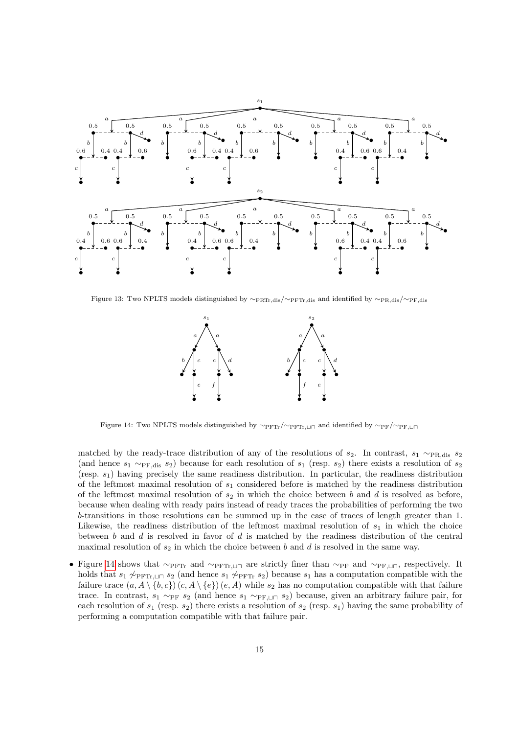Figure 13: Two NPLTS models distinguished by $\sim_{\mathrm{PRTr,dis}}/\sim_{\mathrm{PFTr,dis}}$ and identified by $\sim_{\mathrm{PR,dis}}/\sim_{\mathrm{PF,dis}}$

Figure 14: Two NPLTS models distinguished by $\sim_{\mathrm{PFTr}}/\sim_{\mathrm{PFTr},\sqcup\sqcap}$ and identified by $\sim_{\mathrm{PF}}/\sim_{\mathrm{PF},\sqcup\sqcap}$

matched by the ready-trace distribution of any of the resolutions of $s_2$. In contrast, $s_1 \sim_{\mathrm{PR,dis}} s_2$ (and hence $s_1 \sim_{\mathrm{PF,dis}} s_2$) because for each resolution of $s_1$ (resp. $s_2$) there exists a resolution of $s_2$ (resp. $s_1$) having precisely the same readiness distribution. In particular, the readiness distribution of the leftmost maximal resolution of $s_1$ considered before is matched by the readiness distribution of the leftmost maximal resolution of $s_2$ in which the choice between $b$ and $d$ is resolved as before, because when dealing with ready pairs instead of ready traces the probabilities of performing the two $b$-transitions in those resolutions can be summed up in the case of traces of length greater than 1. Likewise, the readiness distribution of the leftmost maximal resolution of $s_1$ in which the choice between $b$ and $d$ is resolved in favor of $d$ is matched by the readiness distribution of the central maximal resolution of $s_2$ in which the choice between $b$ and $d$ is resolved in the same way.

- Figure 14 shows that $\sim_{\mathrm{PFTr}}$ and $\sim_{\mathrm{PFTr},\sqcup\sqcap}$ are strictly finer than $\sim_{\mathrm{PF}}$ and $\sim_{\mathrm{PF},\sqcup\sqcap}$, respectively. It holds that $s_1 \not\sim_{\mathrm{PFTr},\sqcup\sqcap} s_2$ (and hence $s_1 \not\sim_{\mathrm{PFTr}} s_2$) because $s_1$ has a computation compatible with the failure trace $(a, A \setminus \{b, c\})\,(c, A \setminus \{e\})\,(e, A)$ while $s_2$ has no computation compatible with that failure trace. In contrast, $s_1 \sim_{\mathrm{PF}} s_2$ (and hence $s_1 \sim_{\mathrm{PF},\sqcup\sqcap} s_2$) because, given an arbitrary failure pair, for each resolution of $s_1$ (resp. $s_2$) there exists a resolution of $s_2$ (resp. $s_1$) having the same probability of performing a computation compatible with that failure pair.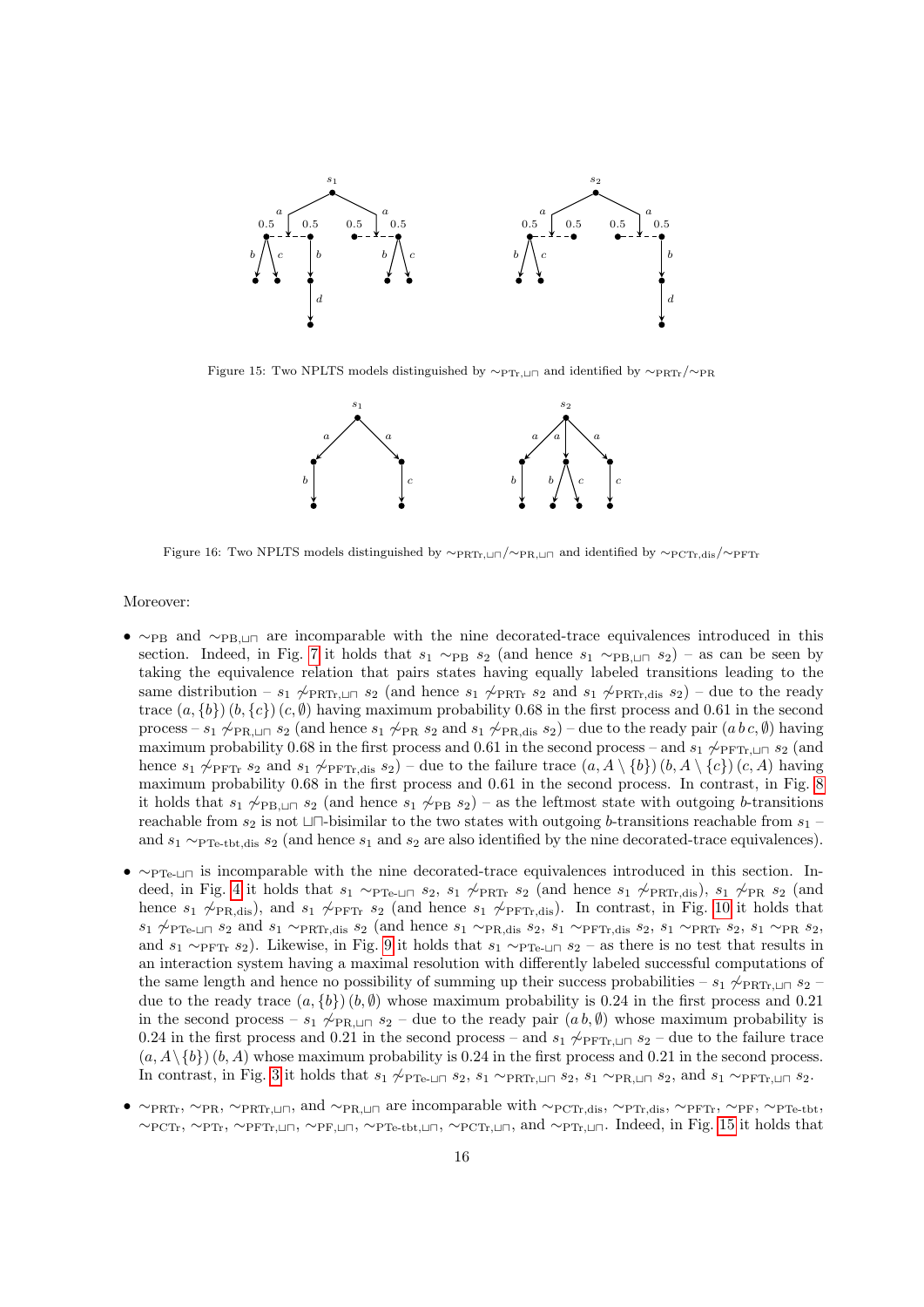Figure 15: Two NPLTS models distinguished by $\sim_{\rm PTr,\sqcup\sqcap}$ and identified by $\sim_{\rm PRTr}/\sim_{\rm PR}$

Figure 16: Two NPLTS models distinguished by $\sim_{\rm PRTr,\sqcup\sqcap}/\sim_{\rm PR,\sqcup\sqcap}$ and identified by $\sim_{\rm PCTr,dis}/\sim_{\rm PFTr}$

Moreover:

- $\sim_{\rm PB}$ and $\sim_{\rm PB,\sqcup\sqcap}$ are incomparable with the nine decorated-trace equivalences introduced in this section. Indeed, in Fig. 7 it holds that $s_1 \sim_{\rm PB} s_2$ (and hence $s_1 \sim_{\rm PB,\sqcup\sqcap} s_2$) – as can be seen by taking the equivalence relation that pairs states having equally labeled transitions leading to the same distribution – $s_1 \not\sim_{\rm PRTr,\sqcup\sqcap} s_2$ (and hence $s_1 \not\sim_{\rm PRTr} s_2$ and $s_1 \not\sim_{\rm PRTr,dis} s_2$) – due to the ready trace $(a, \{b\})\,(b, \{c\})\,(c, \emptyset)$ having maximum probability 0.68 in the first process and 0.61 in the second process – $s_1 \not\sim_{\rm PR,\sqcup\sqcap} s_2$ (and hence $s_1 \not\sim_{\rm PR} s_2$ and $s_1 \not\sim_{\rm PR,dis} s_2$) – due to the ready pair $(a\,b\,c, \emptyset)$ having maximum probability 0.68 in the first process and 0.61 in the second process – and $s_1 \not\sim_{\rm PFTr,\sqcup\sqcap} s_2$ (and hence $s_1 \not\sim_{\rm PFTr} s_2$ and $s_1 \not\sim_{\rm PFTr,dis} s_2$) – due to the failure trace $(a, A \setminus \{b\})\,(b, A \setminus \{c\})\,(c, A)$ having maximum probability 0.68 in the first process and 0.61 in the second process. In contrast, in Fig. 8 it holds that $s_1 \not\sim_{\rm PB,\sqcup\sqcap} s_2$ (and hence $s_1 \not\sim_{\rm PB} s_2$) – as the leftmost state with outgoing $b$-transitions reachable from $s_2$ is not $\sqcup\sqcap$-bisimilar to the two states with outgoing $b$-transitions reachable from $s_1$ – and $s_1 \sim_{\rm PTe\text{-}tbt,dis} s_2$ (and hence $s_1$ and $s_2$ are also identified by the nine decorated-trace equivalences).

- $\sim_{\rm PTe\text{-}\sqcup\sqcap}$ is incomparable with the nine decorated-trace equivalences introduced in this section. Indeed, in Fig. 4 it holds that $s_1 \sim_{\rm PTe\text{-}\sqcup\sqcap} s_2$, $s_1 \not\sim_{\rm PRTr} s_2$ (and hence $s_1 \not\sim_{\rm PRTr,dis}$), $s_1 \not\sim_{\rm PR} s_2$ (and hence $s_1 \not\sim_{\rm PR,dis}$), and $s_1 \not\sim_{\rm PFTr} s_2$ (and hence $s_1 \not\sim_{\rm PFTr,dis}$). In contrast, in Fig. 10 it holds that $s_1 \not\sim_{\rm PTe\text{-}\sqcup\sqcap} s_2$ and $s_1 \sim_{\rm PRTr,dis} s_2$ (and hence $s_1 \sim_{\rm PR,dis} s_2$, $s_1 \sim_{\rm PFTr,dis} s_2$, $s_1 \sim_{\rm PRTr} s_2$, $s_1 \sim_{\rm PR} s_2$, and $s_1 \sim_{\rm PFTr} s_2$). Likewise, in Fig. 9 it holds that $s_1 \sim_{\rm PTe\text{-}\sqcup\sqcap} s_2$ – as there is no test that results in an interaction system having a maximal resolution with differently labeled successful computations of the same length and hence no possibility of summing up their success probabilities – $s_1 \not\sim_{\rm PRTr,\sqcup\sqcap} s_2$ – due to the ready trace $(a, \{b\})\,(b, \emptyset)$ whose maximum probability is 0.24 in the first process and 0.21 in the second process – $s_1 \not\sim_{\rm PR,\sqcup\sqcap} s_2$ – due to the ready pair $(a\,b, \emptyset)$ whose maximum probability is 0.24 in the first process and 0.21 in the second process – and $s_1 \not\sim_{\rm PFTr,\sqcup\sqcap} s_2$ – due to the failure trace $(a, A \setminus \{b\})\,(b, A)$ whose maximum probability is 0.24 in the first process and 0.21 in the second process. In contrast, in Fig. 3 it holds that $s_1 \not\sim_{\rm PTe\text{-}\sqcup\sqcap} s_2$, $s_1 \sim_{\rm PRTr,\sqcup\sqcap} s_2$, $s_1 \sim_{\rm PR,\sqcup\sqcap} s_2$, and $s_1 \sim_{\rm PFTr,\sqcup\sqcap} s_2$.

- $\sim_{\rm PRTr}$, $\sim_{\rm PR}$, $\sim_{\rm PRTr,\sqcup\sqcap}$, and $\sim_{\rm PR,\sqcup\sqcap}$ are incomparable with $\sim_{\rm PCTr,dis}$, $\sim_{\rm PTr,dis}$, $\sim_{\rm PFTr}$, $\sim_{\rm PF}$, $\sim_{\rm PTe\text{-}tbt}$, $\sim_{\rm PCTr}$, $\sim_{\rm PTr}$, $\sim_{\rm PFTr,\sqcup\sqcap}$, $\sim_{\rm PF,\sqcup\sqcap}$, $\sim_{\rm PTe\text{-}tbt,\sqcup\sqcap}$, $\sim_{\rm PCTr,\sqcup\sqcap}$, and $\sim_{\rm PTr,\sqcup\sqcap}$. Indeed, in Fig. 15 it holds that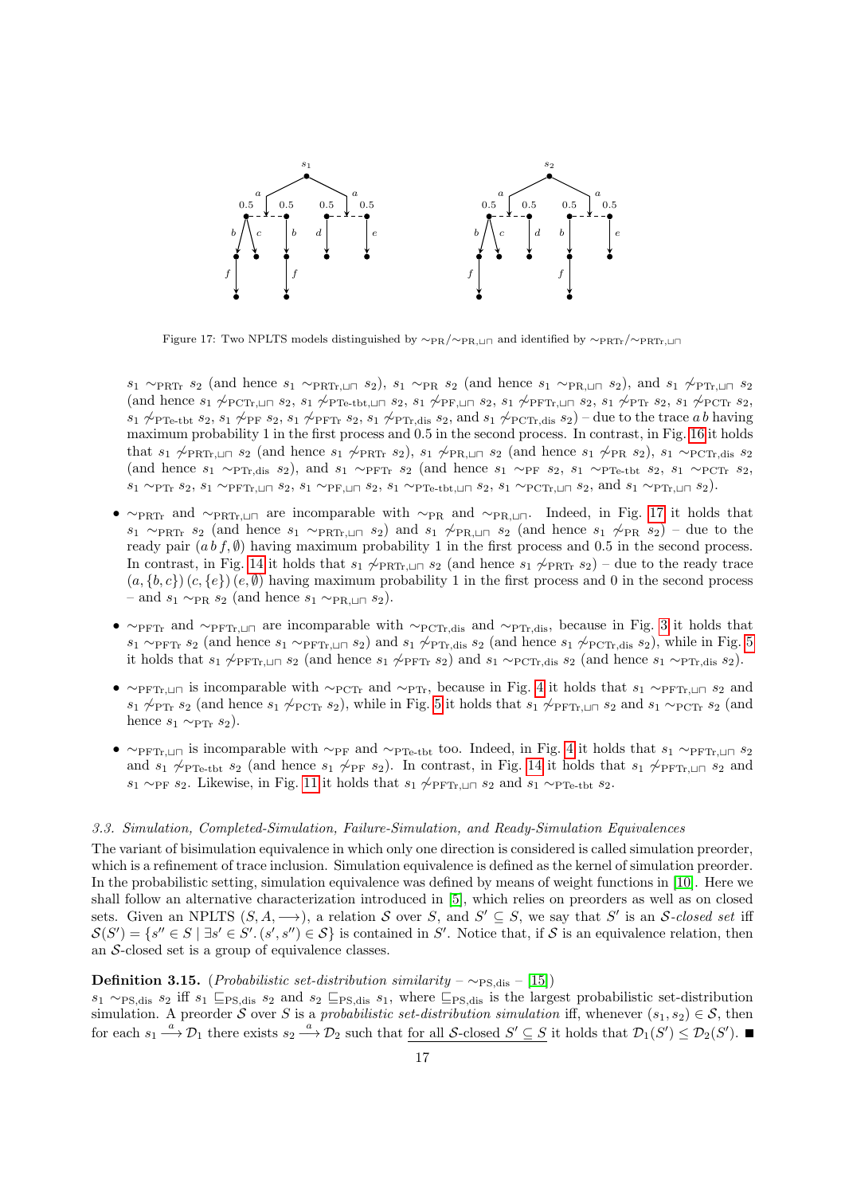Figure 17: Two NPLTS models distinguished by $\sim_{\mathrm{PR}}/\sim_{\mathrm{PR},\sqcup\sqcap}$ and identified by $\sim_{\mathrm{PRTr}}/\sim_{\mathrm{PRTr},\sqcup\sqcap}$

$s_1 \sim_{\mathrm{PRTr}} s_2$ (and hence $s_1 \sim_{\mathrm{PRTr},\sqcup\sqcap} s_2$), $s_1 \sim_{\mathrm{PR}} s_2$ (and hence $s_1 \sim_{\mathrm{PR},\sqcup\sqcap} s_2$), and $s_1 \not\sim_{\mathrm{PTr},\sqcup\sqcap} s_2$ (and hence $s_1 \not\sim_{\mathrm{PCTr},\sqcup\sqcap} s_2$, $s_1 \not\sim_{\mathrm{PTe\text{-}tbt},\sqcup\sqcap} s_2$, $s_1 \not\sim_{\mathrm{PF},\sqcup\sqcap} s_2$, $s_1 \not\sim_{\mathrm{PFTr},\sqcup\sqcap} s_2$, $s_1 \not\sim_{\mathrm{PTr}} s_2$, $s_1 \not\sim_{\mathrm{PCTr}} s_2$, $s_1 \not\sim_{\mathrm{PTe\text{-}tbt}} s_2$, $s_1 \not\sim_{\mathrm{PF}} s_2$, $s_1 \not\sim_{\mathrm{PFTr}} s_2$, $s_1 \not\sim_{\mathrm{PTr,dis}} s_2$, and $s_1 \not\sim_{\mathrm{PCTr,dis}} s_2$) – due to the trace $a\,b$ having maximum probability 1 in the first process and 0.5 in the second process. In contrast, in Fig. 16 it holds that $s_1 \not\sim_{\mathrm{PRTr},\sqcup\sqcap} s_2$ (and hence $s_1 \not\sim_{\mathrm{PRTr}} s_2$), $s_1 \not\sim_{\mathrm{PR},\sqcup\sqcap} s_2$ (and hence $s_1 \not\sim_{\mathrm{PR}} s_2$), $s_1 \sim_{\mathrm{PCTr,dis}} s_2$ (and hence $s_1 \sim_{\mathrm{PTr,dis}} s_2$), and $s_1 \sim_{\mathrm{PFTr}} s_2$ (and hence $s_1 \sim_{\mathrm{PF}} s_2$, $s_1 \sim_{\mathrm{PTe\text{-}tbt}} s_2$, $s_1 \sim_{\mathrm{PCTr}} s_2$, $s_1 \sim_{\mathrm{PTr}} s_2$, $s_1 \sim_{\mathrm{PFTr},\sqcup\sqcap} s_2$, $s_1 \sim_{\mathrm{PF},\sqcup\sqcap} s_2$, $s_1 \sim_{\mathrm{PTe\text{-}tbt},\sqcup\sqcap} s_2$, $s_1 \sim_{\mathrm{PCTr},\sqcup\sqcap} s_2$, and $s_1 \sim_{\mathrm{PTr},\sqcup\sqcap} s_2$).

- $\sim_{\mathrm{PRTr}}$ and $\sim_{\mathrm{PRTr},\sqcup\sqcap}$ are incomparable with $\sim_{\mathrm{PR}}$ and $\sim_{\mathrm{PR},\sqcup\sqcap}$. Indeed, in Fig. 17 it holds that $s_1 \sim_{\mathrm{PRTr}} s_2$ (and hence $s_1 \sim_{\mathrm{PRTr},\sqcup\sqcap} s_2$) and $s_1 \not\sim_{\mathrm{PR},\sqcup\sqcap} s_2$ (and hence $s_1 \not\sim_{\mathrm{PR}} s_2$) – due to the ready pair $(a\,b\,f, \emptyset)$ having maximum probability 1 in the first process and 0.5 in the second process. In contrast, in Fig. 14 it holds that $s_1 \not\sim_{\mathrm{PRTr},\sqcup\sqcap} s_2$ (and hence $s_1 \not\sim_{\mathrm{PRTr}} s_2$) – due to the ready trace $(a, \{b, c\})\,(c, \{e\})\,(e, \emptyset)$ having maximum probability 1 in the first process and 0 in the second process – and $s_1 \sim_{\mathrm{PR}} s_2$ (and hence $s_1 \sim_{\mathrm{PR},\sqcup\sqcap} s_2$).
- $\sim_{\mathrm{PFTr}}$ and $\sim_{\mathrm{PFTr},\sqcup\sqcap}$ are incomparable with $\sim_{\mathrm{PCTr,dis}}$ and $\sim_{\mathrm{PTr,dis}}$, because in Fig. 3 it holds that $s_1 \sim_{\mathrm{PFTr}} s_2$ (and hence $s_1 \sim_{\mathrm{PFTr},\sqcup\sqcap} s_2$) and $s_1 \not\sim_{\mathrm{PTr,dis}} s_2$ (and hence $s_1 \not\sim_{\mathrm{PCTr,dis}} s_2$), while in Fig. 5 it holds that $s_1 \not\sim_{\mathrm{PFTr},\sqcup\sqcap} s_2$ (and hence $s_1 \not\sim_{\mathrm{PFTr}} s_2$) and $s_1 \sim_{\mathrm{PCTr,dis}} s_2$ (and hence $s_1 \sim_{\mathrm{PTr,dis}} s_2$).
- $\sim_{\mathrm{PFTr},\sqcup\sqcap}$ is incomparable with $\sim_{\mathrm{PCTr}}$ and $\sim_{\mathrm{PTr}}$, because in Fig. 4 it holds that $s_1 \sim_{\mathrm{PFTr},\sqcup\sqcap} s_2$ and $s_1 \not\sim_{\mathrm{PTr}} s_2$ (and hence $s_1 \not\sim_{\mathrm{PCTr}} s_2$), while in Fig. 5 it holds that $s_1 \not\sim_{\mathrm{PFTr},\sqcup\sqcap} s_2$ and $s_1 \sim_{\mathrm{PCTr}} s_2$ (and hence $s_1 \sim_{\mathrm{PTr}} s_2$).
- $\sim_{\mathrm{PFTr},\sqcup\sqcap}$ is incomparable with $\sim_{\mathrm{PF}}$ and $\sim_{\mathrm{PTe\text{-}tbt}}$ too. Indeed, in Fig. 4 it holds that $s_1 \sim_{\mathrm{PFTr},\sqcup\sqcap} s_2$ and $s_1 \not\sim_{\mathrm{PTe\text{-}tbt}} s_2$ (and hence $s_1 \not\sim_{\mathrm{PF}} s_2$). In contrast, in Fig. 14 it holds that $s_1 \not\sim_{\mathrm{PFTr},\sqcup\sqcap} s_2$ and $s_1 \sim_{\mathrm{PF}} s_2$. Likewise, in Fig. 11 it holds that $s_1 \not\sim_{\mathrm{PFTr},\sqcup\sqcap} s_2$ and $s_1 \sim_{\mathrm{PTe\text{-}tbt}} s_2$.

### 3.3. Simulation, Completed-Simulation, Failure-Simulation, and Ready-Simulation Equivalences

The variant of bisimulation equivalence in which only one direction is considered is called simulation preorder, which is a refinement of trace inclusion. Simulation equivalence is defined as the kernel of simulation preorder. In the probabilistic setting, simulation equivalence was defined by means of weight functions in [10]. Here we shall follow an alternative characterization introduced in [5], which relies on preorders as well as on closed sets. Given an NPLTS $(S, A, \longrightarrow)$, a relation $\mathcal{S}$ over $S$, and $S' \subseteq S$, we say that $S'$ is an *$\mathcal{S}$-closed set* iff $\mathcal{S}(S') = \{s'' \in S \mid \exists s' \in S'. (s', s'') \in \mathcal{S}\}$ is contained in $S'$. Notice that, if $\mathcal{S}$ is an equivalence relation, then an $\mathcal{S}$-closed set is a group of equivalence classes.

**Definition 3.15.** (*Probabilistic set-distribution similarity* – $\sim_{\mathrm{PS,dis}}$ – [15])
$s_1 \sim_{\mathrm{PS,dis}} s_2$ iff $s_1 \sqsubseteq_{\mathrm{PS,dis}} s_2$ and $s_2 \sqsubseteq_{\mathrm{PS,dis}} s_1$, where $\sqsubseteq_{\mathrm{PS,dis}}$ is the largest probabilistic set-distribution simulation. A preorder $\mathcal{S}$ over $S$ is a *probabilistic set-distribution simulation* iff, whenever $(s_1, s_2) \in \mathcal{S}$, then for each $s_1 \xrightarrow{a} \mathcal{D}_1$ there exists $s_2 \xrightarrow{a} \mathcal{D}_2$ such that <u>for all $\mathcal{S}$-closed $S' \subseteq S$</u> it holds that $\mathcal{D}_1(S') \leq \mathcal{D}_2(S')$. ■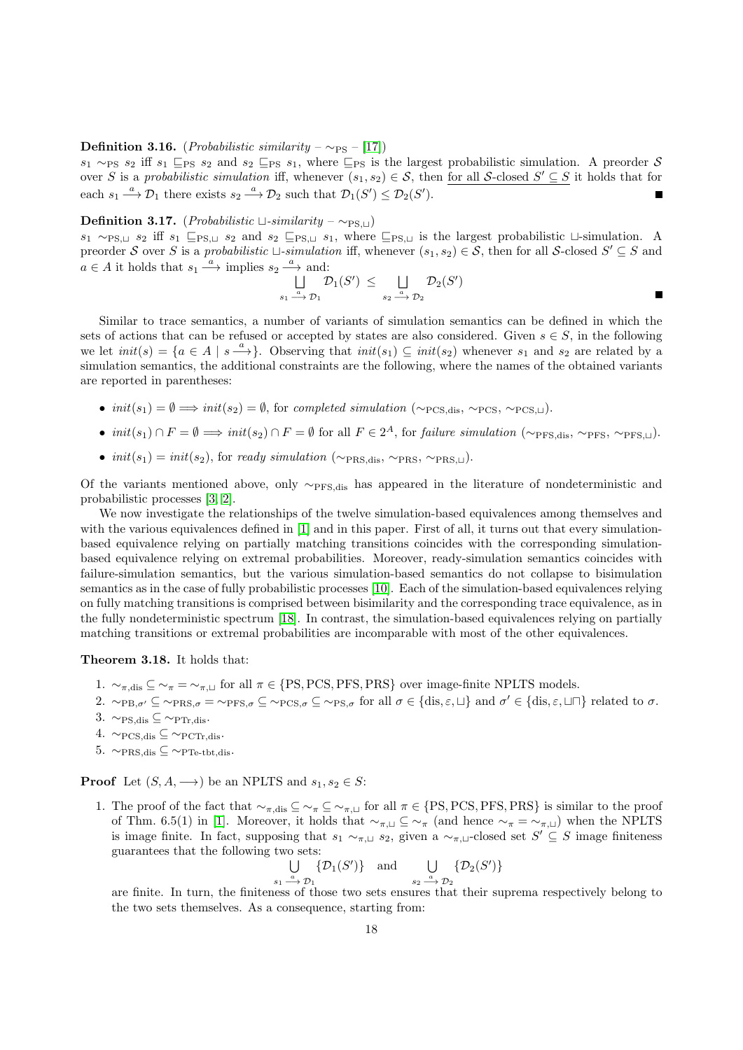**Definition 3.16.** (*Probabilistic similarity* – $\sim_{\rm PS}$ – [17])
$s_1 \sim_{\rm PS} s_2$ iff $s_1 \sqsubseteq_{\rm PS} s_2$ and $s_2 \sqsubseteq_{\rm PS} s_1$, where $\sqsubseteq_{\rm PS}$ is the largest probabilistic simulation. A preorder $\mathcal{S}$ over $S$ is a *probabilistic simulation* iff, whenever $(s_1, s_2) \in \mathcal{S}$, then for all $\mathcal{S}$-closed $S' \subseteq S$ it holds that for each $s_1 \xrightarrow{a} \mathcal{D}_1$ there exists $s_2 \xrightarrow{a} \mathcal{D}_2$ such that $\mathcal{D}_1(S') \leq \mathcal{D}_2(S')$. ∎

**Definition 3.17.** (*Probabilistic $\sqcup$-similarity* – $\sim_{\rm PS,\sqcup}$)
$s_1 \sim_{\rm PS,\sqcup} s_2$ iff $s_1 \sqsubseteq_{\rm PS,\sqcup} s_2$ and $s_2 \sqsubseteq_{\rm PS,\sqcup} s_1$, where $\sqsubseteq_{\rm PS,\sqcup}$ is the largest probabilistic $\sqcup$-simulation. A preorder $\mathcal{S}$ over $S$ is a *probabilistic $\sqcup$-simulation* iff, whenever $(s_1, s_2) \in \mathcal{S}$, then for all $\mathcal{S}$-closed $S' \subseteq S$ and $a \in A$ it holds that $s_1 \xrightarrow{a}$ implies $s_2 \xrightarrow{a}$ and:

$$\bigsqcup_{s_1 \xrightarrow{a} \mathcal{D}_1} \mathcal{D}_1(S') \;\leq\; \bigsqcup_{s_2 \xrightarrow{a} \mathcal{D}_2} \mathcal{D}_2(S')$$

∎

Similar to trace semantics, a number of variants of simulation semantics can be defined in which the sets of actions that can be refused or accepted by states are also considered. Given $s \in S$, in the following we let $init(s) = \{a \in A \mid s \xrightarrow{a}\}$. Observing that $init(s_1) \subseteq init(s_2)$ whenever $s_1$ and $s_2$ are related by a simulation semantics, the additional constraints are the following, where the names of the obtained variants are reported in parentheses:

- $init(s_1) = \emptyset \Longrightarrow init(s_2) = \emptyset$, for *completed simulation* ($\sim_{\rm PCS,dis}$, $\sim_{\rm PCS}$, $\sim_{\rm PCS,\sqcup}$).
- $init(s_1) \cap F = \emptyset \Longrightarrow init(s_2) \cap F = \emptyset$ for all $F \in 2^A$, for *failure simulation* ($\sim_{\rm PFS,dis}$, $\sim_{\rm PFS}$, $\sim_{\rm PFS,\sqcup}$).
- $init(s_1) = init(s_2)$, for *ready simulation* ($\sim_{\rm PRS,dis}$, $\sim_{\rm PRS}$, $\sim_{\rm PRS,\sqcup}$).

Of the variants mentioned above, only $\sim_{\rm PFS,dis}$ has appeared in the literature of nondeterministic and probabilistic processes [3, 2].

We now investigate the relationships of the twelve simulation-based equivalences among themselves and with the various equivalences defined in [1] and in this paper. First of all, it turns out that every simulation-based equivalence relying on partially matching transitions coincides with the corresponding simulation-based equivalence relying on extremal probabilities. Moreover, ready-simulation semantics coincides with failure-simulation semantics, but the various simulation-based semantics do not collapse to bisimulation semantics as in the case of fully probabilistic processes [10]. Each of the simulation-based equivalences relying on fully matching transitions is comprised between bisimilarity and the corresponding trace equivalence, as in the fully nondeterministic spectrum [18]. In contrast, the simulation-based equivalences relying on partially matching transitions or extremal probabilities are incomparable with most of the other equivalences.

**Theorem 3.18.** It holds that:

1. $\sim_{\pi,\rm dis} \subseteq \sim_{\pi} = \sim_{\pi,\sqcup}$ for all $\pi \in \{\rm PS, PCS, PFS, PRS\}$ over image-finite NPLTS models.
2. $\sim_{{\rm PB},\sigma'} \subseteq \sim_{{\rm PRS},\sigma} = \sim_{{\rm PFS},\sigma} \subseteq \sim_{{\rm PCS},\sigma} \subseteq \sim_{{\rm PS},\sigma}$ for all $\sigma \in \{{\rm dis}, \varepsilon, \sqcup\}$ and $\sigma' \in \{{\rm dis}, \varepsilon, \sqcup\sqcap\}$ related to $\sigma$.
3. $\sim_{\rm PS,dis} \subseteq \sim_{\rm PTr,dis}$.
4. $\sim_{\rm PCS,dis} \subseteq \sim_{\rm PCTr,dis}$.
5. $\sim_{\rm PRS,dis} \subseteq \sim_{\rm PTe\text{-}tbt,dis}$.

**Proof** Let $(S, A, \longrightarrow)$ be an NPLTS and $s_1, s_2 \in S$:

1. The proof of the fact that $\sim_{\pi,\rm dis} \subseteq \sim_{\pi} \subseteq \sim_{\pi,\sqcup}$ for all $\pi \in \{\rm PS, PCS, PFS, PRS\}$ is similar to the proof of Thm. 6.5(1) in [1]. Moreover, it holds that $\sim_{\pi,\sqcup} \subseteq \sim_{\pi}$ (and hence $\sim_{\pi} = \sim_{\pi,\sqcup}$) when the NPLTS is image finite. In fact, supposing that $s_1 \sim_{\pi,\sqcup} s_2$, given a $\sim_{\pi,\sqcup}$-closed set $S' \subseteq S$ image finiteness guarantees that the following two sets:

$$\bigcup_{s_1 \xrightarrow{a} \mathcal{D}_1} \{\mathcal{D}_1(S')\} \quad \text{and} \quad \bigcup_{s_2 \xrightarrow{a} \mathcal{D}_2} \{\mathcal{D}_2(S')\}$$

are finite. In turn, the finiteness of those two sets ensures that their suprema respectively belong to the two sets themselves. As a consequence, starting from: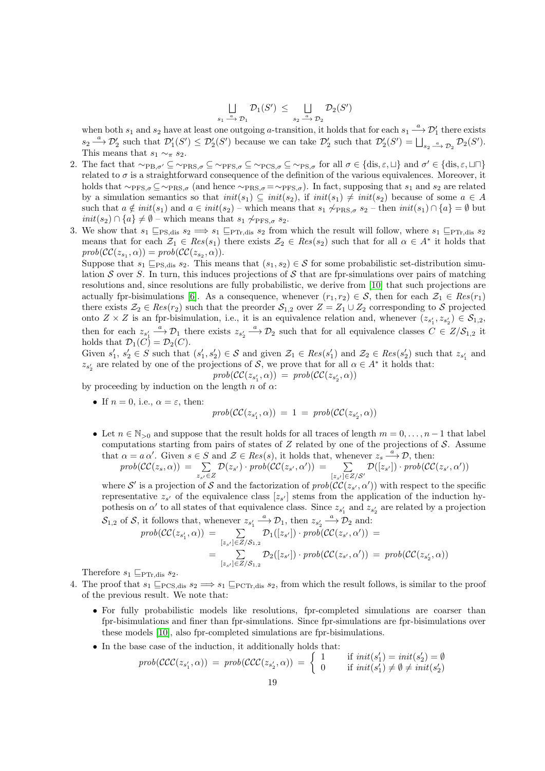$$\bigsqcup_{s_1 \xrightarrow{a} \mathcal{D}_1} \mathcal{D}_1(S') \;\leq\; \bigsqcup_{s_2 \xrightarrow{a} \mathcal{D}_2} \mathcal{D}_2(S')$$

when both $s_1$ and $s_2$ have at least one outgoing $a$-transition, it holds that for each $s_1 \xrightarrow{a} \mathcal{D}'_1$ there exists $s_2 \xrightarrow{a} \mathcal{D}'_2$ such that $\mathcal{D}'_1(S') \leq \mathcal{D}'_2(S')$ because we can take $\mathcal{D}'_2$ such that $\mathcal{D}'_2(S') = \bigsqcup_{s_2 \xrightarrow{a} \mathcal{D}_2} \mathcal{D}_2(S')$. This means that $s_1 \sim_\pi s_2$.

2. The fact that $\sim_{\mathrm{PB},\sigma'} \subseteq \sim_{\mathrm{PRS},\sigma} \subseteq \sim_{\mathrm{PFS},\sigma} \subseteq \sim_{\mathrm{PCS},\sigma} \subseteq \sim_{\mathrm{PS},\sigma}$ for all $\sigma \in \{\mathrm{dis}, \varepsilon, \sqcup\}$ and $\sigma' \in \{\mathrm{dis}, \varepsilon, \sqcup\sqcap\}$ related to $\sigma$ is a straightforward consequence of the definition of the various equivalences. Moreover, it holds that $\sim_{\mathrm{PFS},\sigma} \subseteq \sim_{\mathrm{PRS},\sigma}$ (and hence $\sim_{\mathrm{PRS},\sigma} = \sim_{\mathrm{PFS},\sigma}$). In fact, supposing that $s_1$ and $s_2$ are related by a simulation semantics so that $init(s_1) \subseteq init(s_2)$, if $init(s_1) \neq init(s_2)$ because of some $a \in A$ such that $a \notin init(s_1)$ and $a \in init(s_2)$ – which means that $s_1 \not\sim_{\mathrm{PRS},\sigma} s_2$ – then $init(s_1) \cap \{a\} = \emptyset$ but $init(s_2) \cap \{a\} \neq \emptyset$ – which means that $s_1 \not\sim_{\mathrm{PFS},\sigma} s_2$.

3. We show that $s_1 \sqsubseteq_{\mathrm{PS,dis}} s_2 \implies s_1 \sqsubseteq_{\mathrm{PTr,dis}} s_2$ from which the result will follow, where $s_1 \sqsubseteq_{\mathrm{PTr,dis}} s_2$ means that for each $\mathcal{Z}_1 \in Res(s_1)$ there exists $\mathcal{Z}_2 \in Res(s_2)$ such that for all $\alpha \in A^*$ it holds that $prob(\mathcal{CC}(z_{s_1}, \alpha)) = prob(\mathcal{CC}(z_{s_2}, \alpha))$.

   Suppose that $s_1 \sqsubseteq_{\mathrm{PS,dis}} s_2$. This means that $(s_1, s_2) \in \mathcal{S}$ for some probabilistic set-distribution simulation $\mathcal{S}$ over $S$. In turn, this induces projections of $\mathcal{S}$ that are fpr-simulations over pairs of matching resolutions and, since resolutions are fully probabilistic, we derive from [10] that such projections are actually fpr-bisimulations [6]. As a consequence, whenever $(r_1, r_2) \in \mathcal{S}$, then for each $\mathcal{Z}_1 \in Res(r_1)$ there exists $\mathcal{Z}_2 \in Res(r_2)$ such that the preorder $\mathcal{S}_{1,2}$ over $Z = Z_1 \cup Z_2$ corresponding to $\mathcal{S}$ projected onto $Z \times Z$ is an fpr-bisimulation, i.e., it is an equivalence relation and, whenever $(z_{s'_1}, z_{s'_2}) \in \mathcal{S}_{1,2}$, then for each $z_{s'_1} \xrightarrow{a} \mathcal{D}_1$ there exists $z_{s'_2} \xrightarrow{a} \mathcal{D}_2$ such that for all equivalence classes $C \in Z/\mathcal{S}_{1,2}$ it holds that $\mathcal{D}_1(C) = \mathcal{D}_2(C)$.

   Given $s'_1, s'_2 \in S$ such that $(s'_1, s'_2) \in \mathcal{S}$ and given $\mathcal{Z}_1 \in Res(s'_1)$ and $\mathcal{Z}_2 \in Res(s'_2)$ such that $z_{s'_1}$ and $z_{s'_2}$ are related by one of the projections of $\mathcal{S}$, we prove that for all $\alpha \in A^*$ it holds that:

$$prob(\mathcal{CC}(z_{s'_1}, \alpha)) \;=\; prob(\mathcal{CC}(z_{s'_2}, \alpha))$$

   by proceeding by induction on the length $n$ of $\alpha$:

   - If $n = 0$, i.e., $\alpha = \varepsilon$, then:

$$prob(\mathcal{CC}(z_{s'_1}, \alpha)) \;=\; 1 \;=\; prob(\mathcal{CC}(z_{s'_2}, \alpha))$$

   - Let $n \in \mathbb{N}_{>0}$ and suppose that the result holds for all traces of length $m = 0, \ldots, n-1$ that label computations starting from pairs of states of $Z$ related by one of the projections of $\mathcal{S}$. Assume that $\alpha = a\,\alpha'$. Given $s \in S$ and $\mathcal{Z} \in Res(s)$, it holds that, whenever $z_s \xrightarrow{a} \mathcal{D}$, then:

$$prob(\mathcal{CC}(z_s, \alpha)) \;=\; \sum_{z_{s'} \in Z} \mathcal{D}(z_{s'}) \cdot prob(\mathcal{CC}(z_{s'}, \alpha')) \;=\; \sum_{[z_{s'}] \in Z/\mathcal{S}'} \mathcal{D}([z_{s'}]) \cdot prob(\mathcal{CC}(z_{s'}, \alpha'))$$

     where $\mathcal{S}'$ is a projection of $\mathcal{S}$ and the factorization of $prob(\mathcal{CC}(z_{s'}, \alpha'))$ with respect to the specific representative $z_{s'}$ of the equivalence class $[z_{s'}]$ stems from the application of the induction hypothesis on $\alpha'$ to all states of that equivalence class. Since $z_{s'_1}$ and $z_{s'_2}$ are related by a projection $\mathcal{S}_{1,2}$ of $\mathcal{S}$, it follows that, whenever $z_{s'_1} \xrightarrow{a} \mathcal{D}_1$, then $z_{s'_2} \xrightarrow{a} \mathcal{D}_2$ and:

$$\begin{aligned} prob(\mathcal{CC}(z_{s'_1}, \alpha)) \;&=\; \sum_{[z_{s'}] \in Z/\mathcal{S}_{1,2}} \mathcal{D}_1([z_{s'}]) \cdot prob(\mathcal{CC}(z_{s'}, \alpha')) \;= \\ &=\; \sum_{[z_{s'}] \in Z/\mathcal{S}_{1,2}} \mathcal{D}_2([z_{s'}]) \cdot prob(\mathcal{CC}(z_{s'}, \alpha')) \;=\; prob(\mathcal{CC}(z_{s'_2}, \alpha)) \end{aligned}$$

   Therefore $s_1 \sqsubseteq_{\mathrm{PTr,dis}} s_2$.

4. The proof that $s_1 \sqsubseteq_{\mathrm{PCS,dis}} s_2 \implies s_1 \sqsubseteq_{\mathrm{PCTr,dis}} s_2$, from which the result follows, is similar to the proof of the previous result. We note that:

   - For fully probabilistic models like resolutions, fpr-completed simulations are coarser than fpr-bisimulations and finer than fpr-simulations. Since fpr-simulations are fpr-bisimulations over these models [10], also fpr-completed simulations are fpr-bisimulations.
   - In the base case of the induction, it additionally holds that:

$$prob(\mathcal{CCC}(z_{s'_1}, \alpha)) \;=\; prob(\mathcal{CCC}(z_{s'_2}, \alpha)) \;=\; \begin{cases} 1 & \text{if } init(s'_1) = init(s'_2) = \emptyset \\ 0 & \text{if } init(s'_1) \neq \emptyset \neq init(s'_2) \end{cases}$$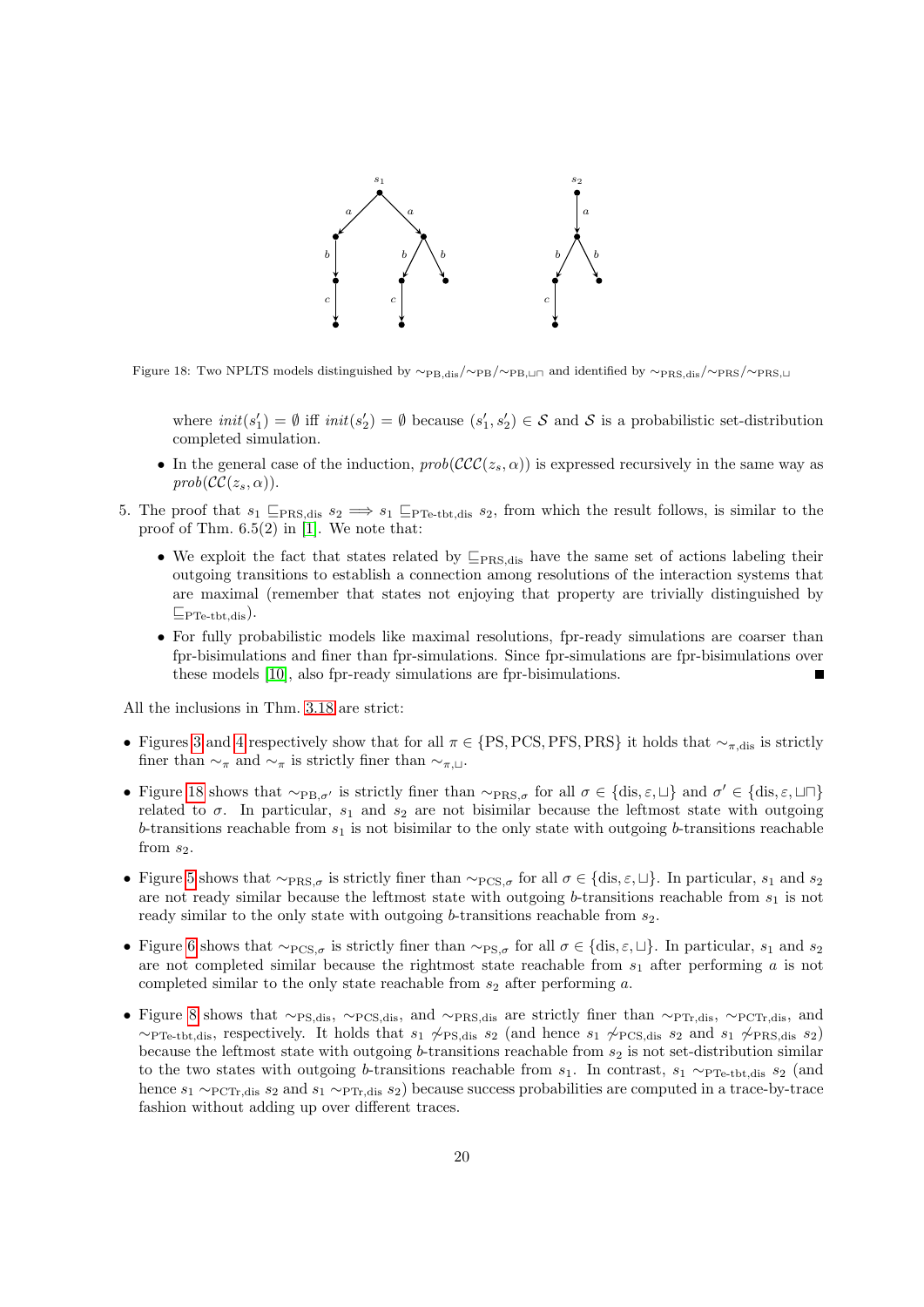Figure 18: Two NPLTS models distinguished by $\sim_{\rm PB,dis}$/$\sim_{\rm PB}$/$\sim_{\rm PB,\sqcup\sqcap}$ and identified by $\sim_{\rm PRS,dis}$/$\sim_{\rm PRS}$/$\sim_{\rm PRS,\sqcup}$

where $init(s'_1) = \emptyset$ iff $init(s'_2) = \emptyset$ because $(s'_1, s'_2) \in \mathcal{S}$ and $\mathcal{S}$ is a probabilistic set-distribution completed simulation.

- In the general case of the induction, $prob(\mathcal{CCC}(z_s, \alpha))$ is expressed recursively in the same way as $prob(\mathcal{CC}(z_s, \alpha))$.

5. The proof that $s_1 \sqsubseteq_{\rm PRS,dis} s_2 \Longrightarrow s_1 \sqsubseteq_{\rm PTe\text{-}tbt,dis} s_2$, from which the result follows, is similar to the proof of Thm. 6.5(2) in [1]. We note that:
   - We exploit the fact that states related by $\sqsubseteq_{\rm PRS,dis}$ have the same set of actions labeling their outgoing transitions to establish a connection among resolutions of the interaction systems that are maximal (remember that states not enjoying that property are trivially distinguished by $\sqsubseteq_{\rm PTe\text{-}tbt,dis}$).
   - For fully probabilistic models like maximal resolutions, fpr-ready simulations are coarser than fpr-bisimulations and finer than fpr-simulations. Since fpr-simulations are fpr-bisimulations over these models [10], also fpr-ready simulations are fpr-bisimulations. ■

All the inclusions in Thm. 3.18 are strict:

- Figures 3 and 4 respectively show that for all $\pi \in \{\rm PS, PCS, PFS, PRS\}$ it holds that $\sim_{\pi,\rm dis}$ is strictly finer than $\sim_{\pi}$ and $\sim_{\pi}$ is strictly finer than $\sim_{\pi,\sqcup}$.
- Figure 18 shows that $\sim_{\rm PB,\sigma'}$ is strictly finer than $\sim_{\rm PRS,\sigma}$ for all $\sigma \in \{\rm dis, \varepsilon, \sqcup\}$ and $\sigma' \in \{\rm dis, \varepsilon, \sqcup\sqcap\}$ related to $\sigma$. In particular, $s_1$ and $s_2$ are not bisimilar because the leftmost state with outgoing $b$-transitions reachable from $s_1$ is not bisimilar to the only state with outgoing $b$-transitions reachable from $s_2$.
- Figure 5 shows that $\sim_{\rm PRS,\sigma}$ is strictly finer than $\sim_{\rm PCS,\sigma}$ for all $\sigma \in \{\rm dis, \varepsilon, \sqcup\}$. In particular, $s_1$ and $s_2$ are not ready similar because the leftmost state with outgoing $b$-transitions reachable from $s_1$ is not ready similar to the only state with outgoing $b$-transitions reachable from $s_2$.
- Figure 6 shows that $\sim_{\rm PCS,\sigma}$ is strictly finer than $\sim_{\rm PS,\sigma}$ for all $\sigma \in \{\rm dis, \varepsilon, \sqcup\}$. In particular, $s_1$ and $s_2$ are not completed similar because the rightmost state reachable from $s_1$ after performing $a$ is not completed similar to the only state reachable from $s_2$ after performing $a$.
- Figure 8 shows that $\sim_{\rm PS,dis}$, $\sim_{\rm PCS,dis}$, and $\sim_{\rm PRS,dis}$ are strictly finer than $\sim_{\rm PTr,dis}$, $\sim_{\rm PCTr,dis}$, and $\sim_{\rm PTe\text{-}tbt,dis}$, respectively. It holds that $s_1 \not\sim_{\rm PS,dis} s_2$ (and hence $s_1 \not\sim_{\rm PCS,dis} s_2$ and $s_1 \not\sim_{\rm PRS,dis} s_2$) because the leftmost state with outgoing $b$-transitions reachable from $s_2$ is not set-distribution similar to the two states with outgoing $b$-transitions reachable from $s_1$. In contrast, $s_1 \sim_{\rm PTe\text{-}tbt,dis} s_2$ (and hence $s_1 \sim_{\rm PCTr,dis} s_2$ and $s_1 \sim_{\rm PTr,dis} s_2$) because success probabilities are computed in a trace-by-trace fashion without adding up over different traces.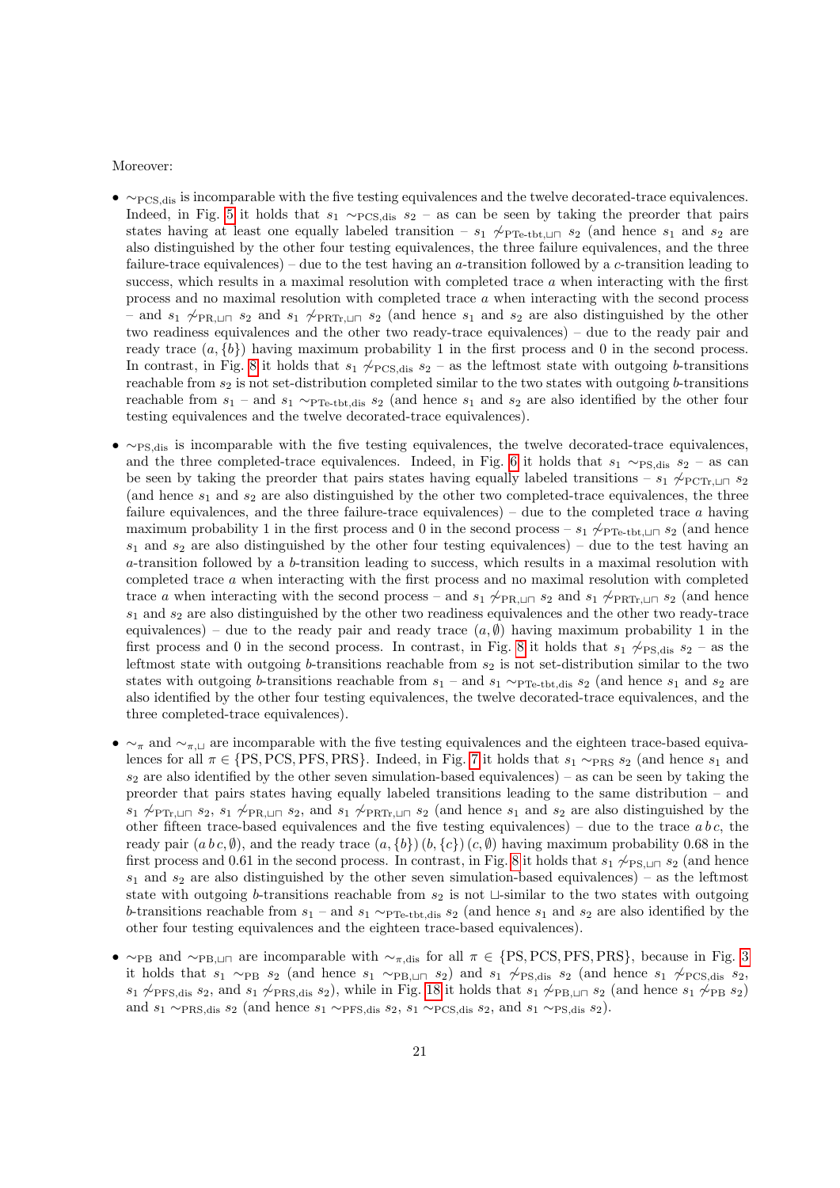Moreover:

- $\sim_{\rm PCS,dis}$ is incomparable with the five testing equivalences and the twelve decorated-trace equivalences. Indeed, in Fig. 5 it holds that $s_1 \sim_{\rm PCS,dis} s_2$ – as can be seen by taking the preorder that pairs states having at least one equally labeled transition – $s_1 \not\sim_{\rm PTe\text{-}tbt,\sqcup\sqcap} s_2$ (and hence $s_1$ and $s_2$ are also distinguished by the other four testing equivalences, the three failure equivalences, and the three failure-trace equivalences) – due to the test having an $a$-transition followed by a $c$-transition leading to success, which results in a maximal resolution with completed trace $a$ when interacting with the first process and no maximal resolution with completed trace $a$ when interacting with the second process – and $s_1 \not\sim_{\rm PR,\sqcup\sqcap} s_2$ and $s_1 \not\sim_{\rm PRTr,\sqcup\sqcap} s_2$ (and hence $s_1$ and $s_2$ are also distinguished by the other two readiness equivalences and the other two ready-trace equivalences) – due to the ready pair and ready trace $(a, \{b\})$ having maximum probability 1 in the first process and 0 in the second process. In contrast, in Fig. 8 it holds that $s_1 \not\sim_{\rm PCS,dis} s_2$ – as the leftmost state with outgoing $b$-transitions reachable from $s_2$ is not set-distribution completed similar to the two states with outgoing $b$-transitions reachable from $s_1$ – and $s_1 \sim_{\rm PTe\text{-}tbt,dis} s_2$ (and hence $s_1$ and $s_2$ are also identified by the other four testing equivalences and the twelve decorated-trace equivalences).

- $\sim_{\rm PS,dis}$ is incomparable with the five testing equivalences, the twelve decorated-trace equivalences, and the three completed-trace equivalences. Indeed, in Fig. 6 it holds that $s_1 \sim_{\rm PS,dis} s_2$ – as can be seen by taking the preorder that pairs states having equally labeled transitions – $s_1 \not\sim_{\rm PCTr,\sqcup\sqcap} s_2$ (and hence $s_1$ and $s_2$ are also distinguished by the other two completed-trace equivalences, the three failure equivalences, and the three failure-trace equivalences) – due to the completed trace $a$ having maximum probability 1 in the first process and 0 in the second process – $s_1 \not\sim_{\rm PTe\text{-}tbt,\sqcup\sqcap} s_2$ (and hence $s_1$ and $s_2$ are also distinguished by the other four testing equivalences) – due to the test having an $a$-transition followed by a $b$-transition leading to success, which results in a maximal resolution with completed trace $a$ when interacting with the first process and no maximal resolution with completed trace $a$ when interacting with the second process – and $s_1 \not\sim_{\rm PR,\sqcup\sqcap} s_2$ and $s_1 \not\sim_{\rm PRTr,\sqcup\sqcap} s_2$ (and hence $s_1$ and $s_2$ are also distinguished by the other two readiness equivalences and the other two ready-trace equivalences) – due to the ready pair and ready trace $(a, \emptyset)$ having maximum probability 1 in the first process and 0 in the second process. In contrast, in Fig. 8 it holds that $s_1 \not\sim_{\rm PS,dis} s_2$ – as the leftmost state with outgoing $b$-transitions reachable from $s_2$ is not set-distribution similar to the two states with outgoing $b$-transitions reachable from $s_1$ – and $s_1 \sim_{\rm PTe\text{-}tbt,dis} s_2$ (and hence $s_1$ and $s_2$ are also identified by the other four testing equivalences, the twelve decorated-trace equivalences, and the three completed-trace equivalences).

- $\sim_\pi$ and $\sim_{\pi,\sqcup}$ are incomparable with the five testing equivalences and the eighteen trace-based equivalences for all $\pi \in \{\rm PS, PCS, PFS, PRS\}$. Indeed, in Fig. 7 it holds that $s_1 \sim_{\rm PRS} s_2$ (and hence $s_1$ and $s_2$ are also identified by the other seven simulation-based equivalences) – as can be seen by taking the preorder that pairs states having equally labeled transitions leading to the same distribution – and $s_1 \not\sim_{\rm PTr,\sqcup\sqcap} s_2$, $s_1 \not\sim_{\rm PR,\sqcup\sqcap} s_2$, and $s_1 \not\sim_{\rm PRTr,\sqcup\sqcap} s_2$ (and hence $s_1$ and $s_2$ are also distinguished by the other fifteen trace-based equivalences and the five testing equivalences) – due to the trace $a\,b\,c$, the ready pair $(a\,b\,c, \emptyset)$, and the ready trace $(a, \{b\})\,(b, \{c\})\,(c, \emptyset)$ having maximum probability 0.68 in the first process and 0.61 in the second process. In contrast, in Fig. 8 it holds that $s_1 \not\sim_{\rm PS,\sqcup\sqcap} s_2$ (and hence $s_1$ and $s_2$ are also distinguished by the other seven simulation-based equivalences) – as the leftmost state with outgoing $b$-transitions reachable from $s_2$ is not $\sqcup$-similar to the two states with outgoing $b$-transitions reachable from $s_1$ – and $s_1 \sim_{\rm PTe\text{-}tbt,dis} s_2$ (and hence $s_1$ and $s_2$ are also identified by the other four testing equivalences and the eighteen trace-based equivalences).

- $\sim_{\rm PB}$ and $\sim_{\rm PB,\sqcup\sqcap}$ are incomparable with $\sim_{\pi,\rm dis}$ for all $\pi \in \{\rm PS, PCS, PFS, PRS\}$, because in Fig. 3 it holds that $s_1 \sim_{\rm PB} s_2$ (and hence $s_1 \sim_{\rm PB,\sqcup\sqcap} s_2$) and $s_1 \not\sim_{\rm PS,dis} s_2$ (and hence $s_1 \not\sim_{\rm PCS,dis} s_2$, $s_1 \not\sim_{\rm PFS,dis} s_2$, and $s_1 \not\sim_{\rm PRS,dis} s_2$), while in Fig. 18 it holds that $s_1 \not\sim_{\rm PB,\sqcup\sqcap} s_2$ (and hence $s_1 \not\sim_{\rm PB} s_2$) and $s_1 \sim_{\rm PRS,dis} s_2$ (and hence $s_1 \sim_{\rm PFS,dis} s_2$, $s_1 \sim_{\rm PCS,dis} s_2$, and $s_1 \sim_{\rm PS,dis} s_2$).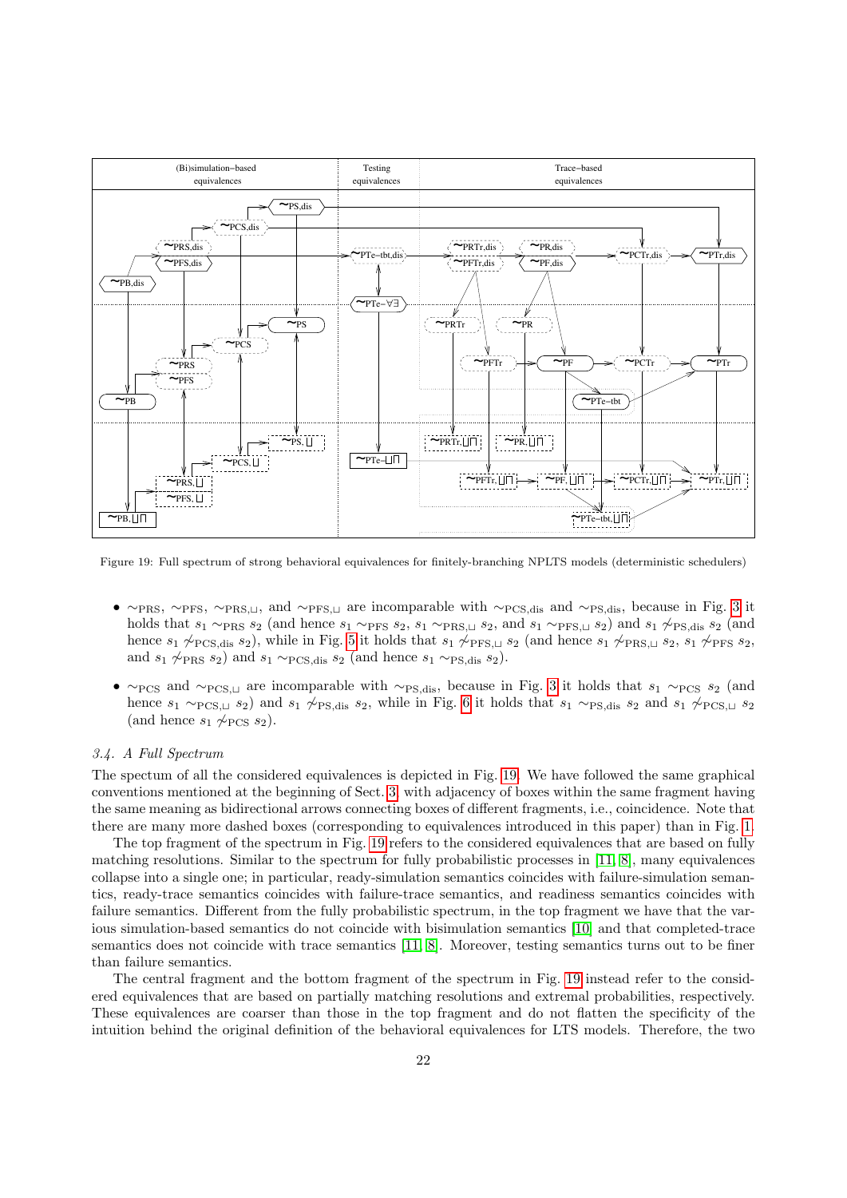Figure 19: Full spectrum of strong behavioral equivalences for finitely-branching NPLTS models (deterministic schedulers)

- $\sim_{\rm PRS}$, $\sim_{\rm PFS}$, $\sim_{\rm PRS,\sqcup}$, and $\sim_{\rm PFS,\sqcup}$ are incomparable with $\sim_{\rm PCS,dis}$ and $\sim_{\rm PS,dis}$, because in Fig. 3 it holds that $s_1 \sim_{\rm PRS} s_2$ (and hence $s_1 \sim_{\rm PFS} s_2$, $s_1 \sim_{\rm PRS,\sqcup} s_2$, and $s_1 \sim_{\rm PFS,\sqcup} s_2$) and $s_1 \not\sim_{\rm PS,dis} s_2$ (and hence $s_1 \not\sim_{\rm PCS,dis} s_2$), while in Fig. 5 it holds that $s_1 \not\sim_{\rm PFS,\sqcup} s_2$ (and hence $s_1 \not\sim_{\rm PRS,\sqcup} s_2$, $s_1 \not\sim_{\rm PFS} s_2$, and $s_1 \not\sim_{\rm PRS} s_2$) and $s_1 \sim_{\rm PCS,dis} s_2$ (and hence $s_1 \sim_{\rm PS,dis} s_2$).
- $\sim_{\rm PCS}$ and $\sim_{\rm PCS,\sqcup}$ are incomparable with $\sim_{\rm PS,dis}$, because in Fig. 3 it holds that $s_1 \sim_{\rm PCS} s_2$ (and hence $s_1 \sim_{\rm PCS,\sqcup} s_2$) and $s_1 \not\sim_{\rm PS,dis} s_2$, while in Fig. 6 it holds that $s_1 \sim_{\rm PS,dis} s_2$ and $s_1 \not\sim_{\rm PCS,\sqcup} s_2$ (and hence $s_1 \not\sim_{\rm PCS} s_2$).

### 3.4. A Full Spectrum

The spectrum of all the considered equivalences is depicted in Fig. 19. We have followed the same graphical conventions mentioned at the beginning of Sect. 3, with adjacency of boxes within the same fragment having the same meaning as bidirectional arrows connecting boxes of different fragments, i.e., coincidence. Note that there are many more dashed boxes (corresponding to equivalences introduced in this paper) than in Fig. 1.

The top fragment of the spectrum in Fig. 19 refers to the considered equivalences that are based on fully matching resolutions. Similar to the spectrum for fully probabilistic processes in [11, 8], many equivalences collapse into a single one; in particular, ready-simulation semantics coincides with failure-simulation semantics, ready-trace semantics coincides with failure-trace semantics, and readiness semantics coincides with failure semantics. Different from the fully probabilistic spectrum, in the top fragment we have that the various simulation-based semantics do not coincide with bisimulation semantics [10] and that completed-trace semantics does not coincide with trace semantics [11, 8]. Moreover, testing semantics turns out to be finer than failure semantics.

The central fragment and the bottom fragment of the spectrum in Fig. 19 instead refer to the considered equivalences that are based on partially matching resolutions and extremal probabilities, respectively. These equivalences are coarser than those in the top fragment and do not flatten the specificity of the intuition behind the original definition of the behavioral equivalences for LTS models. Therefore, the two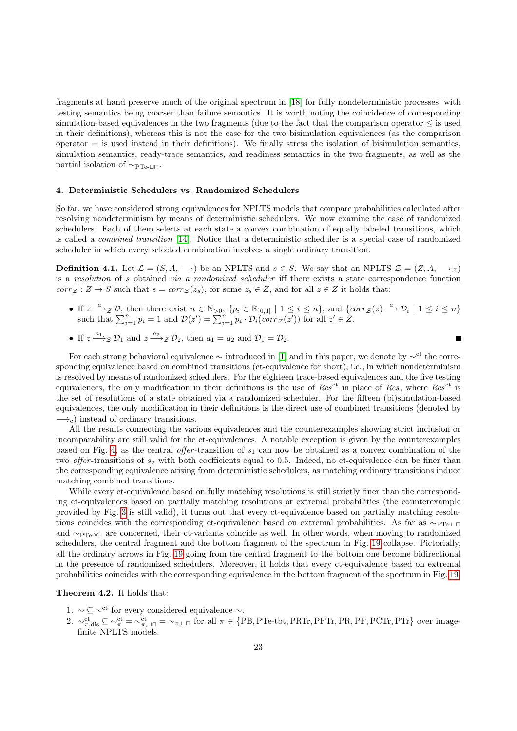fragments at hand preserve much of the original spectrum in [18] for fully nondeterministic processes, with testing semantics being coarser than failure semantics. It is worth noting the coincidence of corresponding simulation-based equivalences in the two fragments (due to the fact that the comparison operator $\leq$ is used in their definitions), whereas this is not the case for the two bisimulation equivalences (as the comparison operator $=$ is used instead in their definitions). We finally stress the isolation of bisimulation semantics, simulation semantics, ready-trace semantics, and readiness semantics in the two fragments, as well as the partial isolation of $\sim_{\rm PTe\text{-}\sqcup\sqcap}$.

### 4. Deterministic Schedulers vs. Randomized Schedulers

So far, we have considered strong equivalences for NPLTS models that compare probabilities calculated after resolving nondeterminism by means of deterministic schedulers. We now examine the case of randomized schedulers. Each of them selects at each state a convex combination of equally labeled transitions, which is called a *combined transition* [14]. Notice that a deterministic scheduler is a special case of randomized scheduler in which every selected combination involves a single ordinary transition.

**Definition 4.1.** Let $\mathcal{L} = (S, A, \longrightarrow)$ be an NPLTS and $s \in S$. We say that an NPLTS $\mathcal{Z} = (Z, A, \longrightarrow_{\mathcal{Z}})$ is a *resolution* of $s$ obtained *via a randomized scheduler* iff there exists a state correspondence function $corr_{\mathcal{Z}} : Z \to S$ such that $s = corr_{\mathcal{Z}}(z_s)$, for some $z_s \in Z$, and for all $z \in Z$ it holds that:

- If $z \xrightarrow{a}_{\mathcal{Z}} \mathcal{D}$, then there exist $n \in \mathbb{N}_{>0}$, $\{p_i \in \mathbb{R}_{]0,1]} \mid 1 \leq i \leq n\}$, and $\{corr_{\mathcal{Z}}(z) \xrightarrow{a} \mathcal{D}_i \mid 1 \leq i \leq n\}$ such that $\sum_{i=1}^{n} p_i = 1$ and $\mathcal{D}(z') = \sum_{i=1}^{n} p_i \cdot \mathcal{D}_i(corr_{\mathcal{Z}}(z'))$ for all $z' \in Z$.
- If $z \xrightarrow{a_1}_{\mathcal{Z}} \mathcal{D}_1$ and $z \xrightarrow{a_2}_{\mathcal{Z}} \mathcal{D}_2$, then $a_1 = a_2$ and $\mathcal{D}_1 = \mathcal{D}_2$. ■

For each strong behavioral equivalence $\sim$ introduced in [1] and in this paper, we denote by $\sim^{\rm ct}$ the corresponding equivalence based on combined transitions (ct-equivalence for short), i.e., in which nondeterminism is resolved by means of randomized schedulers. For the eighteen trace-based equivalences and the five testing equivalences, the only modification in their definitions is the use of $Res^{\rm ct}$ in place of $Res$, where $Res^{\rm ct}$ is the set of resolutions of a state obtained via a randomized scheduler. For the fifteen (bi)simulation-based equivalences, the only modification in their definitions is the direct use of combined transitions (denoted by $\longrightarrow_{\rm c}$) instead of ordinary transitions.

All the results connecting the various equivalences and the counterexamples showing strict inclusion or incomparability are still valid for the ct-equivalences. A notable exception is given by the counterexamples based on Fig. 4, as the central *offer*-transition of $s_1$ can now be obtained as a convex combination of the two *offer*-transitions of $s_2$ with both coefficients equal to 0.5. Indeed, no ct-equivalence can be finer than the corresponding equivalence arising from deterministic schedulers, as matching ordinary transitions induce matching combined transitions.

While every ct-equivalence based on fully matching resolutions is still strictly finer than the corresponding ct-equivalences based on partially matching resolutions or extremal probabilities (the counterexample provided by Fig. 3 is still valid), it turns out that every ct-equivalence based on partially matching resolutions coincides with the corresponding ct-equivalence based on extremal probabilities. As far as $\sim_{\rm PTe\text{-}\sqcup\sqcap}$ and $\sim_{\rm PTe\text{-}\forall\exists}$ are concerned, their ct-variants coincide as well. In other words, when moving to randomized schedulers, the central fragment and the bottom fragment of the spectrum in Fig. 19 collapse. Pictorially, all the ordinary arrows in Fig. 19 going from the central fragment to the bottom one become bidirectional in the presence of randomized schedulers. Moreover, it holds that every ct-equivalence based on extremal probabilities coincides with the corresponding equivalence in the bottom fragment of the spectrum in Fig. 19.

**Theorem 4.2.** It holds that:

1. $\sim \, \subseteq \, \sim^{\rm ct}$ for every considered equivalence $\sim$.
2. $\sim^{\rm ct}_{\pi,\rm dis} \subseteq \sim^{\rm ct}_{\pi} = \sim^{\rm ct}_{\pi,\sqcup\sqcap} = \sim_{\pi,\sqcup\sqcap}$ for all $\pi \in \{\rm PB, PTe\text{-}tbt, PRTr, PFTr, PR, PF, PCTr, PTr\}$ over image-finite NPLTS models.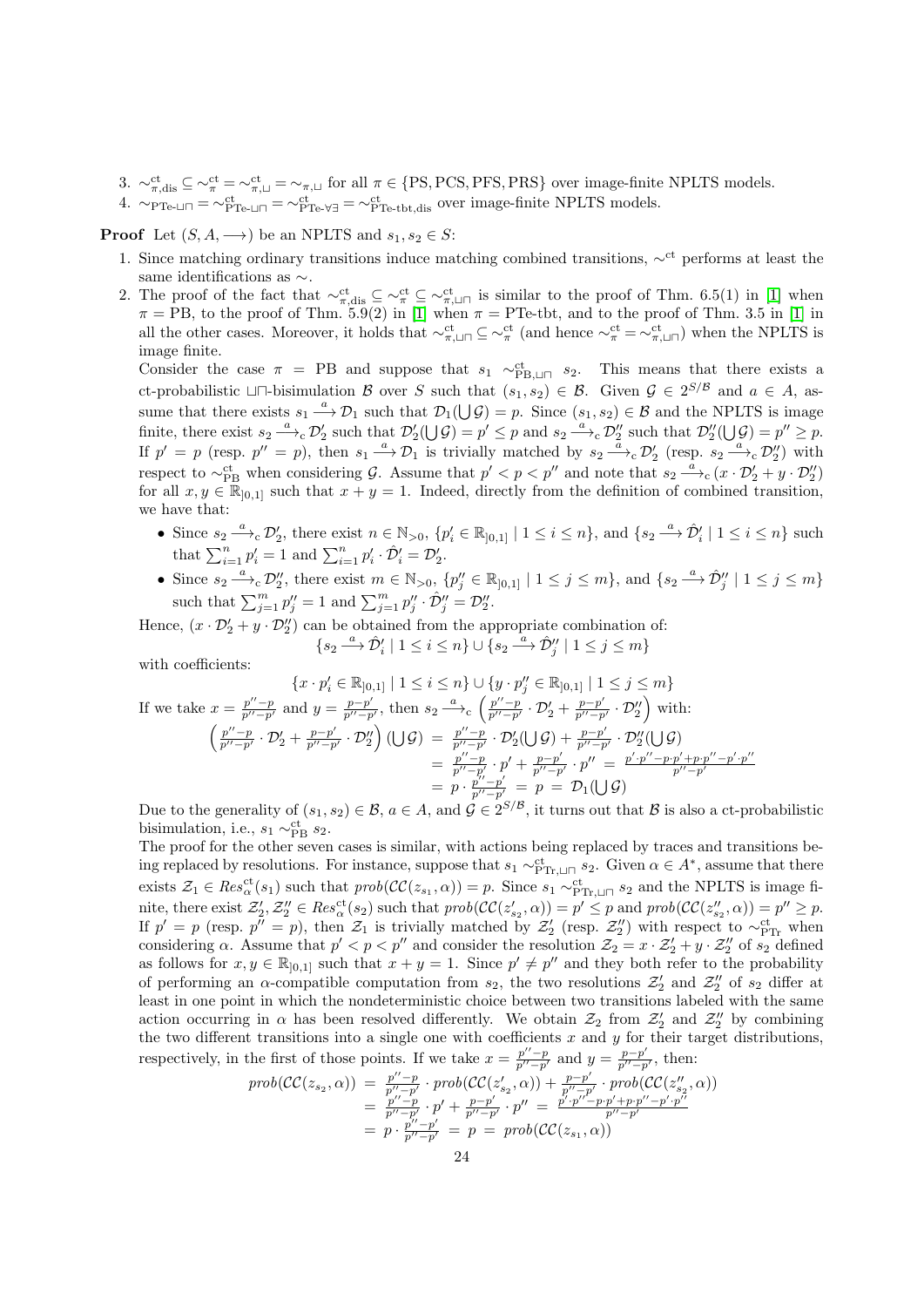3. $\sim^{\rm ct}_{\pi,\rm dis} \subseteq \sim^{\rm ct}_{\pi} = \sim^{\rm ct}_{\pi,\sqcup} = \sim_{\pi,\sqcup}$ for all $\pi \in \{\rm PS, PCS, PFS, PRS\}$ over image-finite NPLTS models.
4. $\sim_{\rm PTe\text{-}\sqcup\sqcap} = \sim^{\rm ct}_{\rm PTe\text{-}\sqcup\sqcap} = \sim^{\rm ct}_{\rm PTe\text{-}\forall\exists} = \sim^{\rm ct}_{\rm PTe\text{-}tbt,dis}$ over image-finite NPLTS models.

**Proof** Let $(S, A, \longrightarrow)$ be an NPLTS and $s_1, s_2 \in S$:

1. Since matching ordinary transitions induce matching combined transitions, $\sim^{\rm ct}$ performs at least the same identifications as $\sim$.
2. The proof of the fact that $\sim^{\rm ct}_{\pi,\rm dis} \subseteq \sim^{\rm ct}_{\pi} \subseteq \sim^{\rm ct}_{\pi,\sqcup\sqcap}$ is similar to the proof of Thm. 6.5(1) in [1] when $\pi = \rm PB$, to the proof of Thm. 5.9(2) in [1] when $\pi = \rm PTe\text{-}tbt$, and to the proof of Thm. 3.5 in [1] in all the other cases. Moreover, it holds that $\sim^{\rm ct}_{\pi,\sqcup\sqcap} \subseteq \sim^{\rm ct}_{\pi}$ (and hence $\sim^{\rm ct}_{\pi} = \sim^{\rm ct}_{\pi,\sqcup\sqcap}$) when the NPLTS is image finite.

   Consider the case $\pi = \rm PB$ and suppose that $s_1 \sim^{\rm ct}_{\rm PB,\sqcup\sqcap} s_2$. This means that there exists a ct-probabilistic $\sqcup\sqcap$-bisimulation $\mathcal{B}$ over $S$ such that $(s_1, s_2) \in \mathcal{B}$. Given $\mathcal{G} \in 2^{S/\mathcal{B}}$ and $a \in A$, assume that there exists $s_1 \xrightarrow{a} \mathcal{D}_1$ such that $\mathcal{D}_1(\bigcup \mathcal{G}) = p$. Since $(s_1, s_2) \in \mathcal{B}$ and the NPLTS is image finite, there exist $s_2 \xrightarrow{a}_{\rm c} \mathcal{D}'_2$ such that $\mathcal{D}'_2(\bigcup \mathcal{G}) = p' \leq p$ and $s_2 \xrightarrow{a}_{\rm c} \mathcal{D}''_2$ such that $\mathcal{D}''_2(\bigcup \mathcal{G}) = p'' \geq p$. If $p' = p$ (resp. $p'' = p$), then $s_1 \xrightarrow{a} \mathcal{D}_1$ is trivially matched by $s_2 \xrightarrow{a}_{\rm c} \mathcal{D}'_2$ (resp. $s_2 \xrightarrow{a}_{\rm c} \mathcal{D}''_2$) with respect to $\sim^{\rm ct}_{\rm PB}$ when considering $\mathcal{G}$. Assume that $p' < p < p''$ and note that $s_2 \xrightarrow{a}_{\rm c} (x \cdot \mathcal{D}'_2 + y \cdot \mathcal{D}''_2)$ for all $x, y \in \mathbb{R}_{]0,1]}$ such that $x + y = 1$. Indeed, directly from the definition of combined transition, we have that:

   - Since $s_2 \xrightarrow{a}_{\rm c} \mathcal{D}'_2$, there exist $n \in \mathbb{N}_{>0}$, $\{p'_i \in \mathbb{R}_{]0,1]} \mid 1 \leq i \leq n\}$, and $\{s_2 \xrightarrow{a} \hat{\mathcal{D}}'_i \mid 1 \leq i \leq n\}$ such that $\sum_{i=1}^{n} p'_i = 1$ and $\sum_{i=1}^{n} p'_i \cdot \hat{\mathcal{D}}'_i = \mathcal{D}'_2$.
   - Since $s_2 \xrightarrow{a}_{\rm c} \mathcal{D}''_2$, there exist $m \in \mathbb{N}_{>0}$, $\{p''_j \in \mathbb{R}_{]0,1]} \mid 1 \leq j \leq m\}$, and $\{s_2 \xrightarrow{a} \hat{\mathcal{D}}''_j \mid 1 \leq j \leq m\}$ such that $\sum_{j=1}^{m} p''_j = 1$ and $\sum_{j=1}^{m} p''_j \cdot \hat{\mathcal{D}}''_j = \mathcal{D}''_2$.

   Hence, $(x \cdot \mathcal{D}'_2 + y \cdot \mathcal{D}''_2)$ can be obtained from the appropriate combination of:
   $$\{s_2 \xrightarrow{a} \hat{\mathcal{D}}'_i \mid 1 \leq i \leq n\} \cup \{s_2 \xrightarrow{a} \hat{\mathcal{D}}''_j \mid 1 \leq j \leq m\}$$
   with coefficients:
   $$\{x \cdot p'_i \in \mathbb{R}_{]0,1]} \mid 1 \leq i \leq n\} \cup \{y \cdot p''_j \in \mathbb{R}_{]0,1]} \mid 1 \leq j \leq m\}$$
   If we take $x = \frac{p''-p}{p''-p'}$ and $y = \frac{p-p'}{p''-p'}$, then $s_2 \xrightarrow{a}_{\rm c} \left(\frac{p''-p}{p''-p'} \cdot \mathcal{D}'_2 + \frac{p-p'}{p''-p'} \cdot \mathcal{D}''_2\right)$ with:
   $$\begin{aligned}\left(\tfrac{p''-p}{p''-p'} \cdot \mathcal{D}'_2 + \tfrac{p-p'}{p''-p'} \cdot \mathcal{D}''_2\right)(\textstyle\bigcup \mathcal{G}) &= \tfrac{p''-p}{p''-p'} \cdot \mathcal{D}'_2(\textstyle\bigcup \mathcal{G}) + \tfrac{p-p'}{p''-p'} \cdot \mathcal{D}''_2(\textstyle\bigcup \mathcal{G}) \\ &= \tfrac{p''-p}{p''-p'} \cdot p' + \tfrac{p-p'}{p''-p'} \cdot p'' = \tfrac{p' \cdot p'' - p \cdot p' + p \cdot p'' - p' \cdot p''}{p''-p'} \\ &= p \cdot \tfrac{p''-p'}{p''-p'} = p = \mathcal{D}_1(\textstyle\bigcup \mathcal{G})\end{aligned}$$
   Due to the generality of $(s_1, s_2) \in \mathcal{B}$, $a \in A$, and $\mathcal{G} \in 2^{S/\mathcal{B}}$, it turns out that $\mathcal{B}$ is also a ct-probabilistic bisimulation, i.e., $s_1 \sim^{\rm ct}_{\rm PB} s_2$.

   The proof for the other seven cases is similar, with actions being replaced by traces and transitions being replaced by resolutions. For instance, suppose that $s_1 \sim^{\rm ct}_{\rm PTr,\sqcup\sqcap} s_2$. Given $\alpha \in A^*$, assume that there exists $\mathcal{Z}_1 \in Res^{\rm ct}_{\alpha}(s_1)$ such that $prob(\mathcal{CC}(z_{s_1}, \alpha)) = p$. Since $s_1 \sim^{\rm ct}_{\rm PTr,\sqcup\sqcap} s_2$ and the NPLTS is image finite, there exist $\mathcal{Z}'_2, \mathcal{Z}''_2 \in Res^{\rm ct}_{\alpha}(s_2)$ such that $prob(\mathcal{CC}(z'_{s_2}, \alpha)) = p' \leq p$ and $prob(\mathcal{CC}(z''_{s_2}, \alpha)) = p'' \geq p$. If $p' = p$ (resp. $p'' = p$), then $\mathcal{Z}_1$ is trivially matched by $\mathcal{Z}'_2$ (resp. $\mathcal{Z}''_2$) with respect to $\sim^{\rm ct}_{\rm PTr}$ when considering $\alpha$. Assume that $p' < p < p''$ and consider the resolution $\mathcal{Z}_2 = x \cdot \mathcal{Z}'_2 + y \cdot \mathcal{Z}''_2$ of $s_2$ defined as follows for $x, y \in \mathbb{R}_{]0,1]}$ such that $x + y = 1$. Since $p' \neq p''$ and they both refer to the probability of performing an $\alpha$-compatible computation from $s_2$, the two resolutions $\mathcal{Z}'_2$ and $\mathcal{Z}''_2$ of $s_2$ differ at least in one point in which the nondeterministic choice between two transitions labeled with the same action occurring in $\alpha$ has been resolved differently. We obtain $\mathcal{Z}_2$ from $\mathcal{Z}'_2$ and $\mathcal{Z}''_2$ by combining the two different transitions into a single one with coefficients $x$ and $y$ for their target distributions, respectively, in the first of those points. If we take $x = \frac{p''-p}{p''-p'}$ and $y = \frac{p-p'}{p''-p'}$, then:
   $$\begin{aligned}prob(\mathcal{CC}(z_{s_2}, \alpha)) &= \tfrac{p''-p}{p''-p'} \cdot prob(\mathcal{CC}(z'_{s_2}, \alpha)) + \tfrac{p-p'}{p''-p'} \cdot prob(\mathcal{CC}(z''_{s_2}, \alpha)) \\ &= \tfrac{p''-p}{p''-p'} \cdot p' + \tfrac{p-p'}{p''-p'} \cdot p'' = \tfrac{p' \cdot p'' - p \cdot p' + p \cdot p'' - p' \cdot p''}{p''-p'} \\ &= p \cdot \tfrac{p''-p'}{p''-p'} = p = prob(\mathcal{CC}(z_{s_1}, \alpha))\end{aligned}$$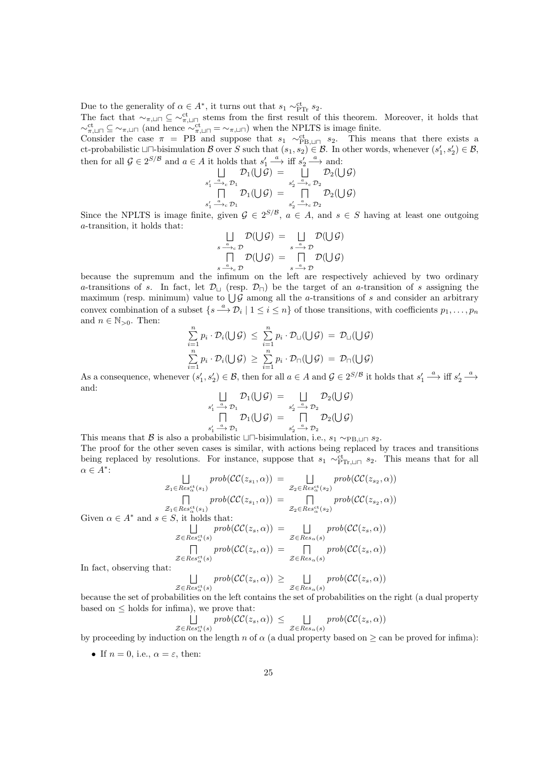Due to the generality of $\alpha \in A^*$, it turns out that $s_1 \sim_{\rm PTr}^{\rm ct} s_2$.

The fact that $\sim_{\pi,\sqcup\sqcap} \subseteq \sim_{\pi,\sqcup\sqcap}^{\rm ct}$ stems from the first result of this theorem. Moreover, it holds that $\sim_{\pi,\sqcup\sqcap}^{\rm ct} \subseteq \sim_{\pi,\sqcup\sqcap}$ (and hence $\sim_{\pi,\sqcup\sqcap}^{\rm ct} = \sim_{\pi,\sqcup\sqcap}$) when the NPLTS is image finite.

Consider the case $\pi = {\rm PB}$ and suppose that $s_1 \sim_{\rm PB,\sqcup\sqcap}^{\rm ct} s_2$. This means that there exists a ct-probabilistic $\sqcup\sqcap$-bisimulation $\mathcal{B}$ over $S$ such that $(s_1, s_2) \in \mathcal{B}$. In other words, whenever $(s'_1, s'_2) \in \mathcal{B}$, then for all $\mathcal{G} \in 2^{S/\mathcal{B}}$ and $a \in A$ it holds that $s'_1 \xrightarrow{a}$ iff $s'_2 \xrightarrow{a}$ and:

$$\bigsqcup_{s'_1 \xrightarrow{a}_{\rm c} \mathcal{D}_1} \mathcal{D}_1(\bigcup \mathcal{G}) \; = \; \bigsqcup_{s'_2 \xrightarrow{a}_{\rm c} \mathcal{D}_2} \mathcal{D}_2(\bigcup \mathcal{G})$$
$$\bigsqcap_{s'_1 \xrightarrow{a}_{\rm c} \mathcal{D}_1} \mathcal{D}_1(\bigcup \mathcal{G}) \; = \; \bigsqcap_{s'_2 \xrightarrow{a}_{\rm c} \mathcal{D}_2} \mathcal{D}_2(\bigcup \mathcal{G})$$

Since the NPLTS is image finite, given $\mathcal{G} \in 2^{S/\mathcal{B}}$, $a \in A$, and $s \in S$ having at least one outgoing $a$-transition, it holds that:

$$\bigsqcup_{s \xrightarrow{a}_{\rm c} \mathcal{D}} \mathcal{D}(\bigcup \mathcal{G}) \; = \; \bigsqcup_{s \xrightarrow{a} \mathcal{D}} \mathcal{D}(\bigcup \mathcal{G})$$
$$\bigsqcap_{s \xrightarrow{a}_{\rm c} \mathcal{D}} \mathcal{D}(\bigcup \mathcal{G}) \; = \; \bigsqcap_{s \xrightarrow{a} \mathcal{D}} \mathcal{D}(\bigcup \mathcal{G})$$

because the supremum and the infimum on the left are respectively achieved by two ordinary $a$-transitions of $s$. In fact, let $\mathcal{D}_\sqcup$ (resp. $\mathcal{D}_\sqcap$) be the target of an $a$-transition of $s$ assigning the maximum (resp. minimum) value to $\bigcup \mathcal{G}$ among all the $a$-transitions of $s$ and consider an arbitrary convex combination of a subset $\{s \xrightarrow{a} \mathcal{D}_i \mid 1 \le i \le n\}$ of those transitions, with coefficients $p_1, \dots, p_n$ and $n \in \mathbb{N}_{>0}$. Then:

$$\sum_{i=1}^{n} p_i \cdot \mathcal{D}_i(\bigcup \mathcal{G}) \; \le \; \sum_{i=1}^{n} p_i \cdot \mathcal{D}_\sqcup(\bigcup \mathcal{G}) \; = \; \mathcal{D}_\sqcup(\bigcup \mathcal{G})$$
$$\sum_{i=1}^{n} p_i \cdot \mathcal{D}_i(\bigcup \mathcal{G}) \; \ge \; \sum_{i=1}^{n} p_i \cdot \mathcal{D}_\sqcap(\bigcup \mathcal{G}) \; = \; \mathcal{D}_\sqcap(\bigcup \mathcal{G})$$

As a consequence, whenever $(s'_1, s'_2) \in \mathcal{B}$, then for all $a \in A$ and $\mathcal{G} \in 2^{S/\mathcal{B}}$ it holds that $s'_1 \xrightarrow{a}$ iff $s'_2 \xrightarrow{a}$ and:

$$\bigsqcup_{s'_1 \xrightarrow{a} \mathcal{D}_1} \mathcal{D}_1(\bigcup \mathcal{G}) \; = \; \bigsqcup_{s'_2 \xrightarrow{a} \mathcal{D}_2} \mathcal{D}_2(\bigcup \mathcal{G})$$
$$\bigsqcap_{s'_1 \xrightarrow{a} \mathcal{D}_1} \mathcal{D}_1(\bigcup \mathcal{G}) \; = \; \bigsqcap_{s'_2 \xrightarrow{a} \mathcal{D}_2} \mathcal{D}_2(\bigcup \mathcal{G})$$

This means that $\mathcal{B}$ is also a probabilistic $\sqcup\sqcap$-bisimulation, i.e., $s_1 \sim_{\rm PB,\sqcup\sqcap} s_2$.

The proof for the other seven cases is similar, with actions being replaced by traces and transitions being replaced by resolutions. For instance, suppose that $s_1 \sim_{\rm PTr,\sqcup\sqcap}^{\rm ct} s_2$. This means that for all $\alpha \in A^*$:

$$\bigsqcup_{\mathcal{Z}_1 \in Res_\alpha^{\rm ct}(s_1)} prob(\mathcal{CC}(z_{s_1}, \alpha)) \; = \; \bigsqcup_{\mathcal{Z}_2 \in Res_\alpha^{\rm ct}(s_2)} prob(\mathcal{CC}(z_{s_2}, \alpha))$$
$$\bigsqcap_{\mathcal{Z}_1 \in Res_\alpha^{\rm ct}(s_1)} prob(\mathcal{CC}(z_{s_1}, \alpha)) \; = \; \bigsqcap_{\mathcal{Z}_2 \in Res_\alpha^{\rm ct}(s_2)} prob(\mathcal{CC}(z_{s_2}, \alpha))$$

Given $\alpha \in A^*$ and $s \in S$, it holds that:

$$\bigsqcup_{\mathcal{Z} \in Res_\alpha^{\rm ct}(s)} prob(\mathcal{CC}(z_s, \alpha)) \; = \; \bigsqcup_{\mathcal{Z} \in Res_\alpha(s)} prob(\mathcal{CC}(z_s, \alpha))$$
$$\bigsqcap_{\mathcal{Z} \in Res_\alpha^{\rm ct}(s)} prob(\mathcal{CC}(z_s, \alpha)) \; = \; \bigsqcap_{\mathcal{Z} \in Res_\alpha(s)} prob(\mathcal{CC}(z_s, \alpha))$$

In fact, observing that:

$$\bigsqcup_{\mathcal{Z} \in Res_\alpha^{\rm ct}(s)} prob(\mathcal{CC}(z_s, \alpha)) \; \ge \; \bigsqcup_{\mathcal{Z} \in Res_\alpha(s)} prob(\mathcal{CC}(z_s, \alpha))$$

because the set of probabilities on the left contains the set of probabilities on the right (a dual property based on $\le$ holds for infima), we prove that:

$$\bigsqcup_{\mathcal{Z} \in Res_\alpha^{\rm ct}(s)} prob(\mathcal{CC}(z_s, \alpha)) \; \le \; \bigsqcup_{\mathcal{Z} \in Res_\alpha(s)} prob(\mathcal{CC}(z_s, \alpha))$$

by proceeding by induction on the length $n$ of $\alpha$ (a dual property based on $\ge$ can be proved for infima):

- If $n = 0$, i.e., $\alpha = \varepsilon$, then: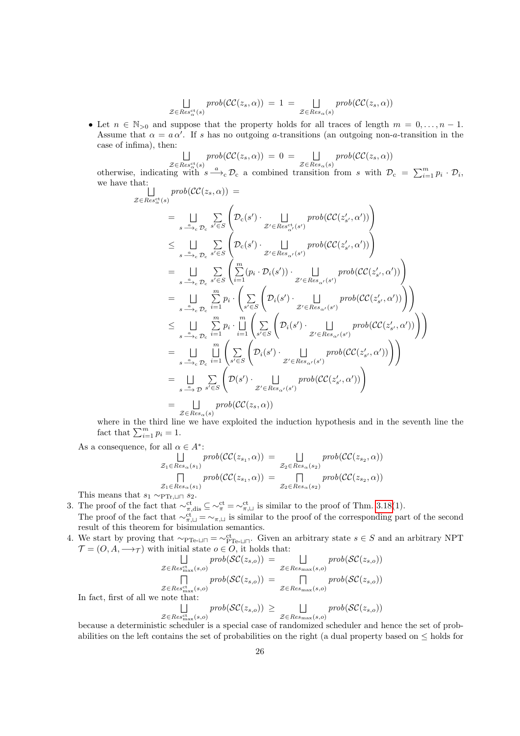$$\bigsqcup_{\mathcal{Z} \in Res^{\rm ct}_{\alpha}(s)} prob(\mathcal{CC}(z_s, \alpha)) \;=\; 1 \;=\; \bigsqcup_{\mathcal{Z} \in Res_{\alpha}(s)} prob(\mathcal{CC}(z_s, \alpha))$$

- Let $n \in \mathbb{N}_{>0}$ and suppose that the property holds for all traces of length $m = 0, \dots, n-1$. Assume that $\alpha = a\,\alpha'$. If $s$ has no outgoing $a$-transitions (an outgoing non-$a$-transition in the case of infima), then:

$$\bigsqcup_{\mathcal{Z} \in Res^{\rm ct}_{\alpha}(s)} prob(\mathcal{CC}(z_s, \alpha)) \;=\; 0 \;=\; \bigsqcup_{\mathcal{Z} \in Res_{\alpha}(s)} prob(\mathcal{CC}(z_s, \alpha))$$

otherwise, indicating with $s \xrightarrow{a}_{\rm c} \mathcal{D}_{\rm c}$ a combined transition from $s$ with $\mathcal{D}_{\rm c} = \sum_{i=1}^{m} p_i \cdot \mathcal{D}_i$, we have that:

$$\begin{aligned}
&\bigsqcup_{\mathcal{Z} \in Res^{\rm ct}_{\alpha}(s)} prob(\mathcal{CC}(z_s, \alpha)) \;= \\
&= \bigsqcup_{s \xrightarrow{a}_{\rm c} \mathcal{D}_{\rm c}} \sum_{s' \in S} \left( \mathcal{D}_{\rm c}(s') \cdot \bigsqcup_{\mathcal{Z}' \in Res^{\rm ct}_{\alpha'}(s')} prob(\mathcal{CC}(z'_{s'}, \alpha')) \right) \\
&\leq \bigsqcup_{s \xrightarrow{a}_{\rm c} \mathcal{D}_{\rm c}} \sum_{s' \in S} \left( \mathcal{D}_{\rm c}(s') \cdot \bigsqcup_{\mathcal{Z}' \in Res_{\alpha'}(s')} prob(\mathcal{CC}(z'_{s'}, \alpha')) \right) \\
&= \bigsqcup_{s \xrightarrow{a}_{\rm c} \mathcal{D}_{\rm c}} \sum_{s' \in S} \left( \sum_{i=1}^{m} (p_i \cdot \mathcal{D}_i(s')) \cdot \bigsqcup_{\mathcal{Z}' \in Res_{\alpha'}(s')} prob(\mathcal{CC}(z'_{s'}, \alpha')) \right) \\
&= \bigsqcup_{s \xrightarrow{a}_{\rm c} \mathcal{D}_{\rm c}} \sum_{i=1}^{m} p_i \cdot \left( \sum_{s' \in S} \left( \mathcal{D}_i(s') \cdot \bigsqcup_{\mathcal{Z}' \in Res_{\alpha'}(s')} prob(\mathcal{CC}(z'_{s'}, \alpha')) \right) \right) \\
&\leq \bigsqcup_{s \xrightarrow{a}_{\rm c} \mathcal{D}_{\rm c}} \sum_{i=1}^{m} p_i \cdot \bigsqcup_{i=1}^{m} \left( \sum_{s' \in S} \left( \mathcal{D}_i(s') \cdot \bigsqcup_{\mathcal{Z}' \in Res_{\alpha'}(s')} prob(\mathcal{CC}(z'_{s'}, \alpha')) \right) \right) \\
&= \bigsqcup_{s \xrightarrow{a}_{\rm c} \mathcal{D}_{\rm c}} \bigsqcup_{i=1}^{m} \left( \sum_{s' \in S} \left( \mathcal{D}_i(s') \cdot \bigsqcup_{\mathcal{Z}' \in Res_{\alpha'}(s')} prob(\mathcal{CC}(z'_{s'}, \alpha')) \right) \right) \\
&= \bigsqcup_{s \xrightarrow{a} \mathcal{D}} \sum_{s' \in S} \left( \mathcal{D}(s') \cdot \bigsqcup_{\mathcal{Z}' \in Res_{\alpha'}(s')} prob(\mathcal{CC}(z'_{s'}, \alpha')) \right) \\
&= \bigsqcup_{\mathcal{Z} \in Res_{\alpha}(s)} prob(\mathcal{CC}(z_s, \alpha))
\end{aligned}$$

where in the third line we have exploited the induction hypothesis and in the seventh line the fact that $\sum_{i=1}^{m} p_i = 1$.

As a consequence, for all $\alpha \in A^*$:

$$\bigsqcup_{\mathcal{Z}_1 \in Res_{\alpha}(s_1)} prob(\mathcal{CC}(z_{s_1}, \alpha)) \;=\; \bigsqcup_{\mathcal{Z}_2 \in Res_{\alpha}(s_2)} prob(\mathcal{CC}(z_{s_2}, \alpha))$$

$$\bigsqcap_{\mathcal{Z}_1 \in Res_{\alpha}(s_1)} prob(\mathcal{CC}(z_{s_1}, \alpha)) \;=\; \bigsqcap_{\mathcal{Z}_2 \in Res_{\alpha}(s_2)} prob(\mathcal{CC}(z_{s_2}, \alpha))$$

This means that $s_1 \sim_{\rm PTr, \sqcup\sqcap} s_2$.

3. The proof of the fact that $\sim^{\rm ct}_{\pi,\rm dis} \subseteq \sim^{\rm ct}_{\pi} = \sim^{\rm ct}_{\pi,\sqcup}$ is similar to the proof of Thm. 3.18(1).
The proof of the fact that $\sim^{\rm ct}_{\pi,\sqcup} = \sim_{\pi,\sqcup}$ is similar to the proof of the corresponding part of the second result of this theorem for bisimulation semantics.

4. We start by proving that $\sim_{\rm PTe\text{-}\sqcup\sqcap} = \sim^{\rm ct}_{\rm PTe\text{-}\sqcup\sqcap}$. Given an arbitrary state $s \in S$ and an arbitrary NPT $\mathcal{T} = (O, A, \longrightarrow_{\mathcal{T}})$ with initial state $o \in O$, it holds that:

$$\bigsqcup_{\mathcal{Z} \in Res^{\rm ct}_{\max}(s,o)} prob(\mathcal{SC}(z_{s,o})) \;=\; \bigsqcup_{\mathcal{Z} \in Res_{\max}(s,o)} prob(\mathcal{SC}(z_{s,o}))$$

$$\bigsqcap_{\mathcal{Z} \in Res^{\rm ct}_{\max}(s,o)} prob(\mathcal{SC}(z_{s,o})) \;=\; \bigsqcap_{\mathcal{Z} \in Res_{\max}(s,o)} prob(\mathcal{SC}(z_{s,o}))$$

In fact, first of all we note that:

$$\bigsqcup_{\mathcal{Z} \in Res^{\rm ct}_{\max}(s,o)} prob(\mathcal{SC}(z_{s,o})) \;\geq\; \bigsqcup_{\mathcal{Z} \in Res_{\max}(s,o)} prob(\mathcal{SC}(z_{s,o}))$$

because a deterministic scheduler is a special case of randomized scheduler and hence the set of probabilities on the left contains the set of probabilities on the right (a dual property based on $\leq$ holds for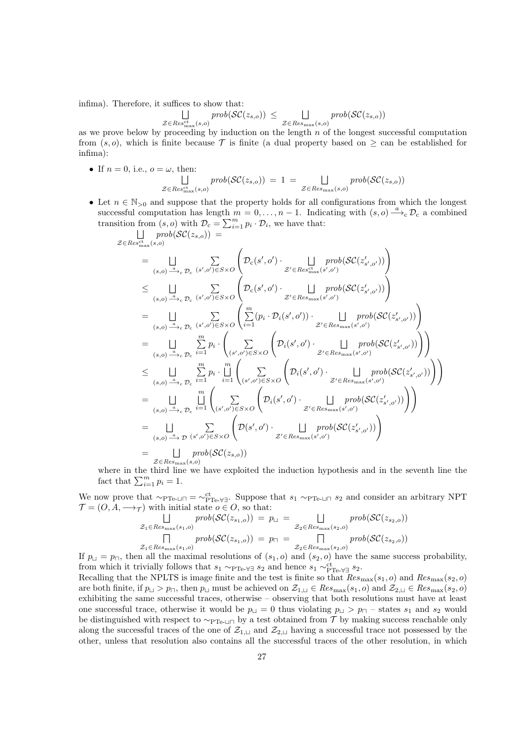infima). Therefore, it suffices to show that:

$$\bigsqcup_{\mathcal{Z} \in \mathit{Res}^{\mathrm{ct}}_{\max}(s,o)} \mathit{prob}(\mathcal{SC}(z_{s,o})) \;\leq\; \bigsqcup_{\mathcal{Z} \in \mathit{Res}_{\max}(s,o)} \mathit{prob}(\mathcal{SC}(z_{s,o}))$$

as we prove below by proceeding by induction on the length $n$ of the longest successful computation from $(s, o)$, which is finite because $\mathcal{T}$ is finite (a dual property based on $\geq$ can be established for infima):

- If $n = 0$, i.e., $o = \omega$, then:

$$\bigsqcup_{\mathcal{Z} \in \mathit{Res}^{\mathrm{ct}}_{\max}(s,o)} \mathit{prob}(\mathcal{SC}(z_{s,o})) \;=\; 1 \;=\; \bigsqcup_{\mathcal{Z} \in \mathit{Res}_{\max}(s,o)} \mathit{prob}(\mathcal{SC}(z_{s,o}))$$

- Let $n \in \mathbb{N}_{>0}$ and suppose that the property holds for all configurations from which the longest successful computation has length $m = 0, \dots, n-1$. Indicating with $(s, o) \xrightarrow{a}_{\mathrm{c}} \mathcal{D}_{\mathrm{c}}$ a combined transition from $(s, o)$ with $\mathcal{D}_{\mathrm{c}} = \sum_{i=1}^{m} p_i \cdot \mathcal{D}_i$, we have that:

$$\begin{aligned}
&\bigsqcup_{\mathcal{Z} \in \mathit{Res}^{\mathrm{ct}}_{\max}(s,o)} \mathit{prob}(\mathcal{SC}(z_{s,o})) \;= \\
&= \bigsqcup_{(s,o) \xrightarrow{a}_{\mathrm{c}} \mathcal{D}_{\mathrm{c}}} \sum_{(s',o') \in S \times O} \left( \mathcal{D}_{\mathrm{c}}(s',o') \cdot \bigsqcup_{\mathcal{Z}' \in \mathit{Res}^{\mathrm{ct}}_{\max}(s',o')} \mathit{prob}(\mathcal{SC}(z'_{s',o'})) \right) \\
&\leq \bigsqcup_{(s,o) \xrightarrow{a}_{\mathrm{c}} \mathcal{D}_{\mathrm{c}}} \sum_{(s',o') \in S \times O} \left( \mathcal{D}_{\mathrm{c}}(s',o') \cdot \bigsqcup_{\mathcal{Z}' \in \mathit{Res}_{\max}(s',o')} \mathit{prob}(\mathcal{SC}(z'_{s',o'})) \right) \\
&= \bigsqcup_{(s,o) \xrightarrow{a}_{\mathrm{c}} \mathcal{D}_{\mathrm{c}}} \sum_{(s',o') \in S \times O} \left( \sum_{i=1}^{m} (p_i \cdot \mathcal{D}_i(s',o')) \cdot \bigsqcup_{\mathcal{Z}' \in \mathit{Res}_{\max}(s',o')} \mathit{prob}(\mathcal{SC}(z'_{s',o'})) \right) \\
&= \bigsqcup_{(s,o) \xrightarrow{a}_{\mathrm{c}} \mathcal{D}_{\mathrm{c}}} \sum_{i=1}^{m} p_i \cdot \left( \sum_{(s',o') \in S \times O} \left( \mathcal{D}_i(s',o') \cdot \bigsqcup_{\mathcal{Z}' \in \mathit{Res}_{\max}(s',o')} \mathit{prob}(\mathcal{SC}(z'_{s',o'})) \right) \right) \\
&\leq \bigsqcup_{(s,o) \xrightarrow{a}_{\mathrm{c}} \mathcal{D}_{\mathrm{c}}} \sum_{i=1}^{m} p_i \cdot \bigsqcup_{i=1}^{m} \left( \sum_{(s',o') \in S \times O} \left( \mathcal{D}_i(s',o') \cdot \bigsqcup_{\mathcal{Z}' \in \mathit{Res}_{\max}(s',o')} \mathit{prob}(\mathcal{SC}(z'_{s',o'})) \right) \right) \\
&= \bigsqcup_{(s,o) \xrightarrow{a}_{\mathrm{c}} \mathcal{D}_{\mathrm{c}}} \bigsqcup_{i=1}^{m} \left( \sum_{(s',o') \in S \times O} \left( \mathcal{D}_i(s',o') \cdot \bigsqcup_{\mathcal{Z}' \in \mathit{Res}_{\max}(s',o')} \mathit{prob}(\mathcal{SC}(z'_{s',o'})) \right) \right) \\
&= \bigsqcup_{(s,o) \xrightarrow{a} \mathcal{D}} \sum_{(s',o') \in S \times O} \left( \mathcal{D}(s',o') \cdot \bigsqcup_{\mathcal{Z}' \in \mathit{Res}_{\max}(s',o')} \mathit{prob}(\mathcal{SC}(z'_{s',o'})) \right) \\
&= \bigsqcup_{\mathcal{Z} \in \mathit{Res}_{\max}(s,o)} \mathit{prob}(\mathcal{SC}(z_{s,o}))
\end{aligned}$$

  where in the third line we have exploited the induction hypothesis and in the seventh line the fact that $\sum_{i=1}^{m} p_i = 1$.

We now prove that $\sim_{\mathrm{PTe}\text{-}\sqcup\sqcap} = \sim^{\mathrm{ct}}_{\mathrm{PTe}\text{-}\forall\exists}$. Suppose that $s_1 \sim_{\mathrm{PTe}\text{-}\sqcup\sqcap} s_2$ and consider an arbitrary NPT $\mathcal{T} = (O, A, \longrightarrow_{\mathcal{T}})$ with initial state $o \in O$, so that:

$$\bigsqcup_{\mathcal{Z}_1 \in \mathit{Res}_{\max}(s_1,o)} \mathit{prob}(\mathcal{SC}(z_{s_1,o})) \;=\; p_{\sqcup} \;=\; \bigsqcup_{\mathcal{Z}_2 \in \mathit{Res}_{\max}(s_2,o)} \mathit{prob}(\mathcal{SC}(z_{s_2,o}))$$

$$\bigsqcap_{\mathcal{Z}_1 \in \mathit{Res}_{\max}(s_1,o)} \mathit{prob}(\mathcal{SC}(z_{s_1,o})) \;=\; p_{\sqcap} \;=\; \bigsqcap_{\mathcal{Z}_2 \in \mathit{Res}_{\max}(s_2,o)} \mathit{prob}(\mathcal{SC}(z_{s_2,o}))$$

If $p_{\sqcup} = p_{\sqcap}$, then all the maximal resolutions of $(s_1, o)$ and $(s_2, o)$ have the same success probability, from which it trivially follows that $s_1 \sim_{\mathrm{PTe}\text{-}\forall\exists} s_2$ and hence $s_1 \sim^{\mathrm{ct}}_{\mathrm{PTe}\text{-}\forall\exists} s_2$.

Recalling that the NPLTS is image finite and the test is finite so that $\mathit{Res}_{\max}(s_1, o)$ and $\mathit{Res}_{\max}(s_2, o)$ are both finite, if $p_{\sqcup} > p_{\sqcap}$, then $p_{\sqcup}$ must be achieved on $\mathcal{Z}_{1,\sqcup} \in \mathit{Res}_{\max}(s_1, o)$ and $\mathcal{Z}_{2,\sqcup} \in \mathit{Res}_{\max}(s_2, o)$ exhibiting the same successful traces, otherwise – observing that both resolutions must have at least one successful trace, otherwise it would be $p_{\sqcup} = 0$ thus violating $p_{\sqcup} > p_{\sqcap}$ – states $s_1$ and $s_2$ would be distinguished with respect to $\sim_{\mathrm{PTe}\text{-}\sqcup\sqcap}$ by a test obtained from $\mathcal{T}$ by making success reachable only along the successful traces of the one of $\mathcal{Z}_{1,\sqcup}$ and $\mathcal{Z}_{2,\sqcup}$ having a successful trace not possessed by the other, unless that resolution also contains all the successful traces of the other resolution, in which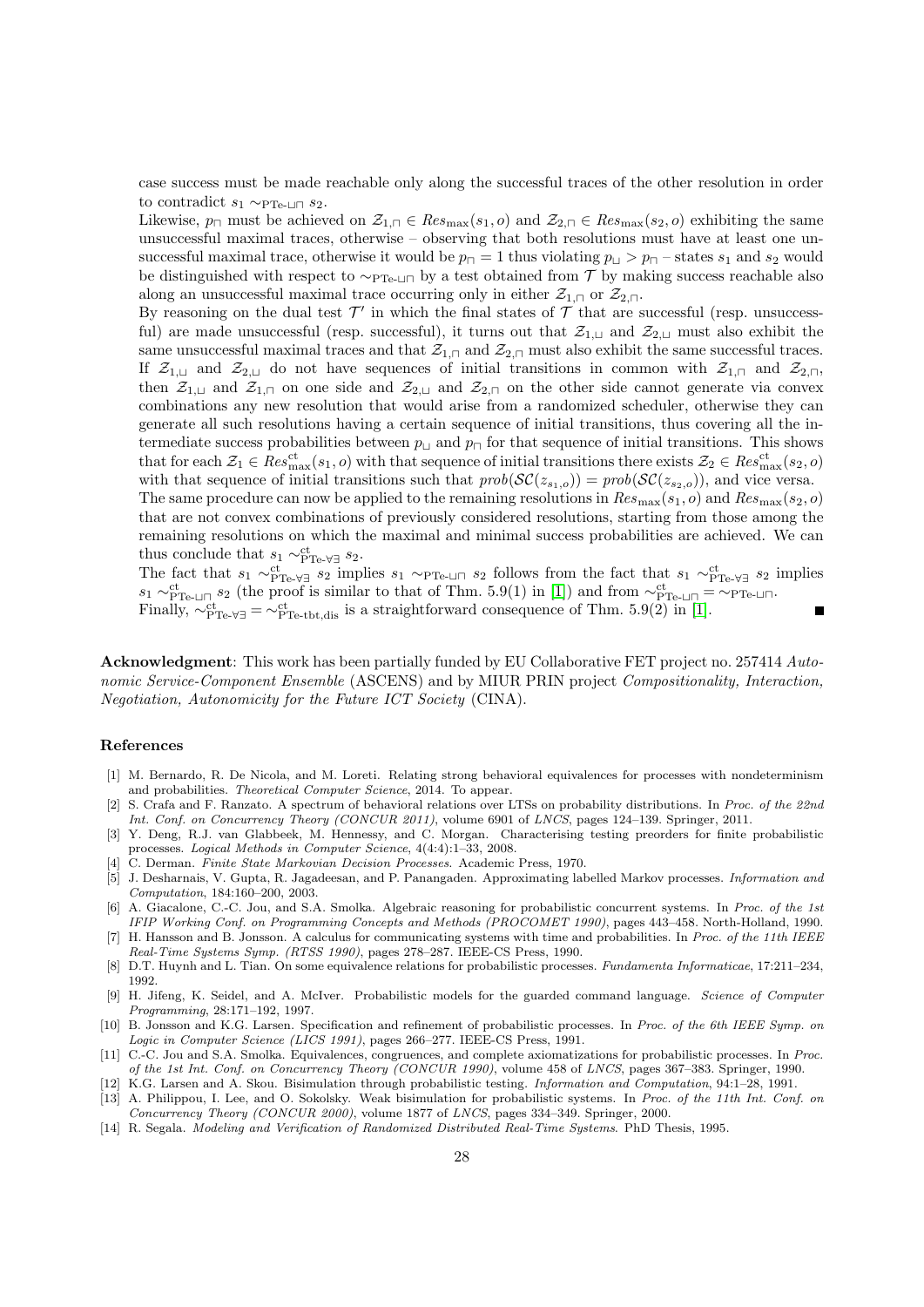case success must be made reachable only along the successful traces of the other resolution in order to contradict $s_1 \sim_{\rm PTe\text{-}\sqcup\sqcap} s_2$.

Likewise, $p_\sqcap$ must be achieved on $\mathcal{Z}_{1,\sqcap} \in Res_{\max}(s_1, o)$ and $\mathcal{Z}_{2,\sqcap} \in Res_{\max}(s_2, o)$ exhibiting the same unsuccessful maximal traces, otherwise – observing that both resolutions must have at least one unsuccessful maximal trace, otherwise it would be $p_\sqcap = 1$ thus violating $p_\sqcup > p_\sqcap$ – states $s_1$ and $s_2$ would be distinguished with respect to $\sim_{\rm PTe\text{-}\sqcup\sqcap}$ by a test obtained from $\mathcal{T}$ by making success reachable also along an unsuccessful maximal trace occurring only in either $\mathcal{Z}_{1,\sqcap}$ or $\mathcal{Z}_{2,\sqcap}$.

By reasoning on the dual test $\mathcal{T}'$ in which the final states of $\mathcal{T}$ that are successful (resp. unsuccessful) are made unsuccessful (resp. successful), it turns out that $\mathcal{Z}_{1,\sqcup}$ and $\mathcal{Z}_{2,\sqcup}$ must also exhibit the same unsuccessful maximal traces and that $\mathcal{Z}_{1,\sqcap}$ and $\mathcal{Z}_{2,\sqcap}$ must also exhibit the same successful traces.

If $\mathcal{Z}_{1,\sqcup}$ and $\mathcal{Z}_{2,\sqcup}$ do not have sequences of initial transitions in common with $\mathcal{Z}_{1,\sqcap}$ and $\mathcal{Z}_{2,\sqcap}$, then $\mathcal{Z}_{1,\sqcup}$ and $\mathcal{Z}_{1,\sqcap}$ on one side and $\mathcal{Z}_{2,\sqcup}$ and $\mathcal{Z}_{2,\sqcap}$ on the other side cannot generate via convex combinations any new resolution that would arise from a randomized scheduler, otherwise they can generate all such resolutions having a certain sequence of initial transitions, thus covering all the intermediate success probabilities between $p_\sqcup$ and $p_\sqcap$ for that sequence of initial transitions. This shows that for each $\mathcal{Z}_1 \in Res^{\rm ct}_{\max}(s_1, o)$ with that sequence of initial transitions there exists $\mathcal{Z}_2 \in Res^{\rm ct}_{\max}(s_2, o)$ with that sequence of initial transitions such that $prob(\mathcal{SC}(z_{s_1,o})) = prob(\mathcal{SC}(z_{s_2,o}))$, and vice versa.

The same procedure can now be applied to the remaining resolutions in $Res_{\max}(s_1, o)$ and $Res_{\max}(s_2, o)$ that are not convex combinations of previously considered resolutions, starting from those among the remaining resolutions on which the maximal and minimal success probabilities are achieved. We can thus conclude that $s_1 \sim^{\rm ct}_{\rm PTe\text{-}\forall\exists} s_2$.

The fact that $s_1 \sim^{\rm ct}_{\rm PTe\text{-}\forall\exists} s_2$ implies $s_1 \sim_{\rm PTe\text{-}\sqcup\sqcap} s_2$ follows from the fact that $s_1 \sim^{\rm ct}_{\rm PTe\text{-}\forall\exists} s_2$ implies $s_1 \sim^{\rm ct}_{\rm PTe\text{-}\sqcup\sqcap} s_2$ (the proof is similar to that of Thm. 5.9(1) in [1]) and from $\sim^{\rm ct}_{\rm PTe\text{-}\sqcup\sqcap} = \sim_{\rm PTe\text{-}\sqcup\sqcap}$.

Finally, $\sim^{\rm ct}_{\rm PTe\text{-}\forall\exists} = \sim^{\rm ct}_{\rm PTe\text{-}tbt,dis}$ is a straightforward consequence of Thm. 5.9(2) in [1]. ∎

**Acknowledgment**: This work has been partially funded by EU Collaborative FET project no. 257414 *Autonomic Service-Component Ensemble* (ASCENS) and by MIUR PRIN project *Compositionality, Interaction, Negotiation, Autonomicity for the Future ICT Society* (CINA).

## References

[1] M. Bernardo, R. De Nicola, and M. Loreti. Relating strong behavioral equivalences for processes with nondeterminism and probabilities. *Theoretical Computer Science*, 2014. To appear.

[2] S. Crafa and F. Ranzato. A spectrum of behavioral relations over LTSs on probability distributions. In *Proc. of the 22nd Int. Conf. on Concurrency Theory (CONCUR 2011)*, volume 6901 of *LNCS*, pages 124–139. Springer, 2011.

[3] Y. Deng, R.J. van Glabbeek, M. Hennessy, and C. Morgan. Characterising testing preorders for finite probabilistic processes. *Logical Methods in Computer Science*, 4(4:4):1–33, 2008.

[4] C. Derman. *Finite State Markovian Decision Processes*. Academic Press, 1970.

[5] J. Desharnais, V. Gupta, R. Jagadeesan, and P. Panangaden. Approximating labelled Markov processes. *Information and Computation*, 184:160–200, 2003.

[6] A. Giacalone, C.-C. Jou, and S.A. Smolka. Algebraic reasoning for probabilistic concurrent systems. In *Proc. of the 1st IFIP Working Conf. on Programming Concepts and Methods (PROCOMET 1990)*, pages 443–458. North-Holland, 1990.

[7] H. Hansson and B. Jonsson. A calculus for communicating systems with time and probabilities. In *Proc. of the 11th IEEE Real-Time Systems Symp. (RTSS 1990)*, pages 278–287. IEEE-CS Press, 1990.

[8] D.T. Huynh and L. Tian. On some equivalence relations for probabilistic processes. *Fundamenta Informaticae*, 17:211–234, 1992.

[9] H. Jifeng, K. Seidel, and A. McIver. Probabilistic models for the guarded command language. *Science of Computer Programming*, 28:171–192, 1997.

[10] B. Jonsson and K.G. Larsen. Specification and refinement of probabilistic processes. In *Proc. of the 6th IEEE Symp. on Logic in Computer Science (LICS 1991)*, pages 266–277. IEEE-CS Press, 1991.

[11] C.-C. Jou and S.A. Smolka. Equivalences, congruences, and complete axiomatizations for probabilistic processes. In *Proc. of the 1st Int. Conf. on Concurrency Theory (CONCUR 1990)*, volume 458 of *LNCS*, pages 367–383. Springer, 1990.

[12] K.G. Larsen and A. Skou. Bisimulation through probabilistic testing. *Information and Computation*, 94:1–28, 1991.

[13] A. Philippou, I. Lee, and O. Sokolsky. Weak bisimulation for probabilistic systems. In *Proc. of the 11th Int. Conf. on Concurrency Theory (CONCUR 2000)*, volume 1877 of *LNCS*, pages 334–349. Springer, 2000.

[14] R. Segala. *Modeling and Verification of Randomized Distributed Real-Time Systems*. PhD Thesis, 1995.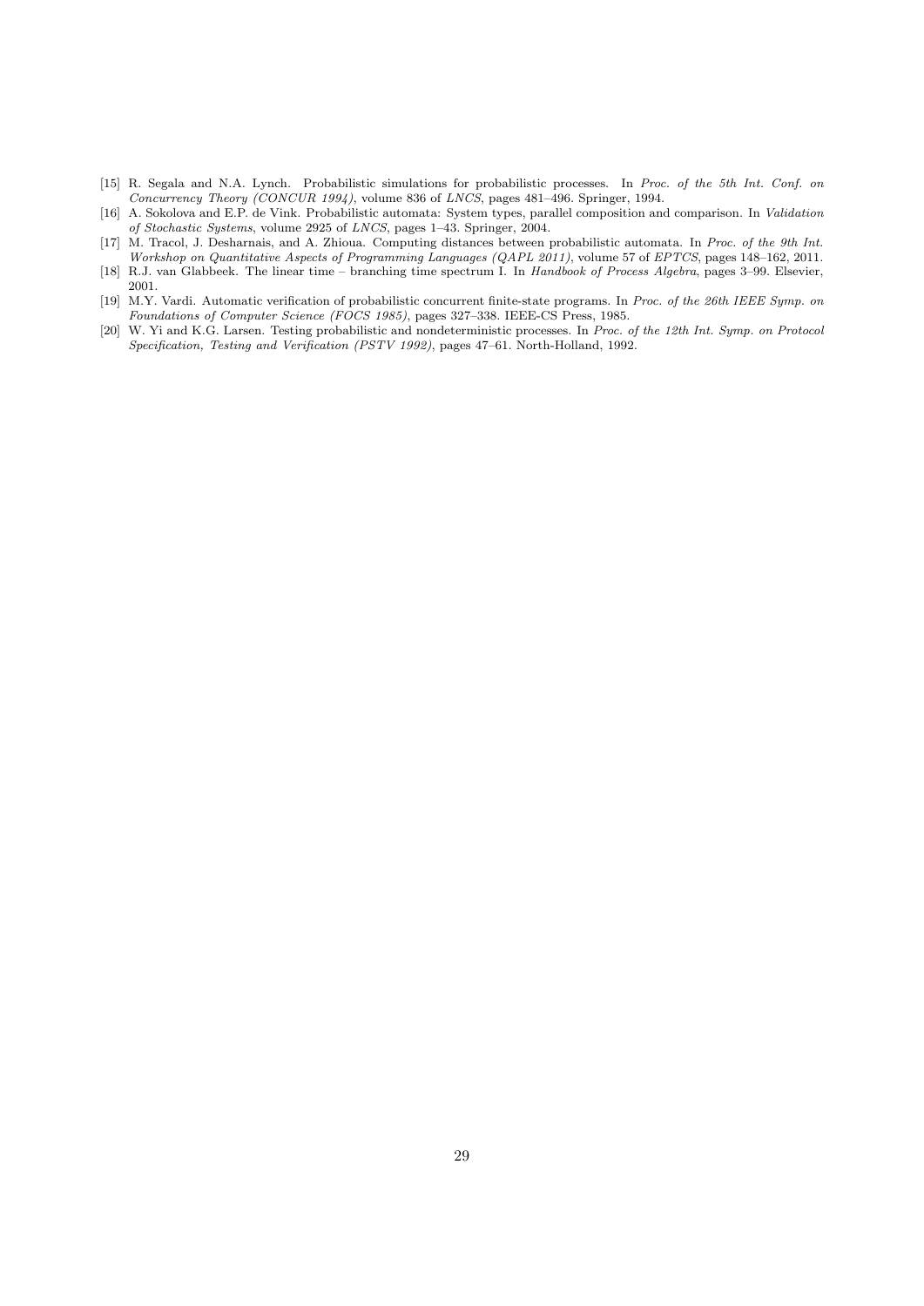[15] R. Segala and N.A. Lynch. Probabilistic simulations for probabilistic processes. In *Proc. of the 5th Int. Conf. on Concurrency Theory (CONCUR 1994)*, volume 836 of *LNCS*, pages 481–496. Springer, 1994.

[16] A. Sokolova and E.P. de Vink. Probabilistic automata: System types, parallel composition and comparison. In *Validation of Stochastic Systems*, volume 2925 of *LNCS*, pages 1–43. Springer, 2004.

[17] M. Tracol, J. Desharnais, and A. Zhioua. Computing distances between probabilistic automata. In *Proc. of the 9th Int. Workshop on Quantitative Aspects of Programming Languages (QAPL 2011)*, volume 57 of *EPTCS*, pages 148–162, 2011.

[18] R.J. van Glabbeek. The linear time – branching time spectrum I. In *Handbook of Process Algebra*, pages 3–99. Elsevier, 2001.

[19] M.Y. Vardi. Automatic verification of probabilistic concurrent finite-state programs. In *Proc. of the 26th IEEE Symp. on Foundations of Computer Science (FOCS 1985)*, pages 327–338. IEEE-CS Press, 1985.

[20] W. Yi and K.G. Larsen. Testing probabilistic and nondeterministic processes. In *Proc. of the 12th Int. Symp. on Protocol Specification, Testing and Verification (PSTV 1992)*, pages 47–61. North-Holland, 1992.